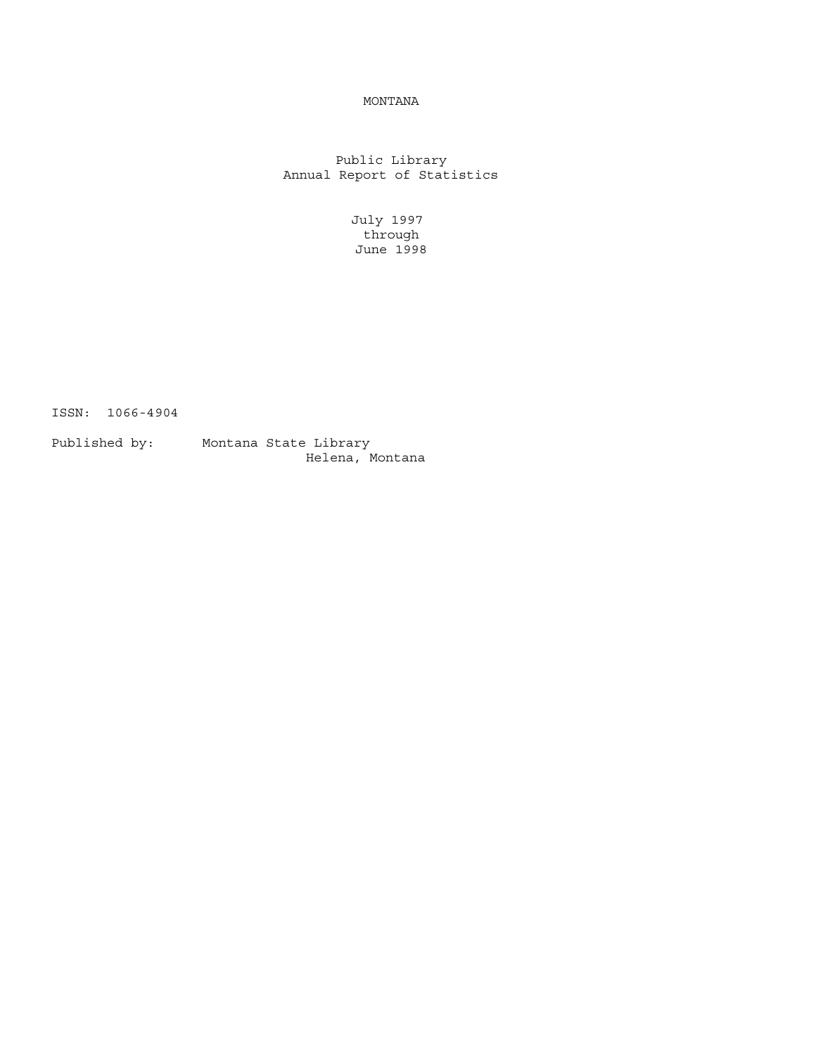# MONTANA

## Public Library
## Annual Report of Statistics

July 1997
through
June 1998

ISSN: 1066-4904

Published by: Montana State Library
Helena, Montana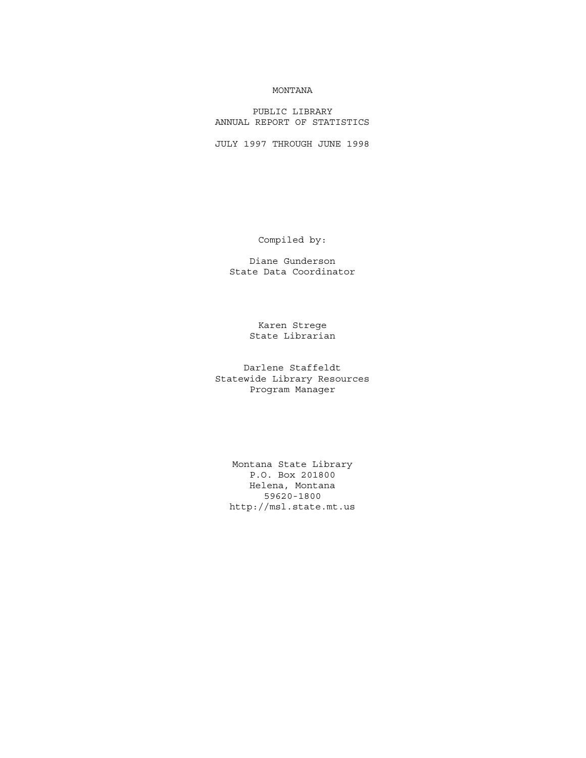# MONTANA

## PUBLIC LIBRARY
## ANNUAL REPORT OF STATISTICS

JULY 1997 THROUGH JUNE 1998

Compiled by:

Diane Gunderson
State Data Coordinator

Karen Strege
State Librarian

Darlene Staffeldt
Statewide Library Resources
Program Manager

Montana State Library
P.O. Box 201800
Helena, Montana
59620-1800
http://msl.state.mt.us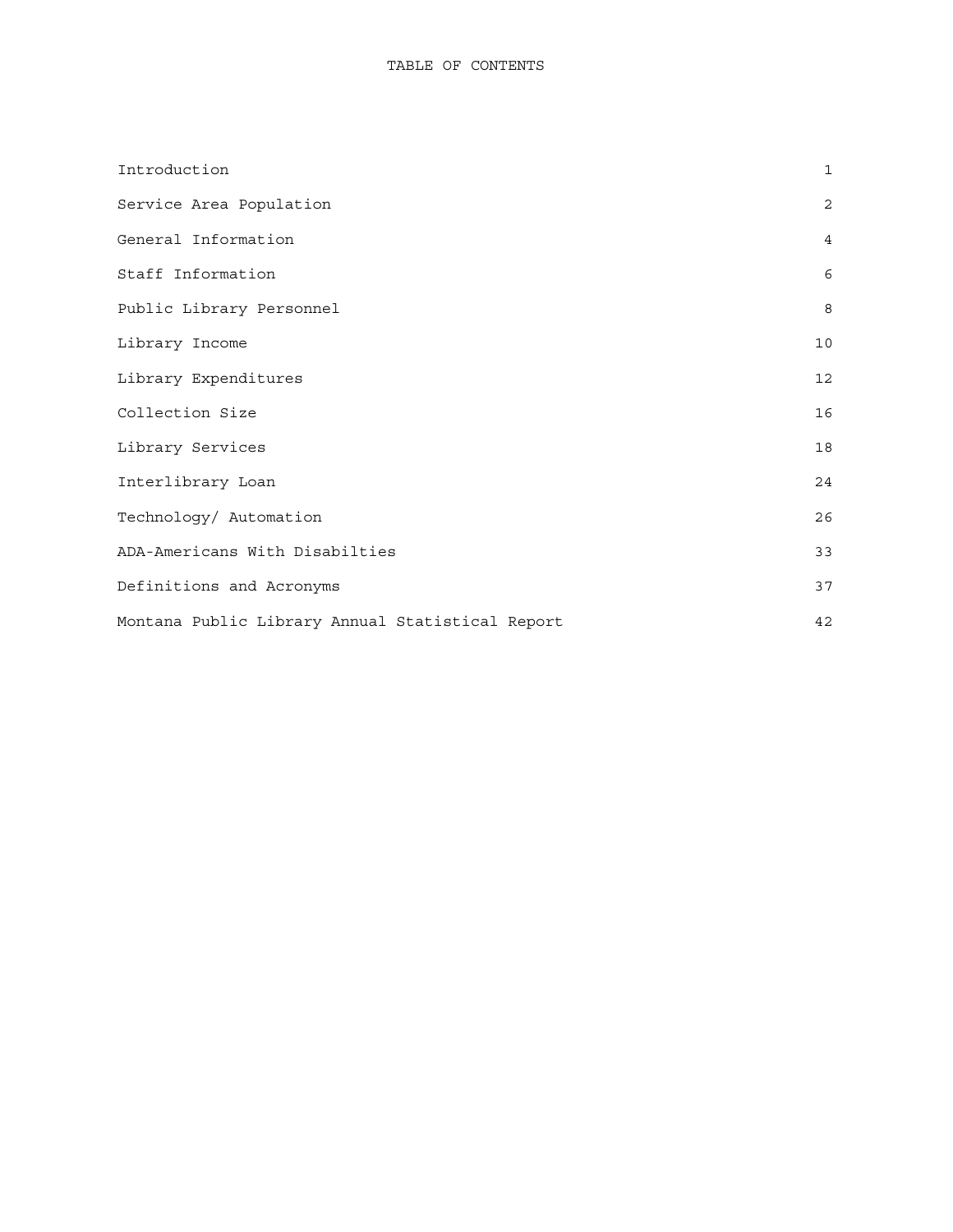# TABLE OF CONTENTS

| | |
|---|---|
| Introduction | 1 |
| Service Area Population | 2 |
| General Information | 4 |
| Staff Information | 6 |
| Public Library Personnel | 8 |
| Library Income | 10 |
| Library Expenditures | 12 |
| Collection Size | 16 |
| Library Services | 18 |
| Interlibrary Loan | 24 |
| Technology/ Automation | 26 |
| ADA-Americans With Disabilties | 33 |
| Definitions and Acronyms | 37 |
| Montana Public Library Annual Statistical Report | 42 |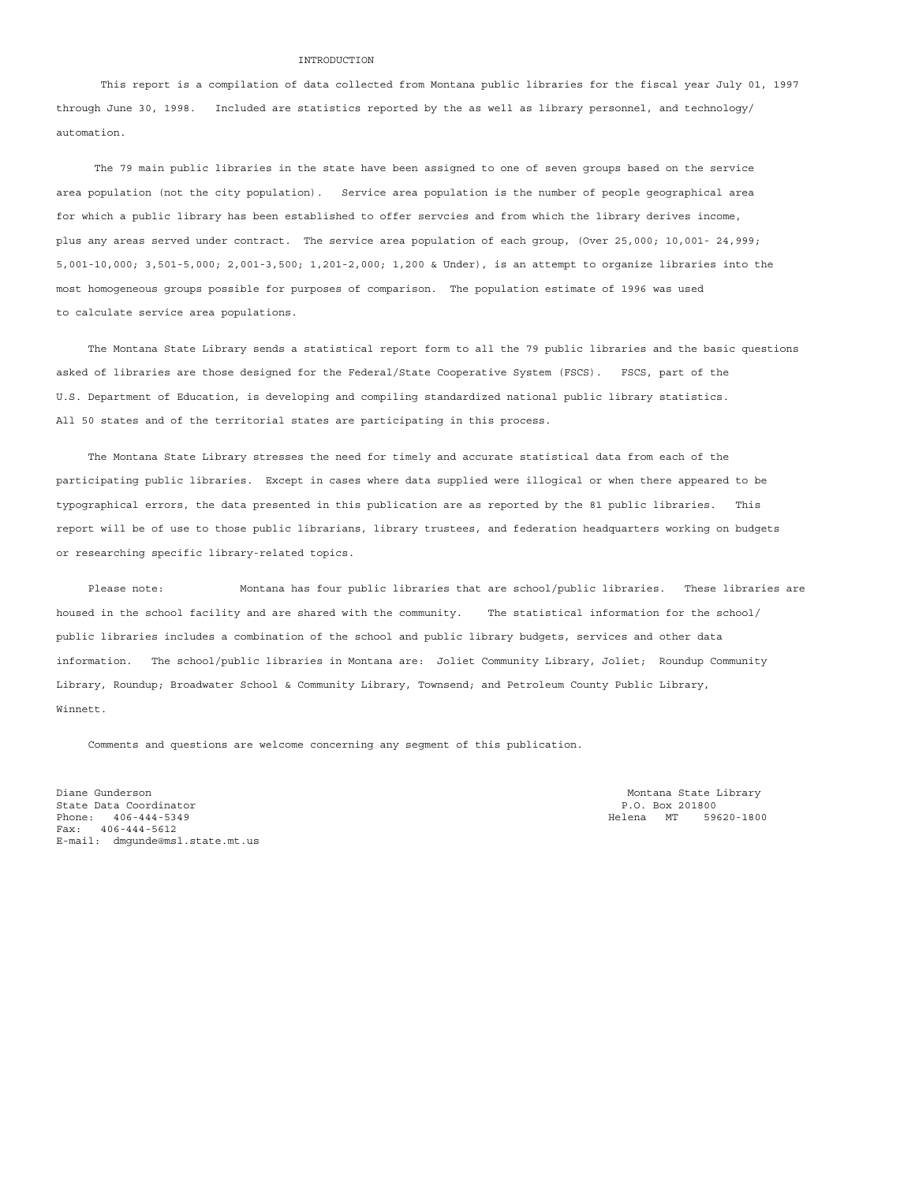# INTRODUCTION

This report is a compilation of data collected from Montana public libraries for the fiscal year July 01, 1997 through June 30, 1998. Included are statistics reported by the as well as library personnel, and technology/ automation.

The 79 main public libraries in the state have been assigned to one of seven groups based on the service area population (not the city population). Service area population is the number of people geographical area for which a public library has been established to offer servcies and from which the library derives income, plus any areas served under contract. The service area population of each group, (Over 25,000; 10,001- 24,999; 5,001-10,000; 3,501-5,000; 2,001-3,500; 1,201-2,000; 1,200 & Under), is an attempt to organize libraries into the most homogeneous groups possible for purposes of comparison. The population estimate of 1996 was used to calculate service area populations.

The Montana State Library sends a statistical report form to all the 79 public libraries and the basic questions asked of libraries are those designed for the Federal/State Cooperative System (FSCS). FSCS, part of the U.S. Department of Education, is developing and compiling standardized national public library statistics. All 50 states and of the territorial states are participating in this process.

The Montana State Library stresses the need for timely and accurate statistical data from each of the participating public libraries. Except in cases where data supplied were illogical or when there appeared to be typographical errors, the data presented in this publication are as reported by the 81 public libraries. This report will be of use to those public librarians, library trustees, and federation headquarters working on budgets or researching specific library-related topics.

Please note: Montana has four public libraries that are school/public libraries. These libraries are housed in the school facility and are shared with the community. The statistical information for the school/ public libraries includes a combination of the school and public library budgets, services and other data information. The school/public libraries in Montana are: Joliet Community Library, Joliet; Roundup Community Library, Roundup; Broadwater School & Community Library, Townsend; and Petroleum County Public Library, Winnett.

Comments and questions are welcome concerning any segment of this publication.

Diane Gunderson
State Data Coordinator
Phone: 406-444-5349
Fax: 406-444-5612
E-mail: dmgunde@msl.state.mt.us

Montana State Library
P.O. Box 201800
Helena MT 59620-1800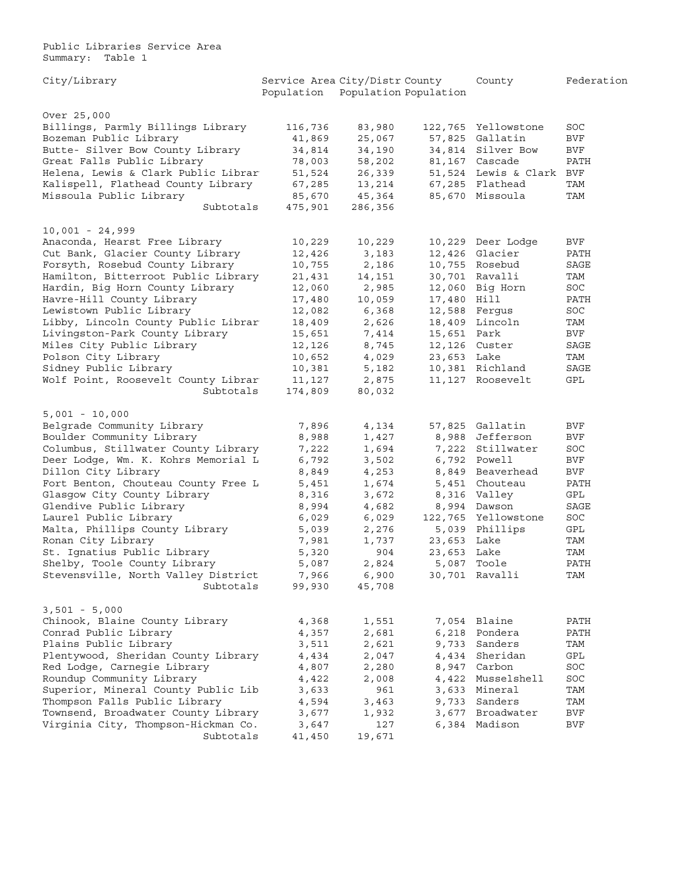Public Libraries Service Area
Summary: Table 1

| City/Library | Service Area Population | City/Distr Population | County Population | County | Federation |
|---|---|---|---|---|---|
| **Over 25,000** | | | | | |
| Billings, Parmly Billings Library | 116,736 | 83,980 | 122,765 | Yellowstone | SOC |
| Bozeman Public Library | 41,869 | 25,067 | 57,825 | Gallatin | BVF |
| Butte- Silver Bow County Library | 34,814 | 34,190 | 34,814 | Silver Bow | BVF |
| Great Falls Public Library | 78,003 | 58,202 | 81,167 | Cascade | PATH |
| Helena, Lewis & Clark Public Librar | 51,524 | 26,339 | 51,524 | Lewis & Clark | BVF |
| Kalispell, Flathead County Library | 67,285 | 13,214 | 67,285 | Flathead | TAM |
| Missoula Public Library | 85,670 | 45,364 | 85,670 | Missoula | TAM |
| Subtotals | 475,901 | 286,356 | | | |
| **10,001 - 24,999** | | | | | |
| Anaconda, Hearst Free Library | 10,229 | 10,229 | 10,229 | Deer Lodge | BVF |
| Cut Bank, Glacier County Library | 12,426 | 3,183 | 12,426 | Glacier | PATH |
| Forsyth, Rosebud County Library | 10,755 | 2,186 | 10,755 | Rosebud | SAGE |
| Hamilton, Bitterroot Public Library | 21,431 | 14,151 | 30,701 | Ravalli | TAM |
| Hardin, Big Horn County Library | 12,060 | 2,985 | 12,060 | Big Horn | SOC |
| Havre-Hill County Library | 17,480 | 10,059 | 17,480 | Hill | PATH |
| Lewistown Public Library | 12,082 | 6,368 | 12,588 | Fergus | SOC |
| Libby, Lincoln County Public Librar | 18,409 | 2,626 | 18,409 | Lincoln | TAM |
| Livingston-Park County Library | 15,651 | 7,414 | 15,651 | Park | BVF |
| Miles City Public Library | 12,126 | 8,745 | 12,126 | Custer | SAGE |
| Polson City Library | 10,652 | 4,029 | 23,653 | Lake | TAM |
| Sidney Public Library | 10,381 | 5,182 | 10,381 | Richland | SAGE |
| Wolf Point, Roosevelt County Librar | 11,127 | 2,875 | 11,127 | Roosevelt | GPL |
| Subtotals | 174,809 | 80,032 | | | |
| **5,001 - 10,000** | | | | | |
| Belgrade Community Library | 7,896 | 4,134 | 57,825 | Gallatin | BVF |
| Boulder Community Library | 8,988 | 1,427 | 8,988 | Jefferson | BVF |
| Columbus, Stillwater County Library | 7,222 | 1,694 | 7,222 | Stillwater | SOC |
| Deer Lodge, Wm. K. Kohrs Memorial L | 6,792 | 3,502 | 6,792 | Powell | BVF |
| Dillon City Library | 8,849 | 4,253 | 8,849 | Beaverhead | BVF |
| Fort Benton, Chouteau County Free L | 5,451 | 1,674 | 5,451 | Chouteau | PATH |
| Glasgow City County Library | 8,316 | 3,672 | 8,316 | Valley | GPL |
| Glendive Public Library | 8,994 | 4,682 | 8,994 | Dawson | SAGE |
| Laurel Public Library | 6,029 | 6,029 | 122,765 | Yellowstone | SOC |
| Malta, Phillips County Library | 5,039 | 2,276 | 5,039 | Phillips | GPL |
| Ronan City Library | 7,981 | 1,737 | 23,653 | Lake | TAM |
| St. Ignatius Public Library | 5,320 | 904 | 23,653 | Lake | TAM |
| Shelby, Toole County Library | 5,087 | 2,824 | 5,087 | Toole | PATH |
| Stevensville, North Valley District | 7,966 | 6,900 | 30,701 | Ravalli | TAM |
| Subtotals | 99,930 | 45,708 | | | |
| **3,501 - 5,000** | | | | | |
| Chinook, Blaine County Library | 4,368 | 1,551 | 7,054 | Blaine | PATH |
| Conrad Public Library | 4,357 | 2,681 | 6,218 | Pondera | PATH |
| Plains Public Library | 3,511 | 2,621 | 9,733 | Sanders | TAM |
| Plentywood, Sheridan County Library | 4,434 | 2,047 | 4,434 | Sheridan | GPL |
| Red Lodge, Carnegie Library | 4,807 | 2,280 | 8,947 | Carbon | SOC |
| Roundup Community Library | 4,422 | 2,008 | 4,422 | Musselshell | SOC |
| Superior, Mineral County Public Lib | 3,633 | 961 | 3,633 | Mineral | TAM |
| Thompson Falls Public Library | 4,594 | 3,463 | 9,733 | Sanders | TAM |
| Townsend, Broadwater County Library | 3,677 | 1,932 | 3,677 | Broadwater | BVF |
| Virginia City, Thompson-Hickman Co. | 3,647 | 127 | 6,384 | Madison | BVF |
| Subtotals | 41,450 | 19,671 | | | |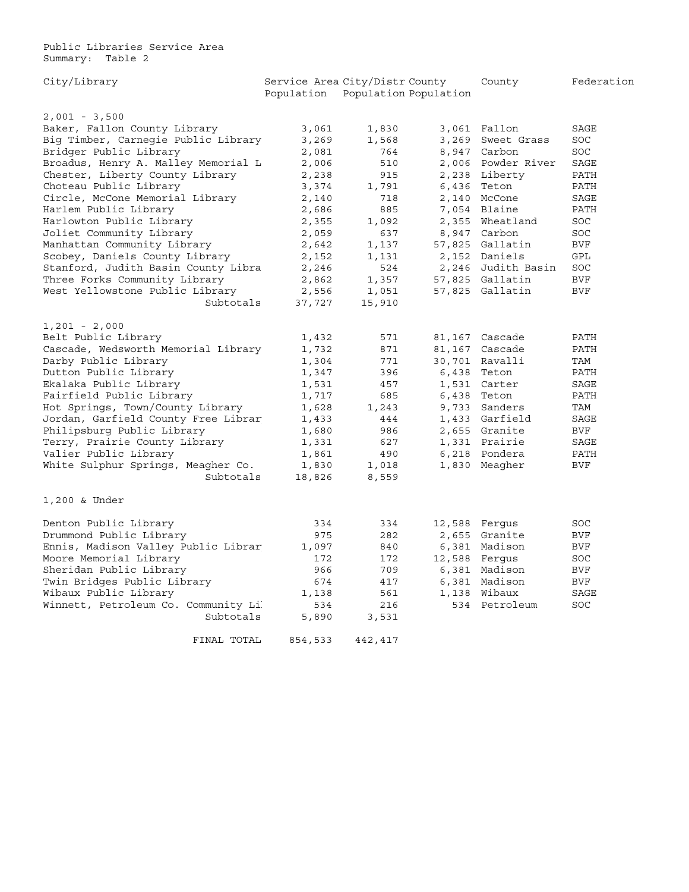Public Libraries Service Area
Summary: Table 2

| City/Library | Service Area Population | City/Distr Population | County Population | County | Federation |
|---|---|---|---|---|---|
| 2,001 - 3,500 | | | | | |
| Baker, Fallon County Library | 3,061 | 1,830 | 3,061 | Fallon | SAGE |
| Big Timber, Carnegie Public Library | 3,269 | 1,568 | 3,269 | Sweet Grass | SOC |
| Bridger Public Library | 2,081 | 764 | 8,947 | Carbon | SOC |
| Broadus, Henry A. Malley Memorial L | 2,006 | 510 | 2,006 | Powder River | SAGE |
| Chester, Liberty County Library | 2,238 | 915 | 2,238 | Liberty | PATH |
| Choteau Public Library | 3,374 | 1,791 | 6,436 | Teton | PATH |
| Circle, McCone Memorial Library | 2,140 | 718 | 2,140 | McCone | SAGE |
| Harlem Public Library | 2,686 | 885 | 7,054 | Blaine | PATH |
| Harlowton Public Library | 2,355 | 1,092 | 2,355 | Wheatland | SOC |
| Joliet Community Library | 2,059 | 637 | 8,947 | Carbon | SOC |
| Manhattan Community Library | 2,642 | 1,137 | 57,825 | Gallatin | BVF |
| Scobey, Daniels County Library | 2,152 | 1,131 | 2,152 | Daniels | GPL |
| Stanford, Judith Basin County Libra | 2,246 | 524 | 2,246 | Judith Basin | SOC |
| Three Forks Community Library | 2,862 | 1,357 | 57,825 | Gallatin | BVF |
| West Yellowstone Public Library | 2,556 | 1,051 | 57,825 | Gallatin | BVF |
| Subtotals | 37,727 | 15,910 | | | |
| 1,201 - 2,000 | | | | | |
| Belt Public Library | 1,432 | 571 | 81,167 | Cascade | PATH |
| Cascade, Wedsworth Memorial Library | 1,732 | 871 | 81,167 | Cascade | PATH |
| Darby Public Library | 1,304 | 771 | 30,701 | Ravalli | TAM |
| Dutton Public Library | 1,347 | 396 | 6,438 | Teton | PATH |
| Ekalaka Public Library | 1,531 | 457 | 1,531 | Carter | SAGE |
| Fairfield Public Library | 1,717 | 685 | 6,438 | Teton | PATH |
| Hot Springs, Town/County Library | 1,628 | 1,243 | 9,733 | Sanders | TAM |
| Jordan, Garfield County Free Librar | 1,433 | 444 | 1,433 | Garfield | SAGE |
| Philipsburg Public Library | 1,680 | 986 | 2,655 | Granite | BVF |
| Terry, Prairie County Library | 1,331 | 627 | 1,331 | Prairie | SAGE |
| Valier Public Library | 1,861 | 490 | 6,218 | Pondera | PATH |
| White Sulphur Springs, Meagher Co. | 1,830 | 1,018 | 1,830 | Meagher | BVF |
| Subtotals | 18,826 | 8,559 | | | |
| 1,200 & Under | | | | | |
| Denton Public Library | 334 | 334 | 12,588 | Fergus | SOC |
| Drummond Public Library | 975 | 282 | 2,655 | Granite | BVF |
| Ennis, Madison Valley Public Librar | 1,097 | 840 | 6,381 | Madison | BVF |
| Moore Memorial Library | 172 | 172 | 12,588 | Fergus | SOC |
| Sheridan Public Library | 966 | 709 | 6,381 | Madison | BVF |
| Twin Bridges Public Library | 674 | 417 | 6,381 | Madison | BVF |
| Wibaux Public Library | 1,138 | 561 | 1,138 | Wibaux | SAGE |
| Winnett, Petroleum Co. Community Li | 534 | 216 | 534 | Petroleum | SOC |
| Subtotals | 5,890 | 3,531 | | | |
| FINAL TOTAL | 854,533 | 442,417 | | | |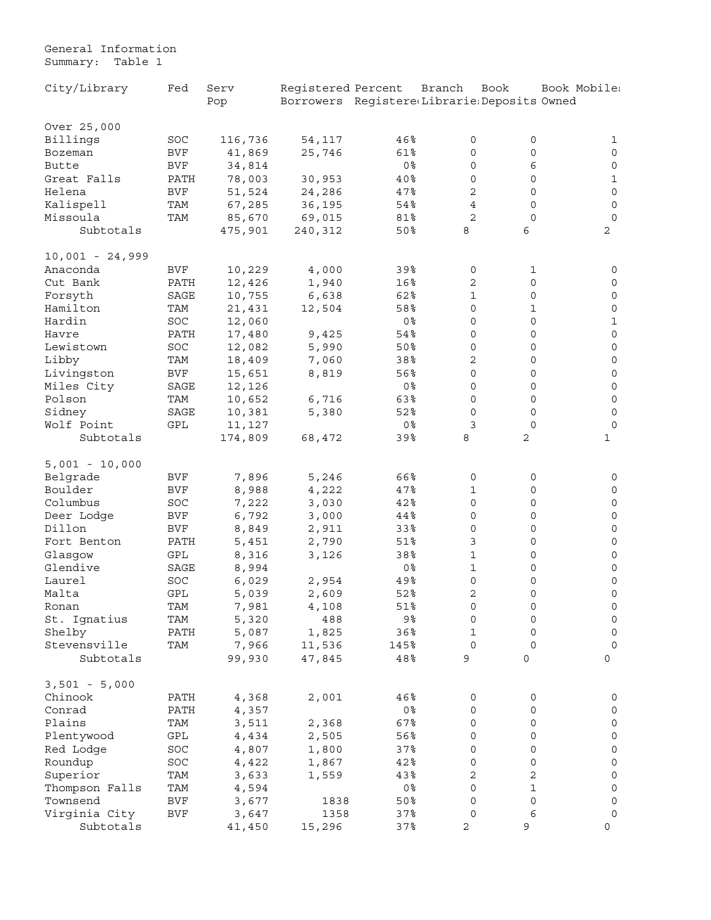General Information
Summary: Table 1

| City/Library | Fed | Serv Pop | Registered Borrowers | Percent Registered | Branch Libraries | Book Deposits | Book Mobiles Owned |
|---|---|---|---|---|---|---|---|
| Over 25,000 | | | | | | | |
| Billings | SOC | 116,736 | 54,117 | 46% | 0 | 0 | 1 |
| Bozeman | BVF | 41,869 | 25,746 | 61% | 0 | 0 | 0 |
| Butte | BVF | 34,814 | | 0% | 0 | 6 | 0 |
| Great Falls | PATH | 78,003 | 30,953 | 40% | 0 | 0 | 1 |
| Helena | BVF | 51,524 | 24,286 | 47% | 2 | 0 | 0 |
| Kalispell | TAM | 67,285 | 36,195 | 54% | 4 | 0 | 0 |
| Missoula | TAM | 85,670 | 69,015 | 81% | 2 | 0 | 0 |
| Subtotals | | 475,901 | 240,312 | 50% | 8 | 6 | 2 |
| 10,001 - 24,999 | | | | | | | |
| Anaconda | BVF | 10,229 | 4,000 | 39% | 0 | 1 | 0 |
| Cut Bank | PATH | 12,426 | 1,940 | 16% | 2 | 0 | 0 |
| Forsyth | SAGE | 10,755 | 6,638 | 62% | 1 | 0 | 0 |
| Hamilton | TAM | 21,431 | 12,504 | 58% | 0 | 1 | 0 |
| Hardin | SOC | 12,060 | | 0% | 0 | 0 | 1 |
| Havre | PATH | 17,480 | 9,425 | 54% | 0 | 0 | 0 |
| Lewistown | SOC | 12,082 | 5,990 | 50% | 0 | 0 | 0 |
| Libby | TAM | 18,409 | 7,060 | 38% | 2 | 0 | 0 |
| Livingston | BVF | 15,651 | 8,819 | 56% | 0 | 0 | 0 |
| Miles City | SAGE | 12,126 | | 0% | 0 | 0 | 0 |
| Polson | TAM | 10,652 | 6,716 | 63% | 0 | 0 | 0 |
| Sidney | SAGE | 10,381 | 5,380 | 52% | 0 | 0 | 0 |
| Wolf Point | GPL | 11,127 | | 0% | 3 | 0 | 0 |
| Subtotals | | 174,809 | 68,472 | 39% | 8 | 2 | 1 |
| 5,001 - 10,000 | | | | | | | |
| Belgrade | BVF | 7,896 | 5,246 | 66% | 0 | 0 | 0 |
| Boulder | BVF | 8,988 | 4,222 | 47% | 1 | 0 | 0 |
| Columbus | SOC | 7,222 | 3,030 | 42% | 0 | 0 | 0 |
| Deer Lodge | BVF | 6,792 | 3,000 | 44% | 0 | 0 | 0 |
| Dillon | BVF | 8,849 | 2,911 | 33% | 0 | 0 | 0 |
| Fort Benton | PATH | 5,451 | 2,790 | 51% | 3 | 0 | 0 |
| Glasgow | GPL | 8,316 | 3,126 | 38% | 1 | 0 | 0 |
| Glendive | SAGE | 8,994 | | 0% | 1 | 0 | 0 |
| Laurel | SOC | 6,029 | 2,954 | 49% | 0 | 0 | 0 |
| Malta | GPL | 5,039 | 2,609 | 52% | 2 | 0 | 0 |
| Ronan | TAM | 7,981 | 4,108 | 51% | 0 | 0 | 0 |
| St. Ignatius | TAM | 5,320 | 488 | 9% | 0 | 0 | 0 |
| Shelby | PATH | 5,087 | 1,825 | 36% | 1 | 0 | 0 |
| Stevensville | TAM | 7,966 | 11,536 | 145% | 0 | 0 | 0 |
| Subtotals | | 99,930 | 47,845 | 48% | 9 | 0 | 0 |
| 3,501 - 5,000 | | | | | | | |
| Chinook | PATH | 4,368 | 2,001 | 46% | 0 | 0 | 0 |
| Conrad | PATH | 4,357 | | 0% | 0 | 0 | 0 |
| Plains | TAM | 3,511 | 2,368 | 67% | 0 | 0 | 0 |
| Plentywood | GPL | 4,434 | 2,505 | 56% | 0 | 0 | 0 |
| Red Lodge | SOC | 4,807 | 1,800 | 37% | 0 | 0 | 0 |
| Roundup | SOC | 4,422 | 1,867 | 42% | 0 | 0 | 0 |
| Superior | TAM | 3,633 | 1,559 | 43% | 2 | 2 | 0 |
| Thompson Falls | TAM | 4,594 | | 0% | 0 | 1 | 0 |
| Townsend | BVF | 3,677 | 1838 | 50% | 0 | 0 | 0 |
| Virginia City | BVF | 3,647 | 1358 | 37% | 0 | 6 | 0 |
| Subtotals | | 41,450 | 15,296 | 37% | 2 | 9 | 0 |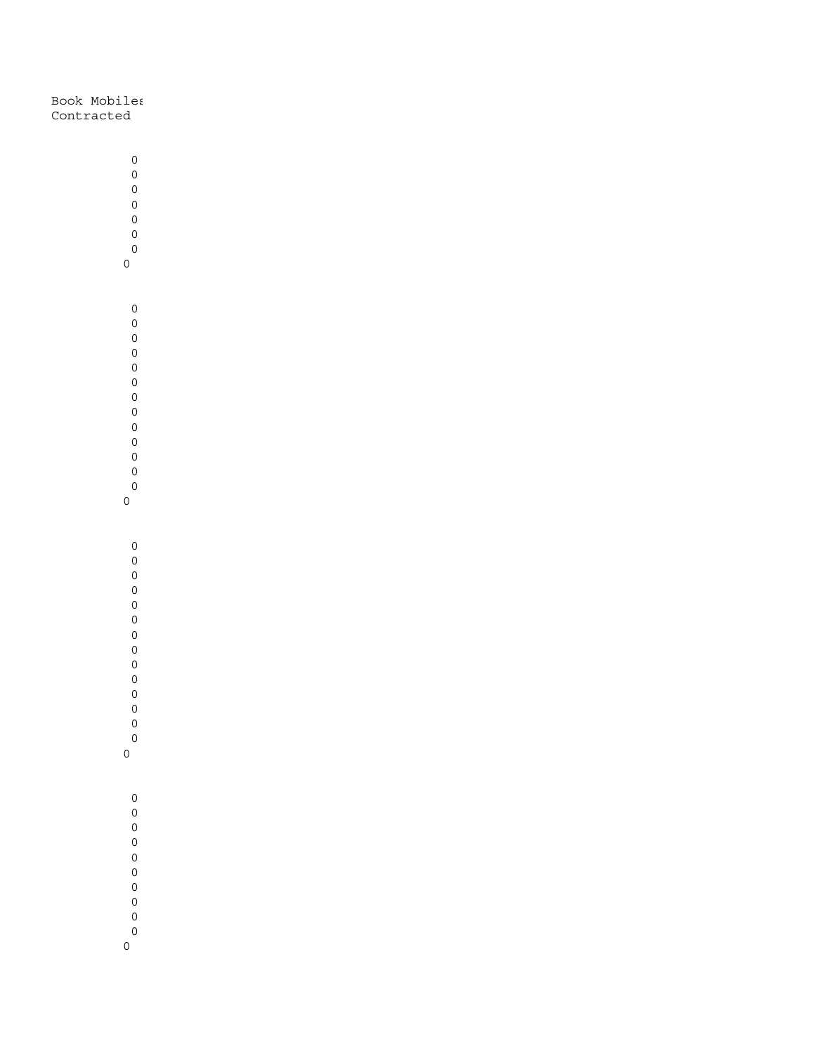| Book Mobiles Contracted |
|---|
| 0 |
| 0 |
| 0 |
| 0 |
| 0 |
| 0 |
| 0 |
| 0 |
| |
| 0 |
| 0 |
| 0 |
| 0 |
| 0 |
| 0 |
| 0 |
| 0 |
| 0 |
| 0 |
| 0 |
| 0 |
| 0 |
| 0 |
| |
| 0 |
| 0 |
| 0 |
| 0 |
| 0 |
| 0 |
| 0 |
| 0 |
| 0 |
| 0 |
| 0 |
| 0 |
| 0 |
| 0 |
| 0 |
| |
| 0 |
| 0 |
| 0 |
| 0 |
| 0 |
| 0 |
| 0 |
| 0 |
| 0 |
| 0 |
| 0 |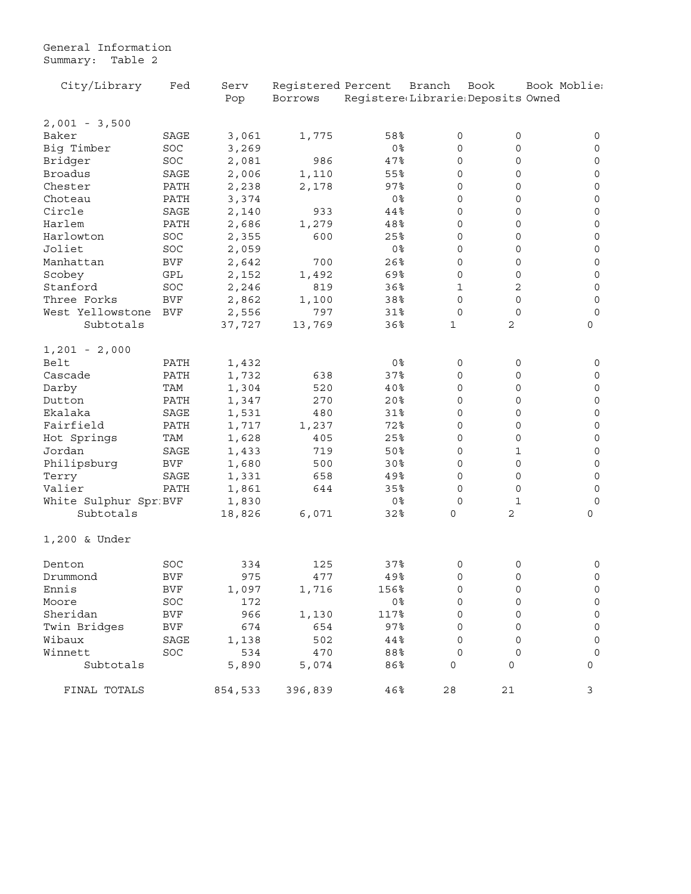General Information
Summary: Table 2

| City/Library | Fed | Serv Pop | Registered Borrows | Percent Registered | Branch Libraries | Book Deposits | Book Moblies Owned |
|---|---|---|---|---|---|---|---|
| 2,001 - 3,500 | | | | | | | |
| Baker | SAGE | 3,061 | 1,775 | 58% | 0 | 0 | 0 |
| Big Timber | SOC | 3,269 | | 0% | 0 | 0 | 0 |
| Bridger | SOC | 2,081 | 986 | 47% | 0 | 0 | 0 |
| Broadus | SAGE | 2,006 | 1,110 | 55% | 0 | 0 | 0 |
| Chester | PATH | 2,238 | 2,178 | 97% | 0 | 0 | 0 |
| Choteau | PATH | 3,374 | | 0% | 0 | 0 | 0 |
| Circle | SAGE | 2,140 | 933 | 44% | 0 | 0 | 0 |
| Harlem | PATH | 2,686 | 1,279 | 48% | 0 | 0 | 0 |
| Harlowton | SOC | 2,355 | 600 | 25% | 0 | 0 | 0 |
| Joliet | SOC | 2,059 | | 0% | 0 | 0 | 0 |
| Manhattan | BVF | 2,642 | 700 | 26% | 0 | 0 | 0 |
| Scobey | GPL | 2,152 | 1,492 | 69% | 0 | 0 | 0 |
| Stanford | SOC | 2,246 | 819 | 36% | 1 | 2 | 0 |
| Three Forks | BVF | 2,862 | 1,100 | 38% | 0 | 0 | 0 |
| West Yellowstone | BVF | 2,556 | 797 | 31% | 0 | 0 | 0 |
| Subtotals | | 37,727 | 13,769 | 36% | 1 | 2 | 0 |
| 1,201 - 2,000 | | | | | | | |
| Belt | PATH | 1,432 | | 0% | 0 | 0 | 0 |
| Cascade | PATH | 1,732 | 638 | 37% | 0 | 0 | 0 |
| Darby | TAM | 1,304 | 520 | 40% | 0 | 0 | 0 |
| Dutton | PATH | 1,347 | 270 | 20% | 0 | 0 | 0 |
| Ekalaka | SAGE | 1,531 | 480 | 31% | 0 | 0 | 0 |
| Fairfield | PATH | 1,717 | 1,237 | 72% | 0 | 0 | 0 |
| Hot Springs | TAM | 1,628 | 405 | 25% | 0 | 0 | 0 |
| Jordan | SAGE | 1,433 | 719 | 50% | 0 | 1 | 0 |
| Philipsburg | BVF | 1,680 | 500 | 30% | 0 | 0 | 0 |
| Terry | SAGE | 1,331 | 658 | 49% | 0 | 0 | 0 |
| Valier | PATH | 1,861 | 644 | 35% | 0 | 0 | 0 |
| White Sulphur Spr | BVF | 1,830 | | 0% | 0 | 1 | 0 |
| Subtotals | | 18,826 | 6,071 | 32% | 0 | 2 | 0 |
| 1,200 & Under | | | | | | | |
| Denton | SOC | 334 | 125 | 37% | 0 | 0 | 0 |
| Drummond | BVF | 975 | 477 | 49% | 0 | 0 | 0 |
| Ennis | BVF | 1,097 | 1,716 | 156% | 0 | 0 | 0 |
| Moore | SOC | 172 | | 0% | 0 | 0 | 0 |
| Sheridan | BVF | 966 | 1,130 | 117% | 0 | 0 | 0 |
| Twin Bridges | BVF | 674 | 654 | 97% | 0 | 0 | 0 |
| Wibaux | SAGE | 1,138 | 502 | 44% | 0 | 0 | 0 |
| Winnett | SOC | 534 | 470 | 88% | 0 | 0 | 0 |
| Subtotals | | 5,890 | 5,074 | 86% | 0 | 0 | 0 |
| FINAL TOTALS | | 854,533 | 396,839 | 46% | 28 | 21 | 3 |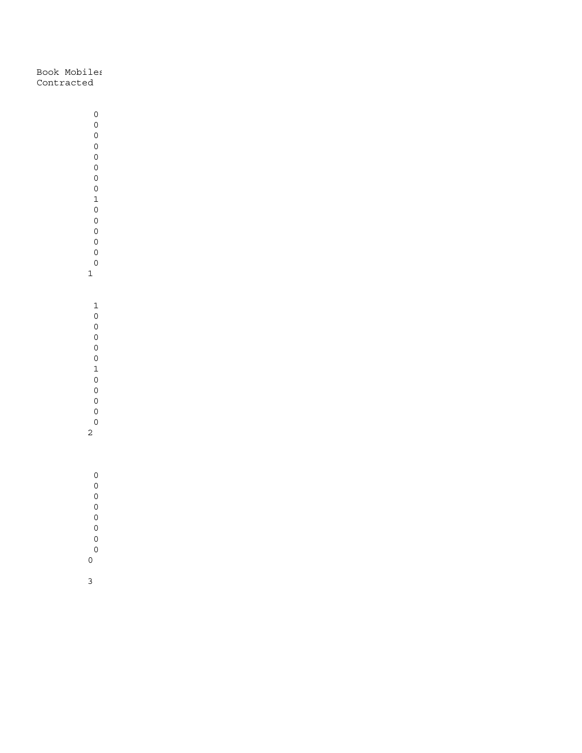| Book Mobiles Contracted |
| --- |
| 0 |
| 0 |
| 0 |
| 0 |
| 0 |
| 0 |
| 0 |
| 0 |
| 1 |
| 0 |
| 0 |
| 0 |
| 0 |
| 0 |
| 0 |
| 1 |
| |
| 1 |
| 0 |
| 0 |
| 0 |
| 0 |
| 0 |
| 1 |
| 0 |
| 0 |
| 0 |
| 0 |
| 0 |
| 2 |
| |
| 0 |
| 0 |
| 0 |
| 0 |
| 0 |
| 0 |
| 0 |
| 0 |
| 0 |
| |
| 3 |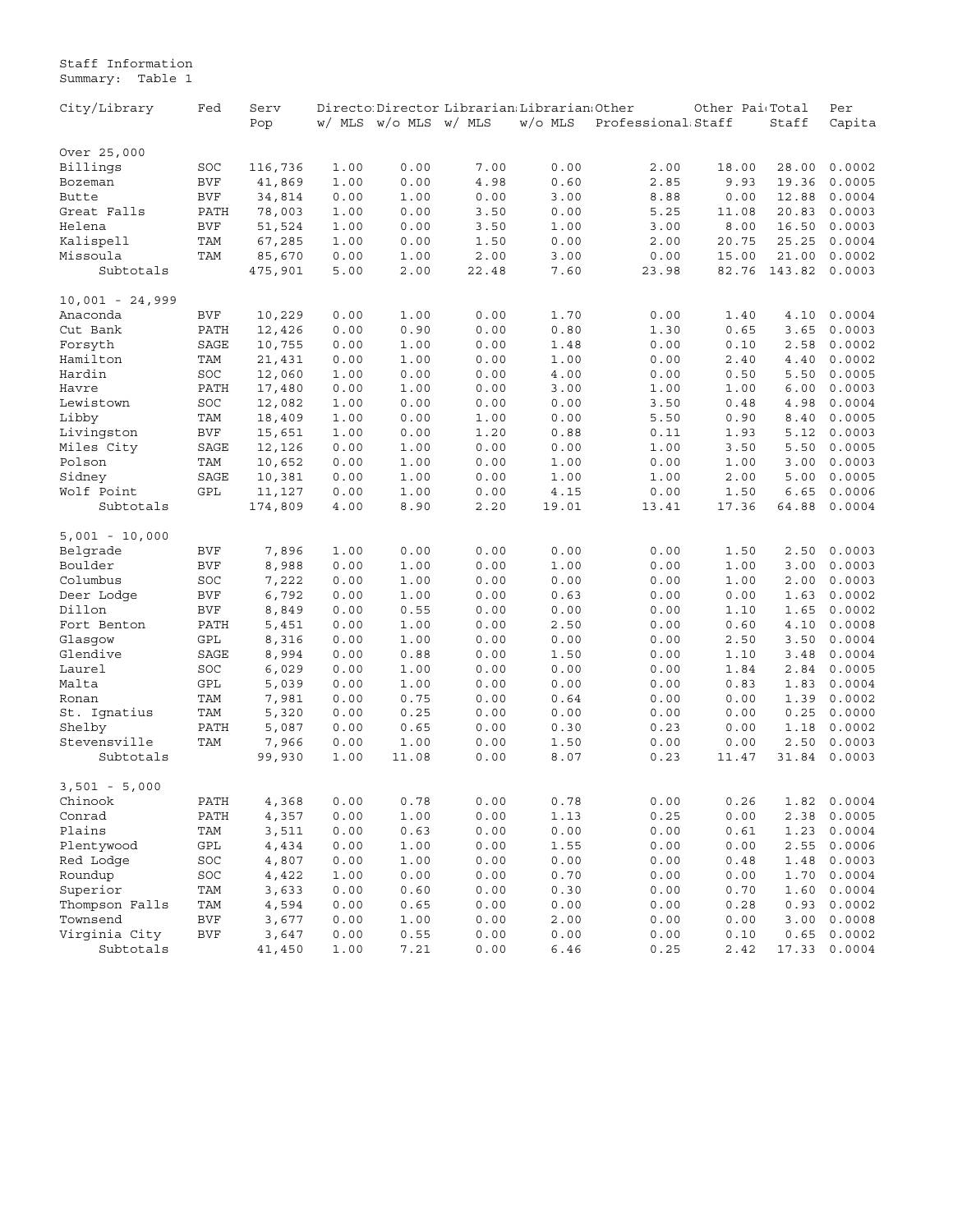Staff Information
Summary: Table 1

| City/Library | Fed | Serv Pop | Director w/ MLS | Director w/o MLS | Librarian w/ MLS | Librarian w/o MLS | Other Professional | Other Paid Staff | Total Staff | Per Capita |
|---|---|---|---|---|---|---|---|---|---|---|
| **Over 25,000** | | | | | | | | | | |
| Billings | SOC | 116,736 | 1.00 | 0.00 | 7.00 | 0.00 | 2.00 | 18.00 | 28.00 | 0.0002 |
| Bozeman | BVF | 41,869 | 1.00 | 0.00 | 4.98 | 0.60 | 2.85 | 9.93 | 19.36 | 0.0005 |
| Butte | BVF | 34,814 | 0.00 | 1.00 | 0.00 | 3.00 | 8.88 | 0.00 | 12.88 | 0.0004 |
| Great Falls | PATH | 78,003 | 1.00 | 0.00 | 3.50 | 0.00 | 5.25 | 11.08 | 20.83 | 0.0003 |
| Helena | BVF | 51,524 | 1.00 | 0.00 | 3.50 | 1.00 | 3.00 | 8.00 | 16.50 | 0.0003 |
| Kalispell | TAM | 67,285 | 1.00 | 0.00 | 1.50 | 0.00 | 2.00 | 20.75 | 25.25 | 0.0004 |
| Missoula | TAM | 85,670 | 0.00 | 1.00 | 2.00 | 3.00 | 0.00 | 15.00 | 21.00 | 0.0002 |
| Subtotals | | 475,901 | 5.00 | 2.00 | 22.48 | 7.60 | 23.98 | 82.76 | 143.82 | 0.0003 |
| **10,001 - 24,999** | | | | | | | | | | |
| Anaconda | BVF | 10,229 | 0.00 | 1.00 | 0.00 | 1.70 | 0.00 | 1.40 | 4.10 | 0.0004 |
| Cut Bank | PATH | 12,426 | 0.00 | 0.90 | 0.00 | 0.80 | 1.30 | 0.65 | 3.65 | 0.0003 |
| Forsyth | SAGE | 10,755 | 0.00 | 1.00 | 0.00 | 1.48 | 0.00 | 0.10 | 2.58 | 0.0002 |
| Hamilton | TAM | 21,431 | 0.00 | 1.00 | 0.00 | 1.00 | 0.00 | 2.40 | 4.40 | 0.0002 |
| Hardin | SOC | 12,060 | 1.00 | 0.00 | 0.00 | 4.00 | 0.00 | 0.50 | 5.50 | 0.0005 |
| Havre | PATH | 17,480 | 0.00 | 1.00 | 0.00 | 3.00 | 1.00 | 1.00 | 6.00 | 0.0003 |
| Lewistown | SOC | 12,082 | 1.00 | 0.00 | 0.00 | 0.00 | 3.50 | 0.48 | 4.98 | 0.0004 |
| Libby | TAM | 18,409 | 1.00 | 0.00 | 1.00 | 0.00 | 5.50 | 0.90 | 8.40 | 0.0005 |
| Livingston | BVF | 15,651 | 1.00 | 0.00 | 1.20 | 0.88 | 0.11 | 1.93 | 5.12 | 0.0003 |
| Miles City | SAGE | 12,126 | 0.00 | 1.00 | 0.00 | 0.00 | 1.00 | 3.50 | 5.50 | 0.0005 |
| Polson | TAM | 10,652 | 0.00 | 1.00 | 0.00 | 1.00 | 0.00 | 1.00 | 3.00 | 0.0003 |
| Sidney | SAGE | 10,381 | 0.00 | 1.00 | 0.00 | 1.00 | 1.00 | 2.00 | 5.00 | 0.0005 |
| Wolf Point | GPL | 11,127 | 0.00 | 1.00 | 0.00 | 4.15 | 0.00 | 1.50 | 6.65 | 0.0006 |
| Subtotals | | 174,809 | 4.00 | 8.90 | 2.20 | 19.01 | 13.41 | 17.36 | 64.88 | 0.0004 |
| **5,001 - 10,000** | | | | | | | | | | |
| Belgrade | BVF | 7,896 | 1.00 | 0.00 | 0.00 | 0.00 | 0.00 | 1.50 | 2.50 | 0.0003 |
| Boulder | BVF | 8,988 | 0.00 | 1.00 | 0.00 | 1.00 | 0.00 | 1.00 | 3.00 | 0.0003 |
| Columbus | SOC | 7,222 | 0.00 | 1.00 | 0.00 | 0.00 | 0.00 | 1.00 | 2.00 | 0.0003 |
| Deer Lodge | BVF | 6,792 | 0.00 | 1.00 | 0.00 | 0.63 | 0.00 | 0.00 | 1.63 | 0.0002 |
| Dillon | BVF | 8,849 | 0.00 | 0.55 | 0.00 | 0.00 | 0.00 | 1.10 | 1.65 | 0.0002 |
| Fort Benton | PATH | 5,451 | 0.00 | 1.00 | 0.00 | 2.50 | 0.00 | 0.60 | 4.10 | 0.0008 |
| Glasgow | GPL | 8,316 | 0.00 | 1.00 | 0.00 | 0.00 | 0.00 | 2.50 | 3.50 | 0.0004 |
| Glendive | SAGE | 8,994 | 0.00 | 0.88 | 0.00 | 1.50 | 0.00 | 1.10 | 3.48 | 0.0004 |
| Laurel | SOC | 6,029 | 0.00 | 1.00 | 0.00 | 0.00 | 0.00 | 1.84 | 2.84 | 0.0005 |
| Malta | GPL | 5,039 | 0.00 | 1.00 | 0.00 | 0.00 | 0.00 | 0.83 | 1.83 | 0.0004 |
| Ronan | TAM | 7,981 | 0.00 | 0.75 | 0.00 | 0.64 | 0.00 | 0.00 | 1.39 | 0.0002 |
| St. Ignatius | TAM | 5,320 | 0.00 | 0.25 | 0.00 | 0.00 | 0.00 | 0.00 | 0.25 | 0.0000 |
| Shelby | PATH | 5,087 | 0.00 | 0.65 | 0.00 | 0.30 | 0.23 | 0.00 | 1.18 | 0.0002 |
| Stevensville | TAM | 7,966 | 0.00 | 1.00 | 0.00 | 1.50 | 0.00 | 0.00 | 2.50 | 0.0003 |
| Subtotals | | 99,930 | 1.00 | 11.08 | 0.00 | 8.07 | 0.23 | 11.47 | 31.84 | 0.0003 |
| **3,501 - 5,000** | | | | | | | | | | |
| Chinook | PATH | 4,368 | 0.00 | 0.78 | 0.00 | 0.78 | 0.00 | 0.26 | 1.82 | 0.0004 |
| Conrad | PATH | 4,357 | 0.00 | 1.00 | 0.00 | 1.13 | 0.25 | 0.00 | 2.38 | 0.0005 |
| Plains | TAM | 3,511 | 0.00 | 0.63 | 0.00 | 0.00 | 0.00 | 0.61 | 1.23 | 0.0004 |
| Plentywood | GPL | 4,434 | 0.00 | 1.00 | 0.00 | 1.55 | 0.00 | 0.00 | 2.55 | 0.0006 |
| Red Lodge | SOC | 4,807 | 0.00 | 1.00 | 0.00 | 0.00 | 0.00 | 0.48 | 1.48 | 0.0003 |
| Roundup | SOC | 4,422 | 1.00 | 0.00 | 0.00 | 0.70 | 0.00 | 0.00 | 1.70 | 0.0004 |
| Superior | TAM | 3,633 | 0.00 | 0.60 | 0.00 | 0.30 | 0.00 | 0.70 | 1.60 | 0.0004 |
| Thompson Falls | TAM | 4,594 | 0.00 | 0.65 | 0.00 | 0.00 | 0.00 | 0.28 | 0.93 | 0.0002 |
| Townsend | BVF | 3,677 | 0.00 | 1.00 | 0.00 | 2.00 | 0.00 | 0.00 | 3.00 | 0.0008 |
| Virginia City | BVF | 3,647 | 0.00 | 0.55 | 0.00 | 0.00 | 0.00 | 0.10 | 0.65 | 0.0002 |
| Subtotals | | 41,450 | 1.00 | 7.21 | 0.00 | 6.46 | 0.25 | 2.42 | 17.33 | 0.0004 |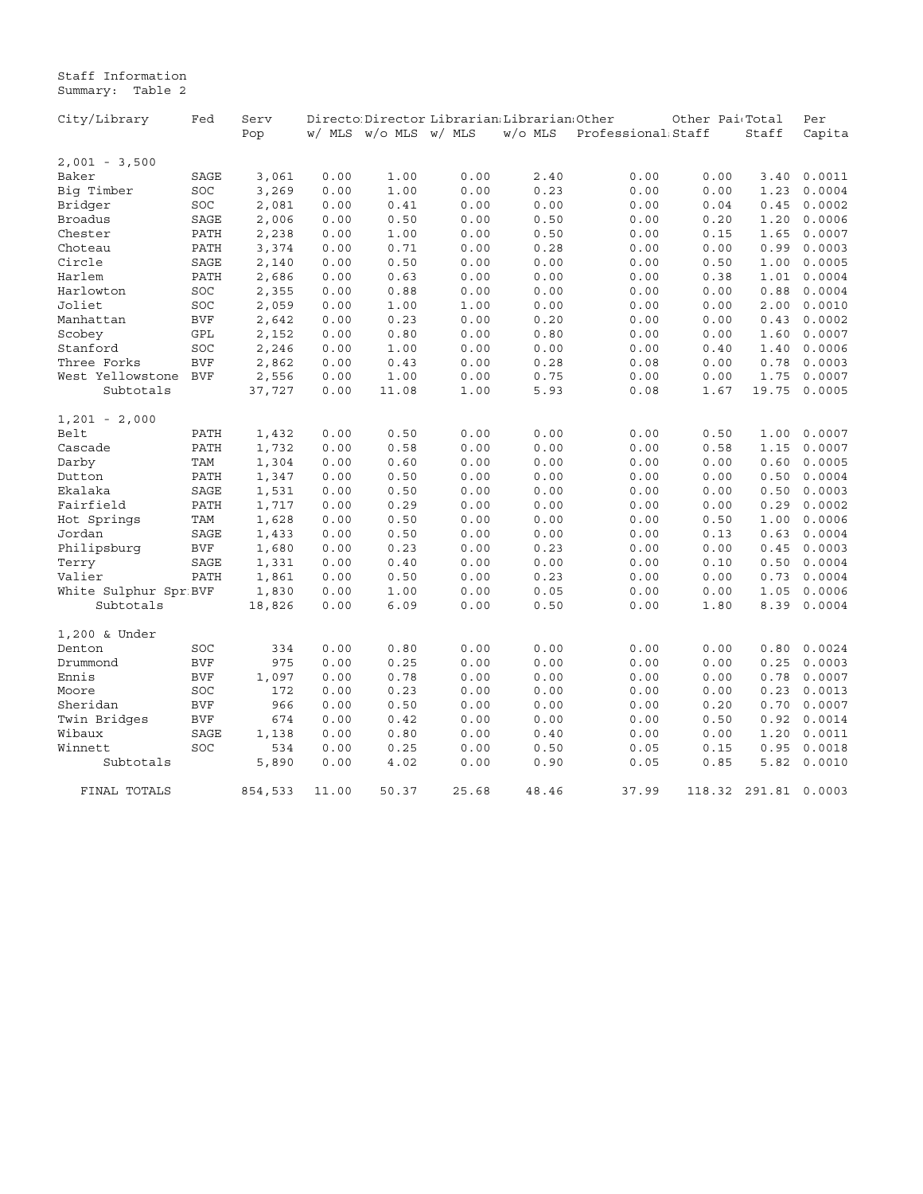Staff Information
Summary: Table 2

| City/Library | Fed | Serv Pop | Director w/ MLS | Director w/o MLS | Librarian w/ MLS | Librarian w/o MLS | Other Professional | Other Paid Staff | Total Staff | Per Capita |
|---|---|---|---|---|---|---|---|---|---|---|
| 2,001 - 3,500 | | | | | | | | | | |
| Baker | SAGE | 3,061 | 0.00 | 1.00 | 0.00 | 2.40 | 0.00 | 0.00 | 3.40 | 0.0011 |
| Big Timber | SOC | 3,269 | 0.00 | 1.00 | 0.00 | 0.23 | 0.00 | 0.00 | 1.23 | 0.0004 |
| Bridger | SOC | 2,081 | 0.00 | 0.41 | 0.00 | 0.00 | 0.00 | 0.04 | 0.45 | 0.0002 |
| Broadus | SAGE | 2,006 | 0.00 | 0.50 | 0.00 | 0.50 | 0.00 | 0.20 | 1.20 | 0.0006 |
| Chester | PATH | 2,238 | 0.00 | 1.00 | 0.00 | 0.50 | 0.00 | 0.15 | 1.65 | 0.0007 |
| Choteau | PATH | 3,374 | 0.00 | 0.71 | 0.00 | 0.28 | 0.00 | 0.00 | 0.99 | 0.0003 |
| Circle | SAGE | 2,140 | 0.00 | 0.50 | 0.00 | 0.00 | 0.00 | 0.50 | 1.00 | 0.0005 |
| Harlem | PATH | 2,686 | 0.00 | 0.63 | 0.00 | 0.00 | 0.00 | 0.38 | 1.01 | 0.0004 |
| Harlowton | SOC | 2,355 | 0.00 | 0.88 | 0.00 | 0.00 | 0.00 | 0.00 | 0.88 | 0.0004 |
| Joliet | SOC | 2,059 | 0.00 | 1.00 | 1.00 | 0.00 | 0.00 | 0.00 | 2.00 | 0.0010 |
| Manhattan | BVF | 2,642 | 0.00 | 0.23 | 0.00 | 0.20 | 0.00 | 0.00 | 0.43 | 0.0002 |
| Scobey | GPL | 2,152 | 0.00 | 0.80 | 0.00 | 0.80 | 0.00 | 0.00 | 1.60 | 0.0007 |
| Stanford | SOC | 2,246 | 0.00 | 1.00 | 0.00 | 0.00 | 0.00 | 0.40 | 1.40 | 0.0006 |
| Three Forks | BVF | 2,862 | 0.00 | 0.43 | 0.00 | 0.28 | 0.08 | 0.00 | 0.78 | 0.0003 |
| West Yellowstone | BVF | 2,556 | 0.00 | 1.00 | 0.00 | 0.75 | 0.00 | 0.00 | 1.75 | 0.0007 |
| Subtotals | | 37,727 | 0.00 | 11.08 | 1.00 | 5.93 | 0.08 | 1.67 | 19.75 | 0.0005 |
| 1,201 - 2,000 | | | | | | | | | | |
| Belt | PATH | 1,432 | 0.00 | 0.50 | 0.00 | 0.00 | 0.00 | 0.50 | 1.00 | 0.0007 |
| Cascade | PATH | 1,732 | 0.00 | 0.58 | 0.00 | 0.00 | 0.00 | 0.58 | 1.15 | 0.0007 |
| Darby | TAM | 1,304 | 0.00 | 0.60 | 0.00 | 0.00 | 0.00 | 0.00 | 0.60 | 0.0005 |
| Dutton | PATH | 1,347 | 0.00 | 0.50 | 0.00 | 0.00 | 0.00 | 0.00 | 0.50 | 0.0004 |
| Ekalaka | SAGE | 1,531 | 0.00 | 0.50 | 0.00 | 0.00 | 0.00 | 0.00 | 0.50 | 0.0003 |
| Fairfield | PATH | 1,717 | 0.00 | 0.29 | 0.00 | 0.00 | 0.00 | 0.00 | 0.29 | 0.0002 |
| Hot Springs | TAM | 1,628 | 0.00 | 0.50 | 0.00 | 0.00 | 0.00 | 0.50 | 1.00 | 0.0006 |
| Jordan | SAGE | 1,433 | 0.00 | 0.50 | 0.00 | 0.00 | 0.00 | 0.13 | 0.63 | 0.0004 |
| Philipsburg | BVF | 1,680 | 0.00 | 0.23 | 0.00 | 0.23 | 0.00 | 0.00 | 0.45 | 0.0003 |
| Terry | SAGE | 1,331 | 0.00 | 0.40 | 0.00 | 0.00 | 0.00 | 0.10 | 0.50 | 0.0004 |
| Valier | PATH | 1,861 | 0.00 | 0.50 | 0.00 | 0.23 | 0.00 | 0.00 | 0.73 | 0.0004 |
| White Sulphur Spr | BVF | 1,830 | 0.00 | 1.00 | 0.00 | 0.05 | 0.00 | 0.00 | 1.05 | 0.0006 |
| Subtotals | | 18,826 | 0.00 | 6.09 | 0.00 | 0.50 | 0.00 | 1.80 | 8.39 | 0.0004 |
| 1,200 & Under | | | | | | | | | | |
| Denton | SOC | 334 | 0.00 | 0.80 | 0.00 | 0.00 | 0.00 | 0.00 | 0.80 | 0.0024 |
| Drummond | BVF | 975 | 0.00 | 0.25 | 0.00 | 0.00 | 0.00 | 0.00 | 0.25 | 0.0003 |
| Ennis | BVF | 1,097 | 0.00 | 0.78 | 0.00 | 0.00 | 0.00 | 0.00 | 0.78 | 0.0007 |
| Moore | SOC | 172 | 0.00 | 0.23 | 0.00 | 0.00 | 0.00 | 0.00 | 0.23 | 0.0013 |
| Sheridan | BVF | 966 | 0.00 | 0.50 | 0.00 | 0.00 | 0.00 | 0.20 | 0.70 | 0.0007 |
| Twin Bridges | BVF | 674 | 0.00 | 0.42 | 0.00 | 0.00 | 0.00 | 0.50 | 0.92 | 0.0014 |
| Wibaux | SAGE | 1,138 | 0.00 | 0.80 | 0.00 | 0.40 | 0.00 | 0.00 | 1.20 | 0.0011 |
| Winnett | SOC | 534 | 0.00 | 0.25 | 0.00 | 0.50 | 0.05 | 0.15 | 0.95 | 0.0018 |
| Subtotals | | 5,890 | 0.00 | 4.02 | 0.00 | 0.90 | 0.05 | 0.85 | 5.82 | 0.0010 |
| FINAL TOTALS | | 854,533 | 11.00 | 50.37 | 25.68 | 48.46 | 37.99 | 118.32 | 291.81 | 0.0003 |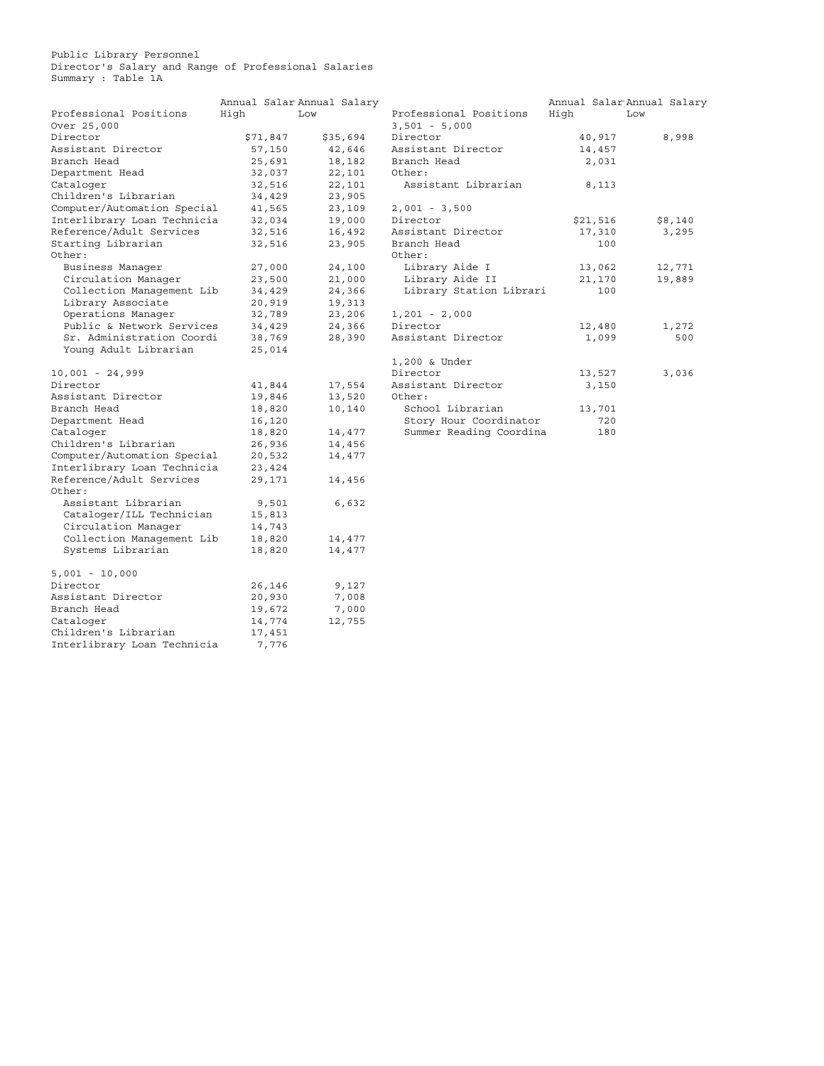Public Library Personnel
Director's Salary and Range of Professional Salaries
Summary : Table 1A

| Professional Positions | Annual Salary High | Annual Salary Low |
|---|---|---|
| Over 25,000 | | |
| Director | $71,847 | $35,694 |
| Assistant Director | 57,150 | 42,646 |
| Branch Head | 25,691 | 18,182 |
| Department Head | 32,037 | 22,101 |
| Cataloger | 32,516 | 22,101 |
| Children's Librarian | 34,429 | 23,905 |
| Computer/Automation Special | 41,565 | 23,109 |
| Interlibrary Loan Technicia | 32,034 | 19,000 |
| Reference/Adult Services | 32,516 | 16,492 |
| Starting Librarian | 32,516 | 23,905 |
| Other: | | |
| Business Manager | 27,000 | 24,100 |
| Circulation Manager | 23,500 | 21,000 |
| Collection Management Lib | 34,429 | 24,366 |
| Library Associate | 20,919 | 19,313 |
| Operations Manager | 32,789 | 23,206 |
| Public & Network Services | 34,429 | 24,366 |
| Sr. Administration Coordi | 38,769 | 28,390 |
| Young Adult Librarian | 25,014 | |
| 10,001 - 24,999 | | |
| Director | 41,844 | 17,554 |
| Assistant Director | 19,846 | 13,520 |
| Branch Head | 18,820 | 10,140 |
| Department Head | 16,120 | |
| Cataloger | 18,820 | 14,477 |
| Children's Librarian | 26,936 | 14,456 |
| Computer/Automation Special | 20,532 | 14,477 |
| Interlibrary Loan Technicia | 23,424 | |
| Reference/Adult Services | 29,171 | 14,456 |
| Other: | | |
| Assistant Librarian | 9,501 | 6,632 |
| Cataloger/ILL Technician | 15,813 | |
| Circulation Manager | 14,743 | |
| Collection Management Lib | 18,820 | 14,477 |
| Systems Librarian | 18,820 | 14,477 |
| 5,001 - 10,000 | | |
| Director | 26,146 | 9,127 |
| Assistant Director | 20,930 | 7,008 |
| Branch Head | 19,672 | 7,000 |
| Cataloger | 14,774 | 12,755 |
| Children's Librarian | 17,451 | |
| Interlibrary Loan Technicia | 7,776 | |
| 3,501 - 5,000 | | |
| Director | 40,917 | 8,998 |
| Assistant Director | 14,457 | |
| Branch Head | 2,031 | |
| Other: | | |
| Assistant Librarian | 8,113 | |
| 2,001 - 3,500 | | |
| Director | $21,516 | $8,140 |
| Assistant Director | 17,310 | 3,295 |
| Branch Head | 100 | |
| Other: | | |
| Library Aide I | 13,062 | 12,771 |
| Library Aide II | 21,170 | 19,889 |
| Library Station Librari | 100 | |
| 1,201 - 2,000 | | |
| Director | 12,480 | 1,272 |
| Assistant Director | 1,099 | 500 |
| 1,200 & Under | | |
| Director | 13,527 | 3,036 |
| Assistant Director | 3,150 | |
| Other: | | |
| School Librarian | 13,701 | |
| Story Hour Coordinator | 720 | |
| Summer Reading Coordina | 180 | |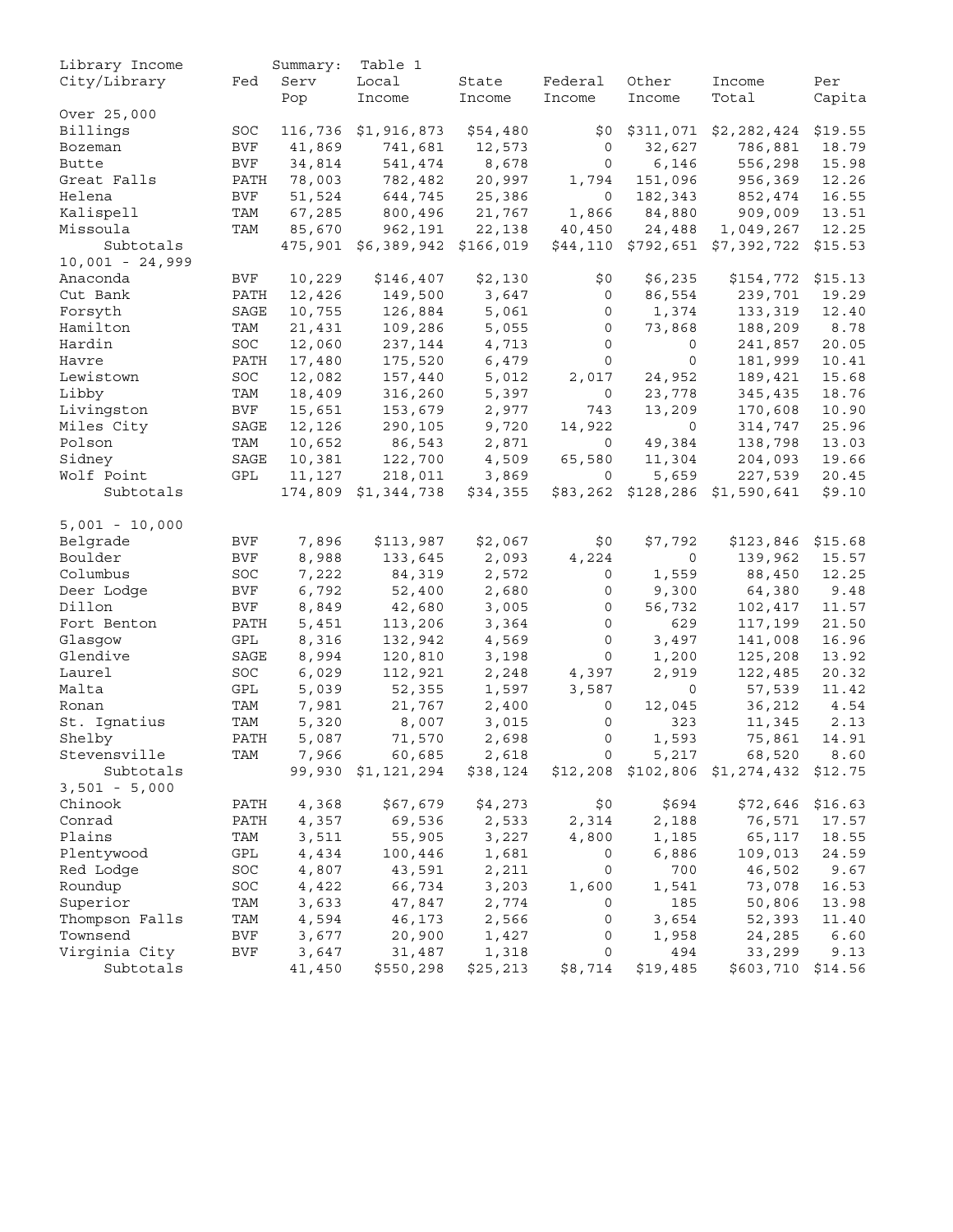Library Income Summary: Table 1

| City/Library | Fed | Serv Pop | Local Income | State Income | Federal Income | Other Income | Income Total | Per Capita |
|---|---|---|---|---|---|---|---|---|
| Over 25,000 | | | | | | | | |
| Billings | SOC | 116,736 | $1,916,873 | $54,480 | $0 | $311,071 | $2,282,424 | $19.55 |
| Bozeman | BVF | 41,869 | 741,681 | 12,573 | 0 | 32,627 | 786,881 | 18.79 |
| Butte | BVF | 34,814 | 541,474 | 8,678 | 0 | 6,146 | 556,298 | 15.98 |
| Great Falls | PATH | 78,003 | 782,482 | 20,997 | 1,794 | 151,096 | 956,369 | 12.26 |
| Helena | BVF | 51,524 | 644,745 | 25,386 | 0 | 182,343 | 852,474 | 16.55 |
| Kalispell | TAM | 67,285 | 800,496 | 21,767 | 1,866 | 84,880 | 909,009 | 13.51 |
| Missoula | TAM | 85,670 | 962,191 | 22,138 | 40,450 | 24,488 | 1,049,267 | 12.25 |
| Subtotals | | 475,901 | $6,389,942 | $166,019 | $44,110 | $792,651 | $7,392,722 | $15.53 |
| 10,001 - 24,999 | | | | | | | | |
| Anaconda | BVF | 10,229 | $146,407 | $2,130 | $0 | $6,235 | $154,772 | $15.13 |
| Cut Bank | PATH | 12,426 | 149,500 | 3,647 | 0 | 86,554 | 239,701 | 19.29 |
| Forsyth | SAGE | 10,755 | 126,884 | 5,061 | 0 | 1,374 | 133,319 | 12.40 |
| Hamilton | TAM | 21,431 | 109,286 | 5,055 | 0 | 73,868 | 188,209 | 8.78 |
| Hardin | SOC | 12,060 | 237,144 | 4,713 | 0 | 0 | 241,857 | 20.05 |
| Havre | PATH | 17,480 | 175,520 | 6,479 | 0 | 0 | 181,999 | 10.41 |
| Lewistown | SOC | 12,082 | 157,440 | 5,012 | 2,017 | 24,952 | 189,421 | 15.68 |
| Libby | TAM | 18,409 | 316,260 | 5,397 | 0 | 23,778 | 345,435 | 18.76 |
| Livingston | BVF | 15,651 | 153,679 | 2,977 | 743 | 13,209 | 170,608 | 10.90 |
| Miles City | SAGE | 12,126 | 290,105 | 9,720 | 14,922 | 0 | 314,747 | 25.96 |
| Polson | TAM | 10,652 | 86,543 | 2,871 | 0 | 49,384 | 138,798 | 13.03 |
| Sidney | SAGE | 10,381 | 122,700 | 4,509 | 65,580 | 11,304 | 204,093 | 19.66 |
| Wolf Point | GPL | 11,127 | 218,011 | 3,869 | 0 | 5,659 | 227,539 | 20.45 |
| Subtotals | | 174,809 | $1,344,738 | $34,355 | $83,262 | $128,286 | $1,590,641 | $9.10 |
| 5,001 - 10,000 | | | | | | | | |
| Belgrade | BVF | 7,896 | $113,987 | $2,067 | $0 | $7,792 | $123,846 | $15.68 |
| Boulder | BVF | 8,988 | 133,645 | 2,093 | 4,224 | 0 | 139,962 | 15.57 |
| Columbus | SOC | 7,222 | 84,319 | 2,572 | 0 | 1,559 | 88,450 | 12.25 |
| Deer Lodge | BVF | 6,792 | 52,400 | 2,680 | 0 | 9,300 | 64,380 | 9.48 |
| Dillon | BVF | 8,849 | 42,680 | 3,005 | 0 | 56,732 | 102,417 | 11.57 |
| Fort Benton | PATH | 5,451 | 113,206 | 3,364 | 0 | 629 | 117,199 | 21.50 |
| Glasgow | GPL | 8,316 | 132,942 | 4,569 | 0 | 3,497 | 141,008 | 16.96 |
| Glendive | SAGE | 8,994 | 120,810 | 3,198 | 0 | 1,200 | 125,208 | 13.92 |
| Laurel | SOC | 6,029 | 112,921 | 2,248 | 4,397 | 2,919 | 122,485 | 20.32 |
| Malta | GPL | 5,039 | 52,355 | 1,597 | 3,587 | 0 | 57,539 | 11.42 |
| Ronan | TAM | 7,981 | 21,767 | 2,400 | 0 | 12,045 | 36,212 | 4.54 |
| St. Ignatius | TAM | 5,320 | 8,007 | 3,015 | 0 | 323 | 11,345 | 2.13 |
| Shelby | PATH | 5,087 | 71,570 | 2,698 | 0 | 1,593 | 75,861 | 14.91 |
| Stevensville | TAM | 7,966 | 60,685 | 2,618 | 0 | 5,217 | 68,520 | 8.60 |
| Subtotals | | 99,930 | $1,121,294 | $38,124 | $12,208 | $102,806 | $1,274,432 | $12.75 |
| 3,501 - 5,000 | | | | | | | | |
| Chinook | PATH | 4,368 | $67,679 | $4,273 | $0 | $694 | $72,646 | $16.63 |
| Conrad | PATH | 4,357 | 69,536 | 2,533 | 2,314 | 2,188 | 76,571 | 17.57 |
| Plains | TAM | 3,511 | 55,905 | 3,227 | 4,800 | 1,185 | 65,117 | 18.55 |
| Plentywood | GPL | 4,434 | 100,446 | 1,681 | 0 | 6,886 | 109,013 | 24.59 |
| Red Lodge | SOC | 4,807 | 43,591 | 2,211 | 0 | 700 | 46,502 | 9.67 |
| Roundup | SOC | 4,422 | 66,734 | 3,203 | 1,600 | 1,541 | 73,078 | 16.53 |
| Superior | TAM | 3,633 | 47,847 | 2,774 | 0 | 185 | 50,806 | 13.98 |
| Thompson Falls | TAM | 4,594 | 46,173 | 2,566 | 0 | 3,654 | 52,393 | 11.40 |
| Townsend | BVF | 3,677 | 20,900 | 1,427 | 0 | 1,958 | 24,285 | 6.60 |
| Virginia City | BVF | 3,647 | 31,487 | 1,318 | 0 | 494 | 33,299 | 9.13 |
| Subtotals | | 41,450 | $550,298 | $25,213 | $8,714 | $19,485 | $603,710 | $14.56 |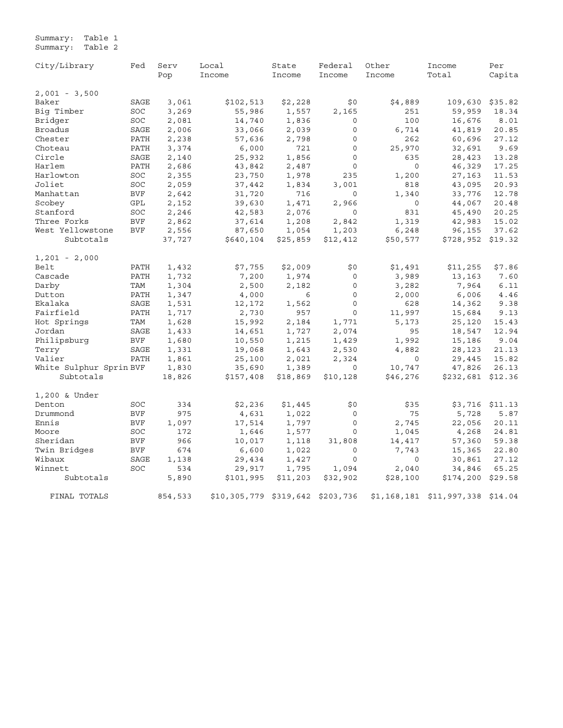Summary: Table 1
Summary: Table 2

| City/Library | Fed | Serv Pop | Local Income | State Income | Federal Income | Other Income | Income Total | Per Capita |
|---|---|---|---|---|---|---|---|---|
| 2,001 - 3,500 | | | | | | | | |
| Baker | SAGE | 3,061 | $102,513 | $2,228 | $0 | $4,889 | 109,630 | $35.82 |
| Big Timber | SOC | 3,269 | 55,986 | 1,557 | 2,165 | 251 | 59,959 | 18.34 |
| Bridger | SOC | 2,081 | 14,740 | 1,836 | 0 | 100 | 16,676 | 8.01 |
| Broadus | SAGE | 2,006 | 33,066 | 2,039 | 0 | 6,714 | 41,819 | 20.85 |
| Chester | PATH | 2,238 | 57,636 | 2,798 | 0 | 262 | 60,696 | 27.12 |
| Choteau | PATH | 3,374 | 6,000 | 721 | 0 | 25,970 | 32,691 | 9.69 |
| Circle | SAGE | 2,140 | 25,932 | 1,856 | 0 | 635 | 28,423 | 13.28 |
| Harlem | PATH | 2,686 | 43,842 | 2,487 | 0 | 0 | 46,329 | 17.25 |
| Harlowton | SOC | 2,355 | 23,750 | 1,978 | 235 | 1,200 | 27,163 | 11.53 |
| Joliet | SOC | 2,059 | 37,442 | 1,834 | 3,001 | 818 | 43,095 | 20.93 |
| Manhattan | BVF | 2,642 | 31,720 | 716 | 0 | 1,340 | 33,776 | 12.78 |
| Scobey | GPL | 2,152 | 39,630 | 1,471 | 2,966 | 0 | 44,067 | 20.48 |
| Stanford | SOC | 2,246 | 42,583 | 2,076 | 0 | 831 | 45,490 | 20.25 |
| Three Forks | BVF | 2,862 | 37,614 | 1,208 | 2,842 | 1,319 | 42,983 | 15.02 |
| West Yellowstone | BVF | 2,556 | 87,650 | 1,054 | 1,203 | 6,248 | 96,155 | 37.62 |
| Subtotals | | 37,727 | $640,104 | $25,859 | $12,412 | $50,577 | $728,952 | $19.32 |
| 1,201 - 2,000 | | | | | | | | |
| Belt | PATH | 1,432 | $7,755 | $2,009 | $0 | $1,491 | $11,255 | $7.86 |
| Cascade | PATH | 1,732 | 7,200 | 1,974 | 0 | 3,989 | 13,163 | 7.60 |
| Darby | TAM | 1,304 | 2,500 | 2,182 | 0 | 3,282 | 7,964 | 6.11 |
| Dutton | PATH | 1,347 | 4,000 | 6 | 0 | 2,000 | 6,006 | 4.46 |
| Ekalaka | SAGE | 1,531 | 12,172 | 1,562 | 0 | 628 | 14,362 | 9.38 |
| Fairfield | PATH | 1,717 | 2,730 | 957 | 0 | 11,997 | 15,684 | 9.13 |
| Hot Springs | TAM | 1,628 | 15,992 | 2,184 | 1,771 | 5,173 | 25,120 | 15.43 |
| Jordan | SAGE | 1,433 | 14,651 | 1,727 | 2,074 | 95 | 18,547 | 12.94 |
| Philipsburg | BVF | 1,680 | 10,550 | 1,215 | 1,429 | 1,992 | 15,186 | 9.04 |
| Terry | SAGE | 1,331 | 19,068 | 1,643 | 2,530 | 4,882 | 28,123 | 21.13 |
| Valier | PATH | 1,861 | 25,100 | 2,021 | 2,324 | 0 | 29,445 | 15.82 |
| White Sulphur Sprin | BVF | 1,830 | 35,690 | 1,389 | 0 | 10,747 | 47,826 | 26.13 |
| Subtotals | | 18,826 | $157,408 | $18,869 | $10,128 | $46,276 | $232,681 | $12.36 |
| 1,200 & Under | | | | | | | | |
| Denton | SOC | 334 | $2,236 | $1,445 | $0 | $35 | $3,716 | $11.13 |
| Drummond | BVF | 975 | 4,631 | 1,022 | 0 | 75 | 5,728 | 5.87 |
| Ennis | BVF | 1,097 | 17,514 | 1,797 | 0 | 2,745 | 22,056 | 20.11 |
| Moore | SOC | 172 | 1,646 | 1,577 | 0 | 1,045 | 4,268 | 24.81 |
| Sheridan | BVF | 966 | 10,017 | 1,118 | 31,808 | 14,417 | 57,360 | 59.38 |
| Twin Bridges | BVF | 674 | 6,600 | 1,022 | 0 | 7,743 | 15,365 | 22.80 |
| Wibaux | SAGE | 1,138 | 29,434 | 1,427 | 0 | 0 | 30,861 | 27.12 |
| Winnett | SOC | 534 | 29,917 | 1,795 | 1,094 | 2,040 | 34,846 | 65.25 |
| Subtotals | | 5,890 | $101,995 | $11,203 | $32,902 | $28,100 | $174,200 | $29.58 |
| FINAL TOTALS | | 854,533 | $10,305,779 | $319,642 | $203,736 | $1,168,181 | $11,997,338 | $14.04 |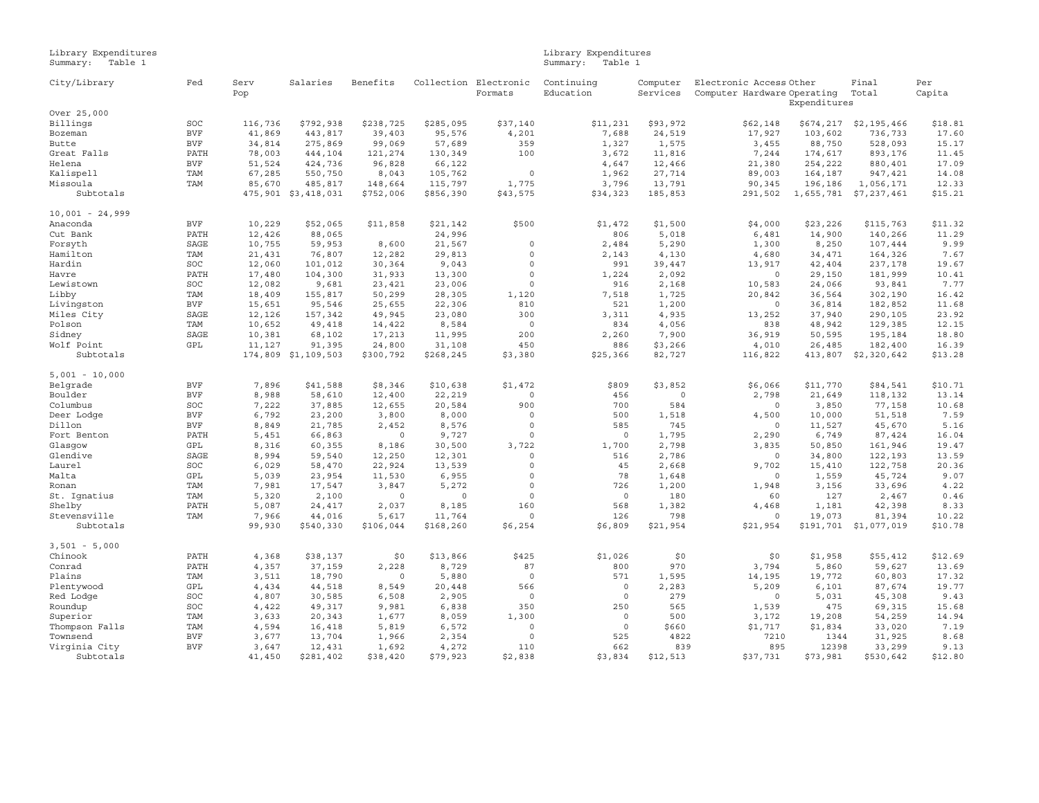Library Expenditures
Summary: Table 1

| City/Library | Fed | Serv Pop | Salaries | Benefits | Collection | Electronic Formats | Continuing Education | Computer Services | Electronic Access Computer Hardware | Other Operating Expenditures | Final Total | Per Capita |
|---|---|---|---|---|---|---|---|---|---|---|---|---|
| Over 25,000 | | | | | | | | | | | | |
| Billings | SOC | 116,736 | $792,938 | $238,725 | $285,095 | $37,140 | $11,231 | $93,972 | $62,148 | $674,217 | $2,195,466 | $18.81 |
| Bozeman | BVF | 41,869 | 443,817 | 39,403 | 95,576 | 4,201 | 7,688 | 24,519 | 17,927 | 103,602 | 736,733 | 17.60 |
| Butte | BVF | 34,814 | 275,869 | 99,069 | 57,689 | 359 | 1,327 | 1,575 | 3,455 | 88,750 | 528,093 | 15.17 |
| Great Falls | PATH | 78,003 | 444,104 | 121,274 | 130,349 | 100 | 3,672 | 11,816 | 7,244 | 174,617 | 893,176 | 11.45 |
| Helena | BVF | 51,524 | 424,736 | 96,828 | 66,122 | | 4,647 | 12,466 | 21,380 | 254,222 | 880,401 | 17.09 |
| Kalispell | TAM | 67,285 | 550,750 | 8,043 | 105,762 | 0 | 1,962 | 27,714 | 89,003 | 164,187 | 947,421 | 14.08 |
| Missoula | TAM | 85,670 | 485,817 | 148,664 | 115,797 | 1,775 | 3,796 | 13,791 | 90,345 | 196,186 | 1,056,171 | 12.33 |
| Subtotals | | 475,901 | $3,418,031 | $752,006 | $856,390 | $43,575 | $34,323 | 185,853 | 291,502 | 1,655,781 | $7,237,461 | $15.21 |
| 10,001 - 24,999 | | | | | | | | | | | | |
| Anaconda | BVF | 10,229 | $52,065 | $11,858 | $21,142 | $500 | $1,472 | $1,500 | $4,000 | $23,226 | $115,763 | $11.32 |
| Cut Bank | PATH | 12,426 | 88,065 | | 24,996 | | 806 | 5,018 | 6,481 | 14,900 | 140,266 | 11.29 |
| Forsyth | SAGE | 10,755 | 59,953 | 8,600 | 21,567 | 0 | 2,484 | 5,290 | 1,300 | 8,250 | 107,444 | 9.99 |
| Hamilton | TAM | 21,431 | 76,807 | 12,282 | 29,813 | 0 | 2,143 | 4,130 | 4,680 | 34,471 | 164,326 | 7.67 |
| Hardin | SOC | 12,060 | 101,012 | 30,364 | 9,043 | 0 | 991 | 39,447 | 13,917 | 42,404 | 237,178 | 19.67 |
| Havre | PATH | 17,480 | 104,300 | 31,933 | 13,300 | 0 | 1,224 | 2,092 | 0 | 29,150 | 181,999 | 10.41 |
| Lewistown | SOC | 12,082 | 9,681 | 23,421 | 23,006 | 0 | 916 | 2,168 | 10,583 | 24,066 | 93,841 | 7.77 |
| Libby | TAM | 18,409 | 155,817 | 50,299 | 28,305 | 1,120 | 7,518 | 1,725 | 20,842 | 36,564 | 302,190 | 16.42 |
| Livingston | BVF | 15,651 | 95,546 | 25,655 | 22,306 | 810 | 521 | 1,200 | 0 | 36,814 | 182,852 | 11.68 |
| Miles City | SAGE | 12,126 | 157,342 | 49,945 | 23,080 | 300 | 3,311 | 4,935 | 13,252 | 37,940 | 290,105 | 23.92 |
| Polson | TAM | 10,652 | 49,418 | 14,422 | 8,584 | 0 | 834 | 4,056 | 838 | 48,942 | 129,385 | 12.15 |
| Sidney | SAGE | 10,381 | 68,102 | 17,213 | 11,995 | 200 | 2,260 | 7,900 | 36,919 | 50,595 | 195,184 | 18.80 |
| Wolf Point | GPL | 11,127 | 91,395 | 24,800 | 31,108 | 450 | 886 | $3,266 | 4,010 | 26,485 | 182,400 | 16.39 |
| Subtotals | | 174,809 | $1,109,503 | $300,792 | $268,245 | $3,380 | $25,366 | 82,727 | 116,822 | 413,807 | $2,320,642 | $13.28 |
| 5,001 - 10,000 | | | | | | | | | | | | |
| Belgrade | BVF | 7,896 | $41,588 | $8,346 | $10,638 | $1,472 | $809 | $3,852 | $6,066 | $11,770 | $84,541 | $10.71 |
| Boulder | BVF | 8,988 | 58,610 | 12,400 | 22,219 | 0 | 456 | 0 | 2,798 | 21,649 | 118,132 | 13.14 |
| Columbus | SOC | 7,222 | 37,885 | 12,655 | 20,584 | 900 | 700 | 584 | 0 | 3,850 | 77,158 | 10.68 |
| Deer Lodge | BVF | 6,792 | 23,200 | 3,800 | 8,000 | 0 | 500 | 1,518 | 4,500 | 10,000 | 51,518 | 7.59 |
| Dillon | BVF | 8,849 | 21,785 | 2,452 | 8,576 | 0 | 585 | 745 | 0 | 11,527 | 45,670 | 5.16 |
| Fort Benton | PATH | 5,451 | 66,863 | 0 | 9,727 | 0 | 0 | 1,795 | 2,290 | 6,749 | 87,424 | 16.04 |
| Glasgow | GPL | 8,316 | 60,355 | 8,186 | 30,500 | 3,722 | 1,700 | 2,798 | 3,835 | 50,850 | 161,946 | 19.47 |
| Glendive | SAGE | 8,994 | 59,540 | 12,250 | 12,301 | 0 | 516 | 2,786 | 0 | 34,800 | 122,193 | 13.59 |
| Laurel | SOC | 6,029 | 58,470 | 22,924 | 13,539 | 0 | 45 | 2,668 | 9,702 | 15,410 | 122,758 | 20.36 |
| Malta | GPL | 5,039 | 23,954 | 11,530 | 6,955 | 0 | 78 | 1,648 | 0 | 1,559 | 45,724 | 9.07 |
| Ronan | TAM | 7,981 | 17,547 | 3,847 | 5,272 | 0 | 726 | 1,200 | 1,948 | 3,156 | 33,696 | 4.22 |
| St. Ignatius | TAM | 5,320 | 2,100 | 0 | 0 | 0 | 0 | 180 | 60 | 127 | 2,467 | 0.46 |
| Shelby | PATH | 5,087 | 24,417 | 2,037 | 8,185 | 160 | 568 | 1,382 | 4,468 | 1,181 | 42,398 | 8.33 |
| Stevensville | TAM | 7,966 | 44,016 | 5,617 | 11,764 | 0 | 126 | 798 | 0 | 19,073 | 81,394 | 10.22 |
| Subtotals | | 99,930 | $540,330 | $106,044 | $168,260 | $6,254 | $6,809 | $21,954 | $21,954 | $191,701 | $1,077,019 | $10.78 |
| 3,501 - 5,000 | | | | | | | | | | | | |
| Chinook | PATH | 4,368 | $38,137 | $0 | $13,866 | $425 | $1,026 | $0 | $0 | $1,958 | $55,412 | $12.69 |
| Conrad | PATH | 4,357 | 37,159 | 2,228 | 8,729 | 87 | 800 | 970 | 3,794 | 5,860 | 59,627 | 13.69 |
| Plains | TAM | 3,511 | 18,790 | 0 | 5,880 | 0 | 571 | 1,595 | 14,195 | 19,772 | 60,803 | 17.32 |
| Plentywood | GPL | 4,434 | 44,518 | 8,549 | 20,448 | 566 | 0 | 2,283 | 5,209 | 6,101 | 87,674 | 19.77 |
| Red Lodge | SOC | 4,807 | 30,585 | 6,508 | 2,905 | 0 | 0 | 279 | 0 | 5,031 | 45,308 | 9.43 |
| Roundup | SOC | 4,422 | 49,317 | 9,981 | 6,838 | 350 | 250 | 565 | 1,539 | 475 | 69,315 | 15.68 |
| Superior | TAM | 3,633 | 20,343 | 1,677 | 8,059 | 1,300 | 0 | 500 | 3,172 | 19,208 | 54,259 | 14.94 |
| Thompson Falls | TAM | 4,594 | 16,418 | 5,819 | 6,572 | 0 | 0 | $660 | $1,717 | $1,834 | 33,020 | 7.19 |
| Townsend | BVF | 3,677 | 13,704 | 1,966 | 2,354 | 0 | 525 | 4822 | 7210 | 1344 | 31,925 | 8.68 |
| Virginia City | BVF | 3,647 | 12,431 | 1,692 | 4,272 | 110 | 662 | 839 | 895 | 12398 | 33,299 | 9.13 |
| Subtotals | | 41,450 | $281,402 | $38,420 | $79,923 | $2,838 | $3,834 | $12,513 | $37,731 | $73,981 | $530,642 | $12.80 |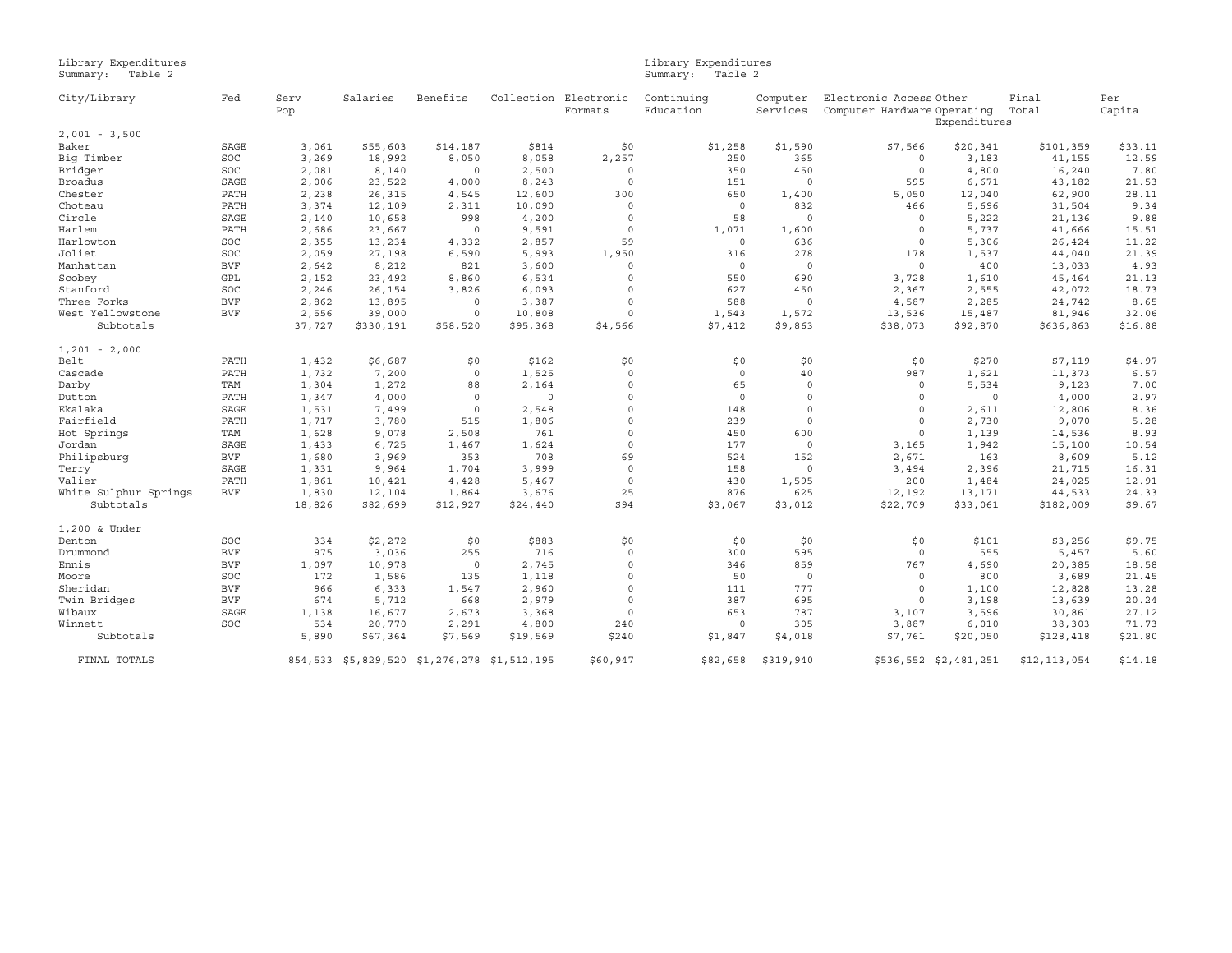Library Expenditures
Summary: Table 2

| City/Library | Fed | Serv Pop | Salaries | Benefits | Collection | Electronic Formats | Continuing Education | Computer Services | Electronic Access Computer Hardware | Other Operating Expenditures | Final Total | Per Capita |
|---|---|---|---|---|---|---|---|---|---|---|---|---|
| 2,001 - 3,500 | | | | | | | | | | | | |
| Baker | SAGE | 3,061 | $55,603 | $14,187 | $814 | $0 | $1,258 | $1,590 | $7,566 | $20,341 | $101,359 | $33.11 |
| Big Timber | SOC | 3,269 | 18,992 | 8,050 | 8,058 | 2,257 | 250 | 365 | 0 | 3,183 | 41,155 | 12.59 |
| Bridger | SOC | 2,081 | 8,140 | 0 | 2,500 | 0 | 350 | 450 | 0 | 4,800 | 16,240 | 7.80 |
| Broadus | SAGE | 2,006 | 23,522 | 4,000 | 8,243 | 0 | 151 | 0 | 595 | 6,671 | 43,182 | 21.53 |
| Chester | PATH | 2,238 | 26,315 | 4,545 | 12,600 | 300 | 650 | 1,400 | 5,050 | 12,040 | 62,900 | 28.11 |
| Choteau | PATH | 3,374 | 12,109 | 2,311 | 10,090 | 0 | 0 | 832 | 466 | 5,696 | 31,504 | 9.34 |
| Circle | SAGE | 2,140 | 10,658 | 998 | 4,200 | 0 | 58 | 0 | 0 | 5,222 | 21,136 | 9.88 |
| Harlem | PATH | 2,686 | 23,667 | 0 | 9,591 | 0 | 1,071 | 1,600 | 0 | 5,737 | 41,666 | 15.51 |
| Harlowton | SOC | 2,355 | 13,234 | 4,332 | 2,857 | 59 | 0 | 636 | 0 | 5,306 | 26,424 | 11.22 |
| Joliet | SOC | 2,059 | 27,198 | 6,590 | 5,993 | 1,950 | 316 | 278 | 178 | 1,537 | 44,040 | 21.39 |
| Manhattan | BVF | 2,642 | 8,212 | 821 | 3,600 | 0 | 0 | 0 | 0 | 400 | 13,033 | 4.93 |
| Scobey | GPL | 2,152 | 23,492 | 8,860 | 6,534 | 0 | 550 | 690 | 3,728 | 1,610 | 45,464 | 21.13 |
| Stanford | SOC | 2,246 | 26,154 | 3,826 | 6,093 | 0 | 627 | 450 | 2,367 | 2,555 | 42,072 | 18.73 |
| Three Forks | BVF | 2,862 | 13,895 | 0 | 3,387 | 0 | 588 | 0 | 4,587 | 2,285 | 24,742 | 8.65 |
| West Yellowstone | BVF | 2,556 | 39,000 | 0 | 10,808 | 0 | 1,543 | 1,572 | 13,536 | 15,487 | 81,946 | 32.06 |
| Subtotals | | 37,727 | $330,191 | $58,520 | $95,368 | $4,566 | $7,412 | $9,863 | $38,073 | $92,870 | $636,863 | $16.88 |
| 1,201 - 2,000 | | | | | | | | | | | | |
| Belt | PATH | 1,432 | $6,687 | $0 | $162 | $0 | $0 | $0 | $0 | $270 | $7,119 | $4.97 |
| Cascade | PATH | 1,732 | 7,200 | 0 | 1,525 | 0 | 0 | 40 | 987 | 1,621 | 11,373 | 6.57 |
| Darby | TAM | 1,304 | 1,272 | 88 | 2,164 | 0 | 65 | 0 | 0 | 5,534 | 9,123 | 7.00 |
| Dutton | PATH | 1,347 | 4,000 | 0 | 0 | 0 | 0 | 0 | 0 | 0 | 4,000 | 2.97 |
| Ekalaka | SAGE | 1,531 | 7,499 | 0 | 2,548 | 0 | 148 | 0 | 0 | 2,611 | 12,806 | 8.36 |
| Fairfield | PATH | 1,717 | 3,780 | 515 | 1,806 | 0 | 239 | 0 | 0 | 2,730 | 9,070 | 5.28 |
| Hot Springs | TAM | 1,628 | 9,078 | 2,508 | 761 | 0 | 450 | 600 | 0 | 1,139 | 14,536 | 8.93 |
| Jordan | SAGE | 1,433 | 6,725 | 1,467 | 1,624 | 0 | 177 | 0 | 3,165 | 1,942 | 15,100 | 10.54 |
| Philipsburg | BVF | 1,680 | 3,969 | 353 | 708 | 69 | 524 | 152 | 2,671 | 163 | 8,609 | 5.12 |
| Terry | SAGE | 1,331 | 9,964 | 1,704 | 3,999 | 0 | 158 | 0 | 3,494 | 2,396 | 21,715 | 16.31 |
| Valier | PATH | 1,861 | 10,421 | 4,428 | 5,467 | 0 | 430 | 1,595 | 200 | 1,484 | 24,025 | 12.91 |
| White Sulphur Springs | BVF | 1,830 | 12,104 | 1,864 | 3,676 | 25 | 876 | 625 | 12,192 | 13,171 | 44,533 | 24.33 |
| Subtotals | | 18,826 | $82,699 | $12,927 | $24,440 | $94 | $3,067 | $3,012 | $22,709 | $33,061 | $182,009 | $9.67 |
| 1,200 & Under | | | | | | | | | | | | |
| Denton | SOC | 334 | $2,272 | $0 | $883 | $0 | $0 | $0 | $0 | $101 | $3,256 | $9.75 |
| Drummond | BVF | 975 | 3,036 | 255 | 716 | 0 | 300 | 595 | 0 | 555 | 5,457 | 5.60 |
| Ennis | BVF | 1,097 | 10,978 | 0 | 2,745 | 0 | 346 | 859 | 767 | 4,690 | 20,385 | 18.58 |
| Moore | SOC | 172 | 1,586 | 135 | 1,118 | 0 | 50 | 0 | 0 | 800 | 3,689 | 21.45 |
| Sheridan | BVF | 966 | 6,333 | 1,547 | 2,960 | 0 | 111 | 777 | 0 | 1,100 | 12,828 | 13.28 |
| Twin Bridges | BVF | 674 | 5,712 | 668 | 2,979 | 0 | 387 | 695 | 0 | 3,198 | 13,639 | 20.24 |
| Wibaux | SAGE | 1,138 | 16,677 | 2,673 | 3,368 | 0 | 653 | 787 | 3,107 | 3,596 | 30,861 | 27.12 |
| Winnett | SOC | 534 | 20,770 | 2,291 | 4,800 | 240 | 0 | 305 | 3,887 | 6,010 | 38,303 | 71.73 |
| Subtotals | | 5,890 | $67,364 | $7,569 | $19,569 | $240 | $1,847 | $4,018 | $7,761 | $20,050 | $128,418 | $21.80 |
| FINAL TOTALS | | 854,533 | $5,829,520 | $1,276,278 | $1,512,195 | $60,947 | $82,658 | $319,940 | $536,552 | $2,481,251 | $12,113,054 | $14.18 |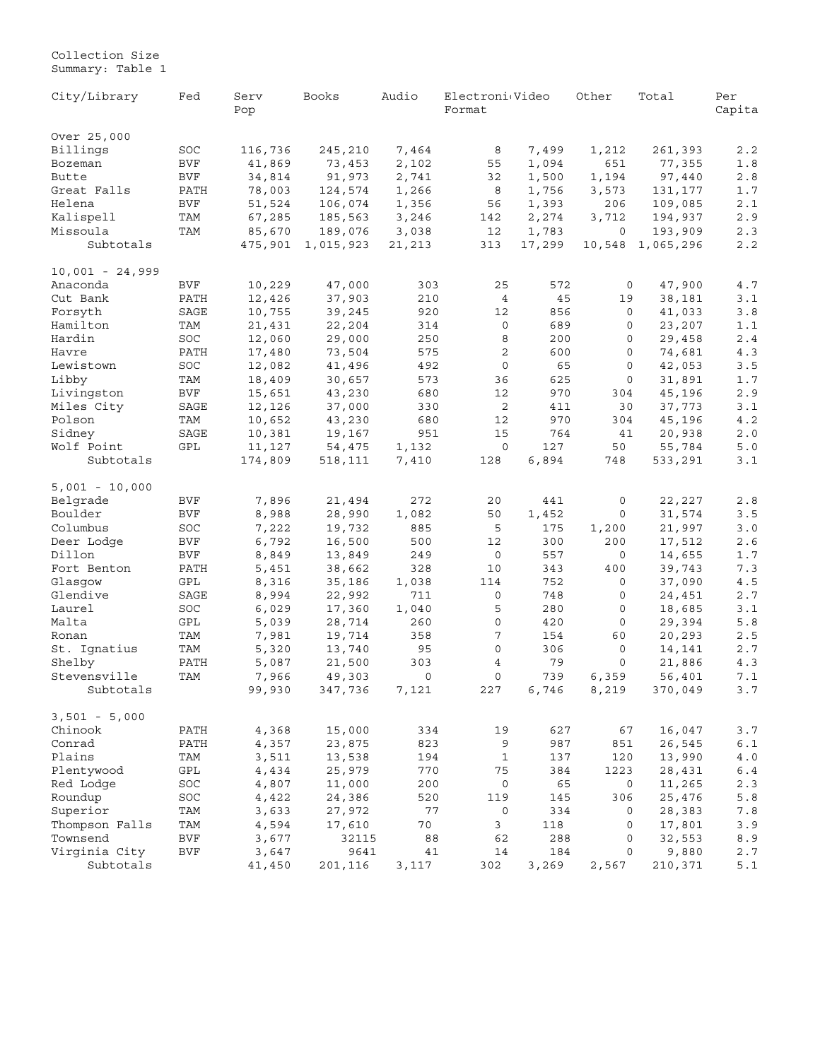Collection Size
Summary: Table 1

| City/Library | Fed | Serv Pop | Books | Audio | Electroni Format | Video | Other | Total | Per Capita |
|---|---|---|---|---|---|---|---|---|---|
| Over 25,000 | | | | | | | | | |
| Billings | SOC | 116,736 | 245,210 | 7,464 | 8 | 7,499 | 1,212 | 261,393 | 2.2 |
| Bozeman | BVF | 41,869 | 73,453 | 2,102 | 55 | 1,094 | 651 | 77,355 | 1.8 |
| Butte | BVF | 34,814 | 91,973 | 2,741 | 32 | 1,500 | 1,194 | 97,440 | 2.8 |
| Great Falls | PATH | 78,003 | 124,574 | 1,266 | 8 | 1,756 | 3,573 | 131,177 | 1.7 |
| Helena | BVF | 51,524 | 106,074 | 1,356 | 56 | 1,393 | 206 | 109,085 | 2.1 |
| Kalispell | TAM | 67,285 | 185,563 | 3,246 | 142 | 2,274 | 3,712 | 194,937 | 2.9 |
| Missoula | TAM | 85,670 | 189,076 | 3,038 | 12 | 1,783 | 0 | 193,909 | 2.3 |
| Subtotals | | 475,901 | 1,015,923 | 21,213 | 313 | 17,299 | 10,548 | 1,065,296 | 2.2 |
| 10,001 - 24,999 | | | | | | | | | |
| Anaconda | BVF | 10,229 | 47,000 | 303 | 25 | 572 | 0 | 47,900 | 4.7 |
| Cut Bank | PATH | 12,426 | 37,903 | 210 | 4 | 45 | 19 | 38,181 | 3.1 |
| Forsyth | SAGE | 10,755 | 39,245 | 920 | 12 | 856 | 0 | 41,033 | 3.8 |
| Hamilton | TAM | 21,431 | 22,204 | 314 | 0 | 689 | 0 | 23,207 | 1.1 |
| Hardin | SOC | 12,060 | 29,000 | 250 | 8 | 200 | 0 | 29,458 | 2.4 |
| Havre | PATH | 17,480 | 73,504 | 575 | 2 | 600 | 0 | 74,681 | 4.3 |
| Lewistown | SOC | 12,082 | 41,496 | 492 | 0 | 65 | 0 | 42,053 | 3.5 |
| Libby | TAM | 18,409 | 30,657 | 573 | 36 | 625 | 0 | 31,891 | 1.7 |
| Livingston | BVF | 15,651 | 43,230 | 680 | 12 | 970 | 304 | 45,196 | 2.9 |
| Miles City | SAGE | 12,126 | 37,000 | 330 | 2 | 411 | 30 | 37,773 | 3.1 |
| Polson | TAM | 10,652 | 43,230 | 680 | 12 | 970 | 304 | 45,196 | 4.2 |
| Sidney | SAGE | 10,381 | 19,167 | 951 | 15 | 764 | 41 | 20,938 | 2.0 |
| Wolf Point | GPL | 11,127 | 54,475 | 1,132 | 0 | 127 | 50 | 55,784 | 5.0 |
| Subtotals | | 174,809 | 518,111 | 7,410 | 128 | 6,894 | 748 | 533,291 | 3.1 |
| 5,001 - 10,000 | | | | | | | | | |
| Belgrade | BVF | 7,896 | 21,494 | 272 | 20 | 441 | 0 | 22,227 | 2.8 |
| Boulder | BVF | 8,988 | 28,990 | 1,082 | 50 | 1,452 | 0 | 31,574 | 3.5 |
| Columbus | SOC | 7,222 | 19,732 | 885 | 5 | 175 | 1,200 | 21,997 | 3.0 |
| Deer Lodge | BVF | 6,792 | 16,500 | 500 | 12 | 300 | 200 | 17,512 | 2.6 |
| Dillon | BVF | 8,849 | 13,849 | 249 | 0 | 557 | 0 | 14,655 | 1.7 |
| Fort Benton | PATH | 5,451 | 38,662 | 328 | 10 | 343 | 400 | 39,743 | 7.3 |
| Glasgow | GPL | 8,316 | 35,186 | 1,038 | 114 | 752 | 0 | 37,090 | 4.5 |
| Glendive | SAGE | 8,994 | 22,992 | 711 | 0 | 748 | 0 | 24,451 | 2.7 |
| Laurel | SOC | 6,029 | 17,360 | 1,040 | 5 | 280 | 0 | 18,685 | 3.1 |
| Malta | GPL | 5,039 | 28,714 | 260 | 0 | 420 | 0 | 29,394 | 5.8 |
| Ronan | TAM | 7,981 | 19,714 | 358 | 7 | 154 | 60 | 20,293 | 2.5 |
| St. Ignatius | TAM | 5,320 | 13,740 | 95 | 0 | 306 | 0 | 14,141 | 2.7 |
| Shelby | PATH | 5,087 | 21,500 | 303 | 4 | 79 | 0 | 21,886 | 4.3 |
| Stevensville | TAM | 7,966 | 49,303 | 0 | 0 | 739 | 6,359 | 56,401 | 7.1 |
| Subtotals | | 99,930 | 347,736 | 7,121 | 227 | 6,746 | 8,219 | 370,049 | 3.7 |
| 3,501 - 5,000 | | | | | | | | | |
| Chinook | PATH | 4,368 | 15,000 | 334 | 19 | 627 | 67 | 16,047 | 3.7 |
| Conrad | PATH | 4,357 | 23,875 | 823 | 9 | 987 | 851 | 26,545 | 6.1 |
| Plains | TAM | 3,511 | 13,538 | 194 | 1 | 137 | 120 | 13,990 | 4.0 |
| Plentywood | GPL | 4,434 | 25,979 | 770 | 75 | 384 | 1223 | 28,431 | 6.4 |
| Red Lodge | SOC | 4,807 | 11,000 | 200 | 0 | 65 | 0 | 11,265 | 2.3 |
| Roundup | SOC | 4,422 | 24,386 | 520 | 119 | 145 | 306 | 25,476 | 5.8 |
| Superior | TAM | 3,633 | 27,972 | 77 | 0 | 334 | 0 | 28,383 | 7.8 |
| Thompson Falls | TAM | 4,594 | 17,610 | 70 | 3 | 118 | 0 | 17,801 | 3.9 |
| Townsend | BVF | 3,677 | 32115 | 88 | 62 | 288 | 0 | 32,553 | 8.9 |
| Virginia City | BVF | 3,647 | 9641 | 41 | 14 | 184 | 0 | 9,880 | 2.7 |
| Subtotals | | 41,450 | 201,116 | 3,117 | 302 | 3,269 | 2,567 | 210,371 | 5.1 |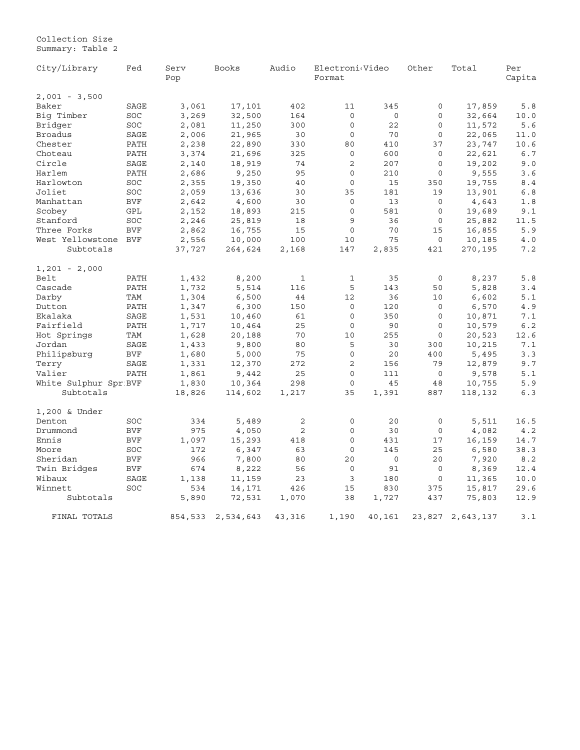Collection Size
Summary: Table 2

| City/Library | Fed | Serv Pop | Books | Audio | Electroni Format | Video | Other | Total | Per Capita |
|---|---|---|---|---|---|---|---|---|---|
| 2,001 - 3,500 | | | | | | | | | |
| Baker | SAGE | 3,061 | 17,101 | 402 | 11 | 345 | 0 | 17,859 | 5.8 |
| Big Timber | SOC | 3,269 | 32,500 | 164 | 0 | 0 | 0 | 32,664 | 10.0 |
| Bridger | SOC | 2,081 | 11,250 | 300 | 0 | 22 | 0 | 11,572 | 5.6 |
| Broadus | SAGE | 2,006 | 21,965 | 30 | 0 | 70 | 0 | 22,065 | 11.0 |
| Chester | PATH | 2,238 | 22,890 | 330 | 80 | 410 | 37 | 23,747 | 10.6 |
| Choteau | PATH | 3,374 | 21,696 | 325 | 0 | 600 | 0 | 22,621 | 6.7 |
| Circle | SAGE | 2,140 | 18,919 | 74 | 2 | 207 | 0 | 19,202 | 9.0 |
| Harlem | PATH | 2,686 | 9,250 | 95 | 0 | 210 | 0 | 9,555 | 3.6 |
| Harlowton | SOC | 2,355 | 19,350 | 40 | 0 | 15 | 350 | 19,755 | 8.4 |
| Joliet | SOC | 2,059 | 13,636 | 30 | 35 | 181 | 19 | 13,901 | 6.8 |
| Manhattan | BVF | 2,642 | 4,600 | 30 | 0 | 13 | 0 | 4,643 | 1.8 |
| Scobey | GPL | 2,152 | 18,893 | 215 | 0 | 581 | 0 | 19,689 | 9.1 |
| Stanford | SOC | 2,246 | 25,819 | 18 | 9 | 36 | 0 | 25,882 | 11.5 |
| Three Forks | BVF | 2,862 | 16,755 | 15 | 0 | 70 | 15 | 16,855 | 5.9 |
| West Yellowstone | BVF | 2,556 | 10,000 | 100 | 10 | 75 | 0 | 10,185 | 4.0 |
| Subtotals | | 37,727 | 264,624 | 2,168 | 147 | 2,835 | 421 | 270,195 | 7.2 |
| 1,201 - 2,000 | | | | | | | | | |
| Belt | PATH | 1,432 | 8,200 | 1 | 1 | 35 | 0 | 8,237 | 5.8 |
| Cascade | PATH | 1,732 | 5,514 | 116 | 5 | 143 | 50 | 5,828 | 3.4 |
| Darby | TAM | 1,304 | 6,500 | 44 | 12 | 36 | 10 | 6,602 | 5.1 |
| Dutton | PATH | 1,347 | 6,300 | 150 | 0 | 120 | 0 | 6,570 | 4.9 |
| Ekalaka | SAGE | 1,531 | 10,460 | 61 | 0 | 350 | 0 | 10,871 | 7.1 |
| Fairfield | PATH | 1,717 | 10,464 | 25 | 0 | 90 | 0 | 10,579 | 6.2 |
| Hot Springs | TAM | 1,628 | 20,188 | 70 | 10 | 255 | 0 | 20,523 | 12.6 |
| Jordan | SAGE | 1,433 | 9,800 | 80 | 5 | 30 | 300 | 10,215 | 7.1 |
| Philipsburg | BVF | 1,680 | 5,000 | 75 | 0 | 20 | 400 | 5,495 | 3.3 |
| Terry | SAGE | 1,331 | 12,370 | 272 | 2 | 156 | 79 | 12,879 | 9.7 |
| Valier | PATH | 1,861 | 9,442 | 25 | 0 | 111 | 0 | 9,578 | 5.1 |
| White Sulphur Spr | BVF | 1,830 | 10,364 | 298 | 0 | 45 | 48 | 10,755 | 5.9 |
| Subtotals | | 18,826 | 114,602 | 1,217 | 35 | 1,391 | 887 | 118,132 | 6.3 |
| 1,200 & Under | | | | | | | | | |
| Denton | SOC | 334 | 5,489 | 2 | 0 | 20 | 0 | 5,511 | 16.5 |
| Drummond | BVF | 975 | 4,050 | 2 | 0 | 30 | 0 | 4,082 | 4.2 |
| Ennis | BVF | 1,097 | 15,293 | 418 | 0 | 431 | 17 | 16,159 | 14.7 |
| Moore | SOC | 172 | 6,347 | 63 | 0 | 145 | 25 | 6,580 | 38.3 |
| Sheridan | BVF | 966 | 7,800 | 80 | 20 | 0 | 20 | 7,920 | 8.2 |
| Twin Bridges | BVF | 674 | 8,222 | 56 | 0 | 91 | 0 | 8,369 | 12.4 |
| Wibaux | SAGE | 1,138 | 11,159 | 23 | 3 | 180 | 0 | 11,365 | 10.0 |
| Winnett | SOC | 534 | 14,171 | 426 | 15 | 830 | 375 | 15,817 | 29.6 |
| Subtotals | | 5,890 | 72,531 | 1,070 | 38 | 1,727 | 437 | 75,803 | 12.9 |
| FINAL TOTALS | | 854,533 | 2,534,643 | 43,316 | 1,190 | 40,161 | 23,827 | 2,643,137 | 3.1 |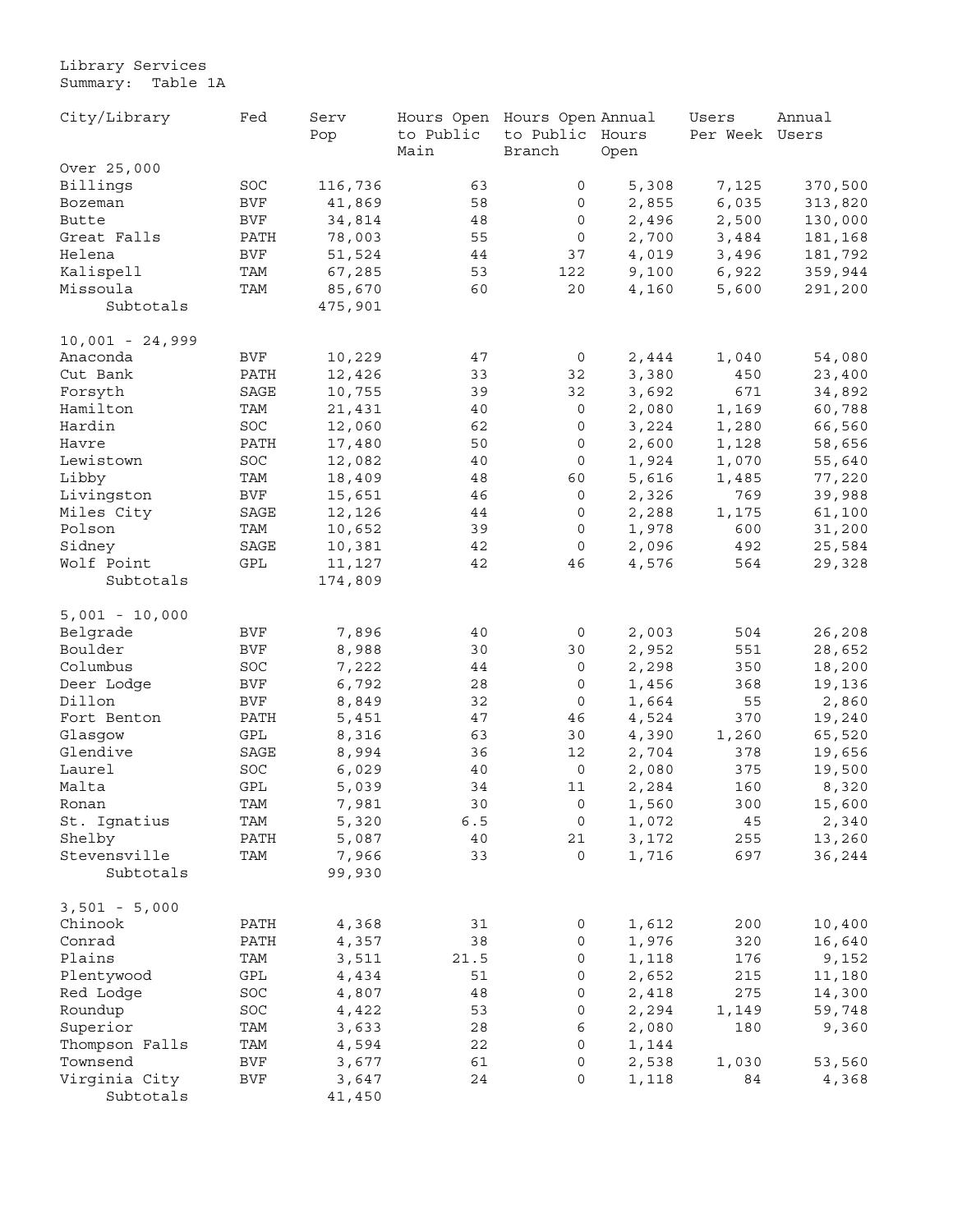Library Services
Summary: Table 1A

| City/Library | Fed | Serv Pop | Hours Open to Public Main | Hours Open to Public Branch | Annual Hours Open | Users Per Week | Annual Users |
|---|---|---|---|---|---|---|---|
| Over 25,000 | | | | | | | |
| Billings | SOC | 116,736 | 63 | 0 | 5,308 | 7,125 | 370,500 |
| Bozeman | BVF | 41,869 | 58 | 0 | 2,855 | 6,035 | 313,820 |
| Butte | BVF | 34,814 | 48 | 0 | 2,496 | 2,500 | 130,000 |
| Great Falls | PATH | 78,003 | 55 | 0 | 2,700 | 3,484 | 181,168 |
| Helena | BVF | 51,524 | 44 | 37 | 4,019 | 3,496 | 181,792 |
| Kalispell | TAM | 67,285 | 53 | 122 | 9,100 | 6,922 | 359,944 |
| Missoula | TAM | 85,670 | 60 | 20 | 4,160 | 5,600 | 291,200 |
| Subtotals | | 475,901 | | | | | |
| 10,001 - 24,999 | | | | | | | |
| Anaconda | BVF | 10,229 | 47 | 0 | 2,444 | 1,040 | 54,080 |
| Cut Bank | PATH | 12,426 | 33 | 32 | 3,380 | 450 | 23,400 |
| Forsyth | SAGE | 10,755 | 39 | 32 | 3,692 | 671 | 34,892 |
| Hamilton | TAM | 21,431 | 40 | 0 | 2,080 | 1,169 | 60,788 |
| Hardin | SOC | 12,060 | 62 | 0 | 3,224 | 1,280 | 66,560 |
| Havre | PATH | 17,480 | 50 | 0 | 2,600 | 1,128 | 58,656 |
| Lewistown | SOC | 12,082 | 40 | 0 | 1,924 | 1,070 | 55,640 |
| Libby | TAM | 18,409 | 48 | 60 | 5,616 | 1,485 | 77,220 |
| Livingston | BVF | 15,651 | 46 | 0 | 2,326 | 769 | 39,988 |
| Miles City | SAGE | 12,126 | 44 | 0 | 2,288 | 1,175 | 61,100 |
| Polson | TAM | 10,652 | 39 | 0 | 1,978 | 600 | 31,200 |
| Sidney | SAGE | 10,381 | 42 | 0 | 2,096 | 492 | 25,584 |
| Wolf Point | GPL | 11,127 | 42 | 46 | 4,576 | 564 | 29,328 |
| Subtotals | | 174,809 | | | | | |
| 5,001 - 10,000 | | | | | | | |
| Belgrade | BVF | 7,896 | 40 | 0 | 2,003 | 504 | 26,208 |
| Boulder | BVF | 8,988 | 30 | 30 | 2,952 | 551 | 28,652 |
| Columbus | SOC | 7,222 | 44 | 0 | 2,298 | 350 | 18,200 |
| Deer Lodge | BVF | 6,792 | 28 | 0 | 1,456 | 368 | 19,136 |
| Dillon | BVF | 8,849 | 32 | 0 | 1,664 | 55 | 2,860 |
| Fort Benton | PATH | 5,451 | 47 | 46 | 4,524 | 370 | 19,240 |
| Glasgow | GPL | 8,316 | 63 | 30 | 4,390 | 1,260 | 65,520 |
| Glendive | SAGE | 8,994 | 36 | 12 | 2,704 | 378 | 19,656 |
| Laurel | SOC | 6,029 | 40 | 0 | 2,080 | 375 | 19,500 |
| Malta | GPL | 5,039 | 34 | 11 | 2,284 | 160 | 8,320 |
| Ronan | TAM | 7,981 | 30 | 0 | 1,560 | 300 | 15,600 |
| St. Ignatius | TAM | 5,320 | 6.5 | 0 | 1,072 | 45 | 2,340 |
| Shelby | PATH | 5,087 | 40 | 21 | 3,172 | 255 | 13,260 |
| Stevensville | TAM | 7,966 | 33 | 0 | 1,716 | 697 | 36,244 |
| Subtotals | | 99,930 | | | | | |
| 3,501 - 5,000 | | | | | | | |
| Chinook | PATH | 4,368 | 31 | 0 | 1,612 | 200 | 10,400 |
| Conrad | PATH | 4,357 | 38 | 0 | 1,976 | 320 | 16,640 |
| Plains | TAM | 3,511 | 21.5 | 0 | 1,118 | 176 | 9,152 |
| Plentywood | GPL | 4,434 | 51 | 0 | 2,652 | 215 | 11,180 |
| Red Lodge | SOC | 4,807 | 48 | 0 | 2,418 | 275 | 14,300 |
| Roundup | SOC | 4,422 | 53 | 0 | 2,294 | 1,149 | 59,748 |
| Superior | TAM | 3,633 | 28 | 6 | 2,080 | 180 | 9,360 |
| Thompson Falls | TAM | 4,594 | 22 | 0 | 1,144 | | |
| Townsend | BVF | 3,677 | 61 | 0 | 2,538 | 1,030 | 53,560 |
| Virginia City | BVF | 3,647 | 24 | 0 | 1,118 | 84 | 4,368 |
| Subtotals | | 41,450 | | | | | |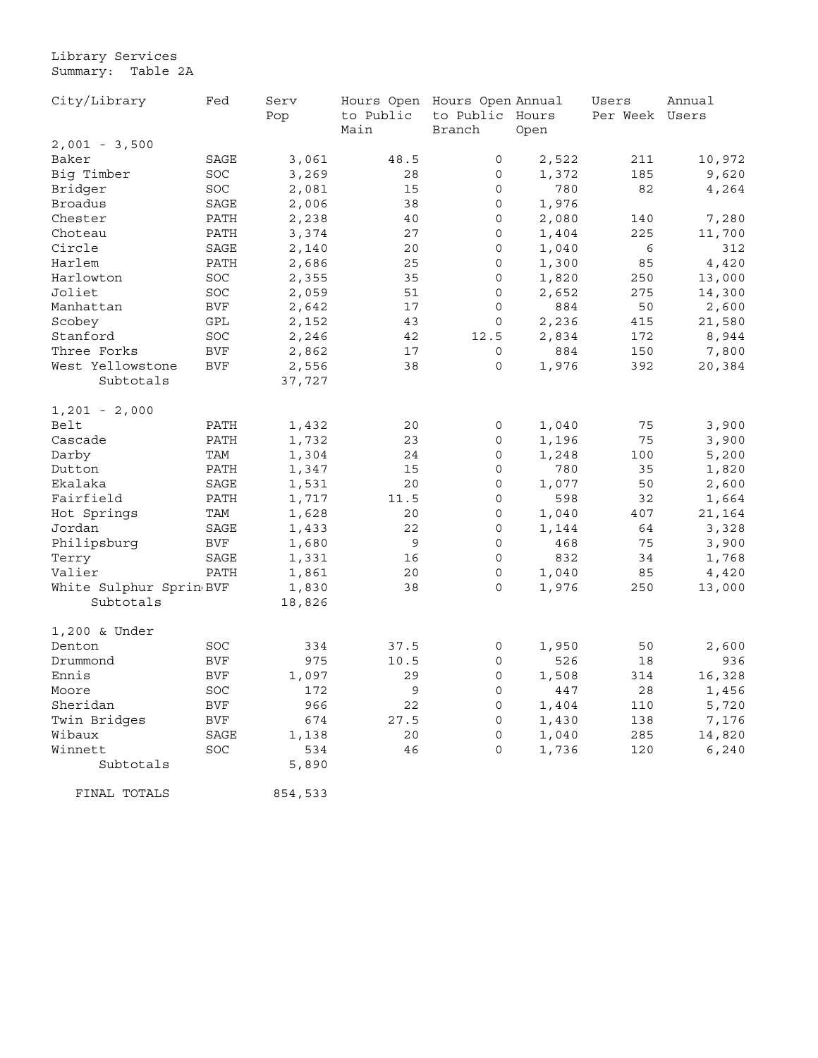Library Services
Summary: Table 2A

| City/Library | Fed | Serv Pop | Hours Open to Public Main | Hours Open to Public Branch | Annual Hours Open | Users Per Week | Annual Users |
|---|---|---|---|---|---|---|---|
| 2,001 - 3,500 | | | | | | | |
| Baker | SAGE | 3,061 | 48.5 | 0 | 2,522 | 211 | 10,972 |
| Big Timber | SOC | 3,269 | 28 | 0 | 1,372 | 185 | 9,620 |
| Bridger | SOC | 2,081 | 15 | 0 | 780 | 82 | 4,264 |
| Broadus | SAGE | 2,006 | 38 | 0 | 1,976 | | |
| Chester | PATH | 2,238 | 40 | 0 | 2,080 | 140 | 7,280 |
| Choteau | PATH | 3,374 | 27 | 0 | 1,404 | 225 | 11,700 |
| Circle | SAGE | 2,140 | 20 | 0 | 1,040 | 6 | 312 |
| Harlem | PATH | 2,686 | 25 | 0 | 1,300 | 85 | 4,420 |
| Harlowton | SOC | 2,355 | 35 | 0 | 1,820 | 250 | 13,000 |
| Joliet | SOC | 2,059 | 51 | 0 | 2,652 | 275 | 14,300 |
| Manhattan | BVF | 2,642 | 17 | 0 | 884 | 50 | 2,600 |
| Scobey | GPL | 2,152 | 43 | 0 | 2,236 | 415 | 21,580 |
| Stanford | SOC | 2,246 | 42 | 12.5 | 2,834 | 172 | 8,944 |
| Three Forks | BVF | 2,862 | 17 | 0 | 884 | 150 | 7,800 |
| West Yellowstone | BVF | 2,556 | 38 | 0 | 1,976 | 392 | 20,384 |
| Subtotals | | 37,727 | | | | | |
| 1,201 - 2,000 | | | | | | | |
| Belt | PATH | 1,432 | 20 | 0 | 1,040 | 75 | 3,900 |
| Cascade | PATH | 1,732 | 23 | 0 | 1,196 | 75 | 3,900 |
| Darby | TAM | 1,304 | 24 | 0 | 1,248 | 100 | 5,200 |
| Dutton | PATH | 1,347 | 15 | 0 | 780 | 35 | 1,820 |
| Ekalaka | SAGE | 1,531 | 20 | 0 | 1,077 | 50 | 2,600 |
| Fairfield | PATH | 1,717 | 11.5 | 0 | 598 | 32 | 1,664 |
| Hot Springs | TAM | 1,628 | 20 | 0 | 1,040 | 407 | 21,164 |
| Jordan | SAGE | 1,433 | 22 | 0 | 1,144 | 64 | 3,328 |
| Philipsburg | BVF | 1,680 | 9 | 0 | 468 | 75 | 3,900 |
| Terry | SAGE | 1,331 | 16 | 0 | 832 | 34 | 1,768 |
| Valier | PATH | 1,861 | 20 | 0 | 1,040 | 85 | 4,420 |
| White Sulphur Sprin | BVF | 1,830 | 38 | 0 | 1,976 | 250 | 13,000 |
| Subtotals | | 18,826 | | | | | |
| 1,200 & Under | | | | | | | |
| Denton | SOC | 334 | 37.5 | 0 | 1,950 | 50 | 2,600 |
| Drummond | BVF | 975 | 10.5 | 0 | 526 | 18 | 936 |
| Ennis | BVF | 1,097 | 29 | 0 | 1,508 | 314 | 16,328 |
| Moore | SOC | 172 | 9 | 0 | 447 | 28 | 1,456 |
| Sheridan | BVF | 966 | 22 | 0 | 1,404 | 110 | 5,720 |
| Twin Bridges | BVF | 674 | 27.5 | 0 | 1,430 | 138 | 7,176 |
| Wibaux | SAGE | 1,138 | 20 | 0 | 1,040 | 285 | 14,820 |
| Winnett | SOC | 534 | 46 | 0 | 1,736 | 120 | 6,240 |
| Subtotals | | 5,890 | | | | | |
| FINAL TOTALS | | 854,533 | | | | | |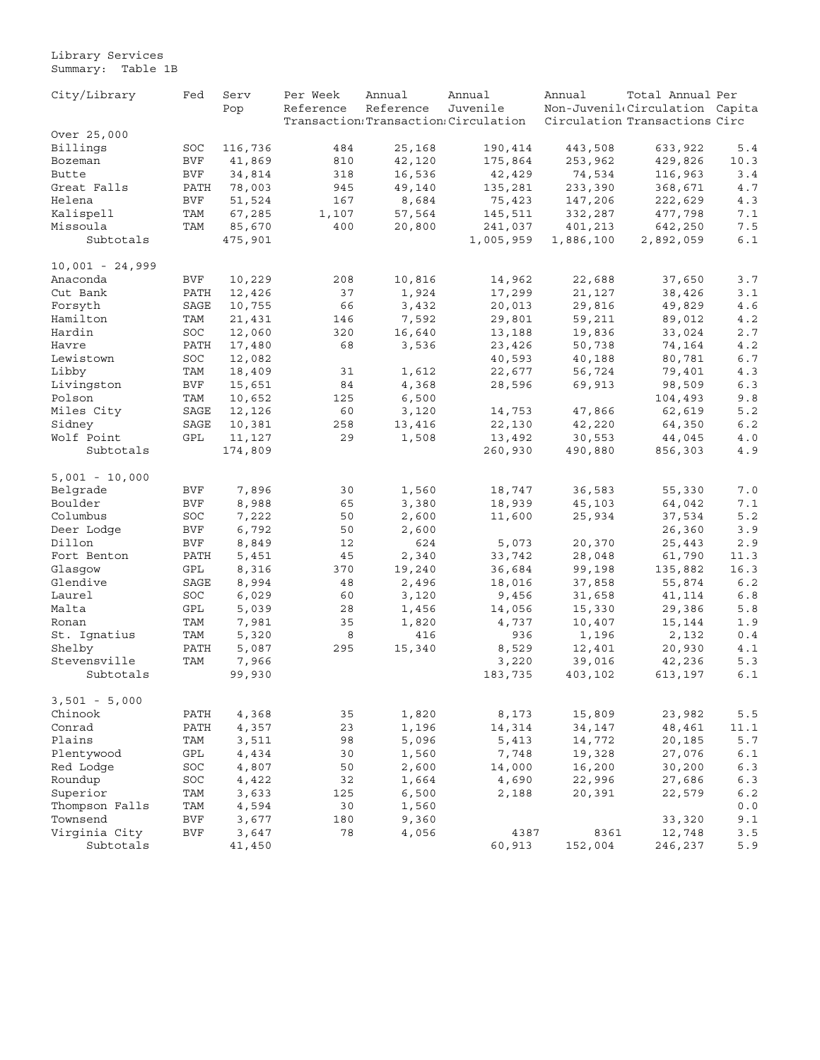Library Services
Summary: Table 1B

| City/Library | Fed | Serv Pop | Per Week Reference Transactions | Annual Reference Transactions | Annual Juvenile Circulation | Annual Non-Juvenile Circulation | Total Annual Circulation Transactions | Per Capita Circ |
|---|---|---|---|---|---|---|---|---|
| Over 25,000 | | | | | | | | |
| Billings | SOC | 116,736 | 484 | 25,168 | 190,414 | 443,508 | 633,922 | 5.4 |
| Bozeman | BVF | 41,869 | 810 | 42,120 | 175,864 | 253,962 | 429,826 | 10.3 |
| Butte | BVF | 34,814 | 318 | 16,536 | 42,429 | 74,534 | 116,963 | 3.4 |
| Great Falls | PATH | 78,003 | 945 | 49,140 | 135,281 | 233,390 | 368,671 | 4.7 |
| Helena | BVF | 51,524 | 167 | 8,684 | 75,423 | 147,206 | 222,629 | 4.3 |
| Kalispell | TAM | 67,285 | 1,107 | 57,564 | 145,511 | 332,287 | 477,798 | 7.1 |
| Missoula | TAM | 85,670 | 400 | 20,800 | 241,037 | 401,213 | 642,250 | 7.5 |
| Subtotals | | 475,901 | | | 1,005,959 | 1,886,100 | 2,892,059 | 6.1 |
| 10,001 - 24,999 | | | | | | | | |
| Anaconda | BVF | 10,229 | 208 | 10,816 | 14,962 | 22,688 | 37,650 | 3.7 |
| Cut Bank | PATH | 12,426 | 37 | 1,924 | 17,299 | 21,127 | 38,426 | 3.1 |
| Forsyth | SAGE | 10,755 | 66 | 3,432 | 20,013 | 29,816 | 49,829 | 4.6 |
| Hamilton | TAM | 21,431 | 146 | 7,592 | 29,801 | 59,211 | 89,012 | 4.2 |
| Hardin | SOC | 12,060 | 320 | 16,640 | 13,188 | 19,836 | 33,024 | 2.7 |
| Havre | PATH | 17,480 | 68 | 3,536 | 23,426 | 50,738 | 74,164 | 4.2 |
| Lewistown | SOC | 12,082 | | | 40,593 | 40,188 | 80,781 | 6.7 |
| Libby | TAM | 18,409 | 31 | 1,612 | 22,677 | 56,724 | 79,401 | 4.3 |
| Livingston | BVF | 15,651 | 84 | 4,368 | 28,596 | 69,913 | 98,509 | 6.3 |
| Polson | TAM | 10,652 | 125 | 6,500 | | | 104,493 | 9.8 |
| Miles City | SAGE | 12,126 | 60 | 3,120 | 14,753 | 47,866 | 62,619 | 5.2 |
| Sidney | SAGE | 10,381 | 258 | 13,416 | 22,130 | 42,220 | 64,350 | 6.2 |
| Wolf Point | GPL | 11,127 | 29 | 1,508 | 13,492 | 30,553 | 44,045 | 4.0 |
| Subtotals | | 174,809 | | | 260,930 | 490,880 | 856,303 | 4.9 |
| 5,001 - 10,000 | | | | | | | | |
| Belgrade | BVF | 7,896 | 30 | 1,560 | 18,747 | 36,583 | 55,330 | 7.0 |
| Boulder | BVF | 8,988 | 65 | 3,380 | 18,939 | 45,103 | 64,042 | 7.1 |
| Columbus | SOC | 7,222 | 50 | 2,600 | 11,600 | 25,934 | 37,534 | 5.2 |
| Deer Lodge | BVF | 6,792 | 50 | 2,600 | | | 26,360 | 3.9 |
| Dillon | BVF | 8,849 | 12 | 624 | 5,073 | 20,370 | 25,443 | 2.9 |
| Fort Benton | PATH | 5,451 | 45 | 2,340 | 33,742 | 28,048 | 61,790 | 11.3 |
| Glasgow | GPL | 8,316 | 370 | 19,240 | 36,684 | 99,198 | 135,882 | 16.3 |
| Glendive | SAGE | 8,994 | 48 | 2,496 | 18,016 | 37,858 | 55,874 | 6.2 |
| Laurel | SOC | 6,029 | 60 | 3,120 | 9,456 | 31,658 | 41,114 | 6.8 |
| Malta | GPL | 5,039 | 28 | 1,456 | 14,056 | 15,330 | 29,386 | 5.8 |
| Ronan | TAM | 7,981 | 35 | 1,820 | 4,737 | 10,407 | 15,144 | 1.9 |
| St. Ignatius | TAM | 5,320 | 8 | 416 | 936 | 1,196 | 2,132 | 0.4 |
| Shelby | PATH | 5,087 | 295 | 15,340 | 8,529 | 12,401 | 20,930 | 4.1 |
| Stevensville | TAM | 7,966 | | | 3,220 | 39,016 | 42,236 | 5.3 |
| Subtotals | | 99,930 | | | 183,735 | 403,102 | 613,197 | 6.1 |
| 3,501 - 5,000 | | | | | | | | |
| Chinook | PATH | 4,368 | 35 | 1,820 | 8,173 | 15,809 | 23,982 | 5.5 |
| Conrad | PATH | 4,357 | 23 | 1,196 | 14,314 | 34,147 | 48,461 | 11.1 |
| Plains | TAM | 3,511 | 98 | 5,096 | 5,413 | 14,772 | 20,185 | 5.7 |
| Plentywood | GPL | 4,434 | 30 | 1,560 | 7,748 | 19,328 | 27,076 | 6.1 |
| Red Lodge | SOC | 4,807 | 50 | 2,600 | 14,000 | 16,200 | 30,200 | 6.3 |
| Roundup | SOC | 4,422 | 32 | 1,664 | 4,690 | 22,996 | 27,686 | 6.3 |
| Superior | TAM | 3,633 | 125 | 6,500 | 2,188 | 20,391 | 22,579 | 6.2 |
| Thompson Falls | TAM | 4,594 | 30 | 1,560 | | | | 0.0 |
| Townsend | BVF | 3,677 | 180 | 9,360 | | | 33,320 | 9.1 |
| Virginia City | BVF | 3,647 | 78 | 4,056 | 4387 | 8361 | 12,748 | 3.5 |
| Subtotals | | 41,450 | | | 60,913 | 152,004 | 246,237 | 5.9 |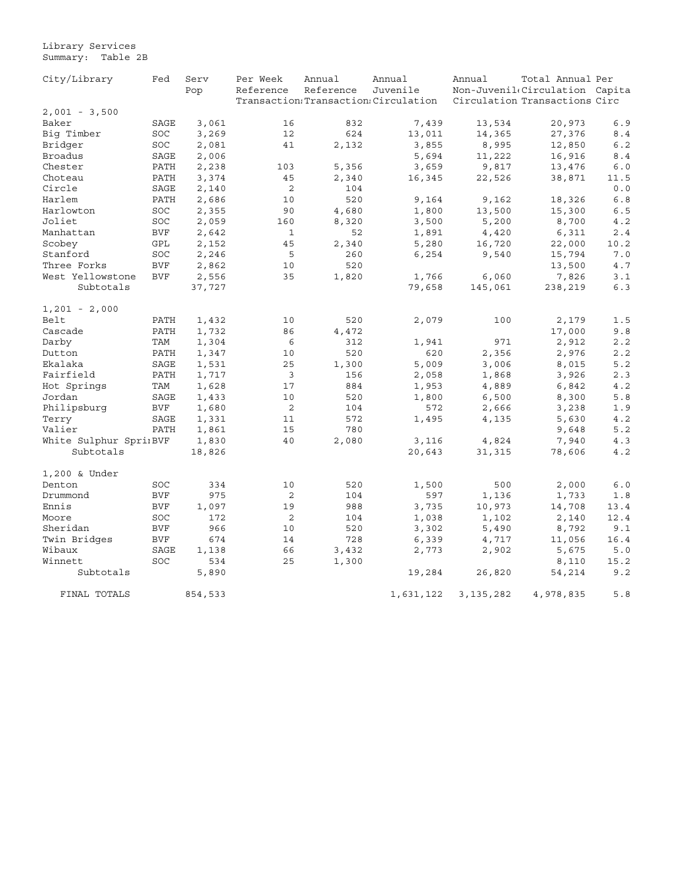Library Services
Summary: Table 2B

| City/Library | Fed | Serv Pop | Per Week Reference Transactions | Annual Reference Transactions | Annual Juvenile Circulation | Annual Non-Juvenile Circulation | Total Annual Circulation Transactions | Per Capita Circ |
|---|---|---|---|---|---|---|---|---|
| 2,001 - 3,500 | | | | | | | | |
| Baker | SAGE | 3,061 | 16 | 832 | 7,439 | 13,534 | 20,973 | 6.9 |
| Big Timber | SOC | 3,269 | 12 | 624 | 13,011 | 14,365 | 27,376 | 8.4 |
| Bridger | SOC | 2,081 | 41 | 2,132 | 3,855 | 8,995 | 12,850 | 6.2 |
| Broadus | SAGE | 2,006 | | | 5,694 | 11,222 | 16,916 | 8.4 |
| Chester | PATH | 2,238 | 103 | 5,356 | 3,659 | 9,817 | 13,476 | 6.0 |
| Choteau | PATH | 3,374 | 45 | 2,340 | 16,345 | 22,526 | 38,871 | 11.5 |
| Circle | SAGE | 2,140 | 2 | 104 | | | | 0.0 |
| Harlem | PATH | 2,686 | 10 | 520 | 9,164 | 9,162 | 18,326 | 6.8 |
| Harlowton | SOC | 2,355 | 90 | 4,680 | 1,800 | 13,500 | 15,300 | 6.5 |
| Joliet | SOC | 2,059 | 160 | 8,320 | 3,500 | 5,200 | 8,700 | 4.2 |
| Manhattan | BVF | 2,642 | 1 | 52 | 1,891 | 4,420 | 6,311 | 2.4 |
| Scobey | GPL | 2,152 | 45 | 2,340 | 5,280 | 16,720 | 22,000 | 10.2 |
| Stanford | SOC | 2,246 | 5 | 260 | 6,254 | 9,540 | 15,794 | 7.0 |
| Three Forks | BVF | 2,862 | 10 | 520 | | | 13,500 | 4.7 |
| West Yellowstone | BVF | 2,556 | 35 | 1,820 | 1,766 | 6,060 | 7,826 | 3.1 |
| Subtotals | | 37,727 | | | 79,658 | 145,061 | 238,219 | 6.3 |
| 1,201 - 2,000 | | | | | | | | |
| Belt | PATH | 1,432 | 10 | 520 | 2,079 | 100 | 2,179 | 1.5 |
| Cascade | PATH | 1,732 | 86 | 4,472 | | | 17,000 | 9.8 |
| Darby | TAM | 1,304 | 6 | 312 | 1,941 | 971 | 2,912 | 2.2 |
| Dutton | PATH | 1,347 | 10 | 520 | 620 | 2,356 | 2,976 | 2.2 |
| Ekalaka | SAGE | 1,531 | 25 | 1,300 | 5,009 | 3,006 | 8,015 | 5.2 |
| Fairfield | PATH | 1,717 | 3 | 156 | 2,058 | 1,868 | 3,926 | 2.3 |
| Hot Springs | TAM | 1,628 | 17 | 884 | 1,953 | 4,889 | 6,842 | 4.2 |
| Jordan | SAGE | 1,433 | 10 | 520 | 1,800 | 6,500 | 8,300 | 5.8 |
| Philipsburg | BVF | 1,680 | 2 | 104 | 572 | 2,666 | 3,238 | 1.9 |
| Terry | SAGE | 1,331 | 11 | 572 | 1,495 | 4,135 | 5,630 | 4.2 |
| Valier | PATH | 1,861 | 15 | 780 | | | 9,648 | 5.2 |
| White Sulphur Sprii | BVF | 1,830 | 40 | 2,080 | 3,116 | 4,824 | 7,940 | 4.3 |
| Subtotals | | 18,826 | | | 20,643 | 31,315 | 78,606 | 4.2 |
| 1,200 & Under | | | | | | | | |
| Denton | SOC | 334 | 10 | 520 | 1,500 | 500 | 2,000 | 6.0 |
| Drummond | BVF | 975 | 2 | 104 | 597 | 1,136 | 1,733 | 1.8 |
| Ennis | BVF | 1,097 | 19 | 988 | 3,735 | 10,973 | 14,708 | 13.4 |
| Moore | SOC | 172 | 2 | 104 | 1,038 | 1,102 | 2,140 | 12.4 |
| Sheridan | BVF | 966 | 10 | 520 | 3,302 | 5,490 | 8,792 | 9.1 |
| Twin Bridges | BVF | 674 | 14 | 728 | 6,339 | 4,717 | 11,056 | 16.4 |
| Wibaux | SAGE | 1,138 | 66 | 3,432 | 2,773 | 2,902 | 5,675 | 5.0 |
| Winnett | SOC | 534 | 25 | 1,300 | | | 8,110 | 15.2 |
| Subtotals | | 5,890 | | | 19,284 | 26,820 | 54,214 | 9.2 |
| FINAL TOTALS | | 854,533 | | | 1,631,122 | 3,135,282 | 4,978,835 | 5.8 |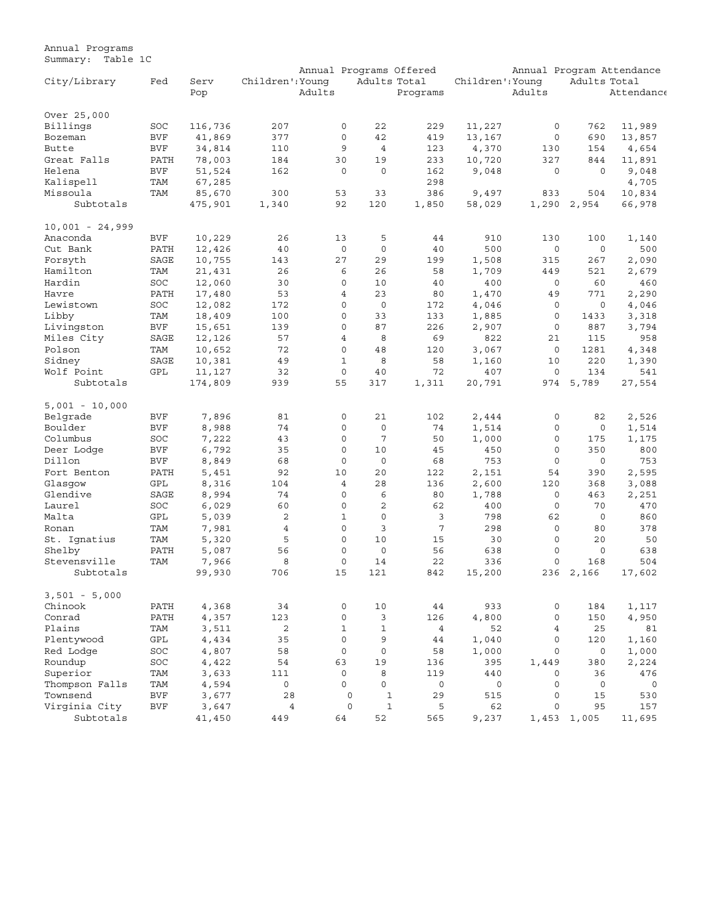Annual Programs
Summary: Table 1C

| City/Library | Fed | Serv Pop | Annual Programs Offered | | | | Annual Program Attendance | | | |
|---|---|---|---|---|---|---|---|---|---|---|
| | | | Children's | Young Adults | Adults | Total Programs | Children's | Young Adults | Adults | Total Attendance |
| **Over 25,000** | | | | | | | | | | |
| Billings | SOC | 116,736 | 207 | 0 | 22 | 229 | 11,227 | 0 | 762 | 11,989 |
| Bozeman | BVF | 41,869 | 377 | 0 | 42 | 419 | 13,167 | 0 | 690 | 13,857 |
| Butte | BVF | 34,814 | 110 | 9 | 4 | 123 | 4,370 | 130 | 154 | 4,654 |
| Great Falls | PATH | 78,003 | 184 | 30 | 19 | 233 | 10,720 | 327 | 844 | 11,891 |
| Helena | BVF | 51,524 | 162 | 0 | 0 | 162 | 9,048 | 0 | 0 | 9,048 |
| Kalispell | TAM | 67,285 | | | | 298 | | | | 4,705 |
| Missoula | TAM | 85,670 | 300 | 53 | 33 | 386 | 9,497 | 833 | 504 | 10,834 |
| Subtotals | | 475,901 | 1,340 | 92 | 120 | 1,850 | 58,029 | 1,290 | 2,954 | 66,978 |
| **10,001 - 24,999** | | | | | | | | | | |
| Anaconda | BVF | 10,229 | 26 | 13 | 5 | 44 | 910 | 130 | 100 | 1,140 |
| Cut Bank | PATH | 12,426 | 40 | 0 | 0 | 40 | 500 | 0 | 0 | 500 |
| Forsyth | SAGE | 10,755 | 143 | 27 | 29 | 199 | 1,508 | 315 | 267 | 2,090 |
| Hamilton | TAM | 21,431 | 26 | 6 | 26 | 58 | 1,709 | 449 | 521 | 2,679 |
| Hardin | SOC | 12,060 | 30 | 0 | 10 | 40 | 400 | 0 | 60 | 460 |
| Havre | PATH | 17,480 | 53 | 4 | 23 | 80 | 1,470 | 49 | 771 | 2,290 |
| Lewistown | SOC | 12,082 | 172 | 0 | 0 | 172 | 4,046 | 0 | 0 | 4,046 |
| Libby | TAM | 18,409 | 100 | 0 | 33 | 133 | 1,885 | 0 | 1433 | 3,318 |
| Livingston | BVF | 15,651 | 139 | 0 | 87 | 226 | 2,907 | 0 | 887 | 3,794 |
| Miles City | SAGE | 12,126 | 57 | 4 | 8 | 69 | 822 | 21 | 115 | 958 |
| Polson | TAM | 10,652 | 72 | 0 | 48 | 120 | 3,067 | 0 | 1281 | 4,348 |
| Sidney | SAGE | 10,381 | 49 | 1 | 8 | 58 | 1,160 | 10 | 220 | 1,390 |
| Wolf Point | GPL | 11,127 | 32 | 0 | 40 | 72 | 407 | 0 | 134 | 541 |
| Subtotals | | 174,809 | 939 | 55 | 317 | 1,311 | 20,791 | 974 | 5,789 | 27,554 |
| **5,001 - 10,000** | | | | | | | | | | |
| Belgrade | BVF | 7,896 | 81 | 0 | 21 | 102 | 2,444 | 0 | 82 | 2,526 |
| Boulder | BVF | 8,988 | 74 | 0 | 0 | 74 | 1,514 | 0 | 0 | 1,514 |
| Columbus | SOC | 7,222 | 43 | 0 | 7 | 50 | 1,000 | 0 | 175 | 1,175 |
| Deer Lodge | BVF | 6,792 | 35 | 0 | 10 | 45 | 450 | 0 | 350 | 800 |
| Dillon | BVF | 8,849 | 68 | 0 | 0 | 68 | 753 | 0 | 0 | 753 |
| Fort Benton | PATH | 5,451 | 92 | 10 | 20 | 122 | 2,151 | 54 | 390 | 2,595 |
| Glasgow | GPL | 8,316 | 104 | 4 | 28 | 136 | 2,600 | 120 | 368 | 3,088 |
| Glendive | SAGE | 8,994 | 74 | 0 | 6 | 80 | 1,788 | 0 | 463 | 2,251 |
| Laurel | SOC | 6,029 | 60 | 0 | 2 | 62 | 400 | 0 | 70 | 470 |
| Malta | GPL | 5,039 | 2 | 1 | 0 | 3 | 798 | 62 | 0 | 860 |
| Ronan | TAM | 7,981 | 4 | 0 | 3 | 7 | 298 | 0 | 80 | 378 |
| St. Ignatius | TAM | 5,320 | 5 | 0 | 10 | 15 | 30 | 0 | 20 | 50 |
| Shelby | PATH | 5,087 | 56 | 0 | 0 | 56 | 638 | 0 | 0 | 638 |
| Stevensville | TAM | 7,966 | 8 | 0 | 14 | 22 | 336 | 0 | 168 | 504 |
| Subtotals | | 99,930 | 706 | 15 | 121 | 842 | 15,200 | 236 | 2,166 | 17,602 |
| **3,501 - 5,000** | | | | | | | | | | |
| Chinook | PATH | 4,368 | 34 | 0 | 10 | 44 | 933 | 0 | 184 | 1,117 |
| Conrad | PATH | 4,357 | 123 | 0 | 3 | 126 | 4,800 | 0 | 150 | 4,950 |
| Plains | TAM | 3,511 | 2 | 1 | 1 | 4 | 52 | 4 | 25 | 81 |
| Plentywood | GPL | 4,434 | 35 | 0 | 9 | 44 | 1,040 | 0 | 120 | 1,160 |
| Red Lodge | SOC | 4,807 | 58 | 0 | 0 | 58 | 1,000 | 0 | 0 | 1,000 |
| Roundup | SOC | 4,422 | 54 | 63 | 19 | 136 | 395 | 1,449 | 380 | 2,224 |
| Superior | TAM | 3,633 | 111 | 0 | 8 | 119 | 440 | 0 | 36 | 476 |
| Thompson Falls | TAM | 4,594 | 0 | 0 | 0 | 0 | 0 | 0 | 0 | 0 |
| Townsend | BVF | 3,677 | 28 | 0 | 1 | 29 | 515 | 0 | 15 | 530 |
| Virginia City | BVF | 3,647 | 4 | 0 | 1 | 5 | 62 | 0 | 95 | 157 |
| Subtotals | | 41,450 | 449 | 64 | 52 | 565 | 9,237 | 1,453 | 1,005 | 11,695 |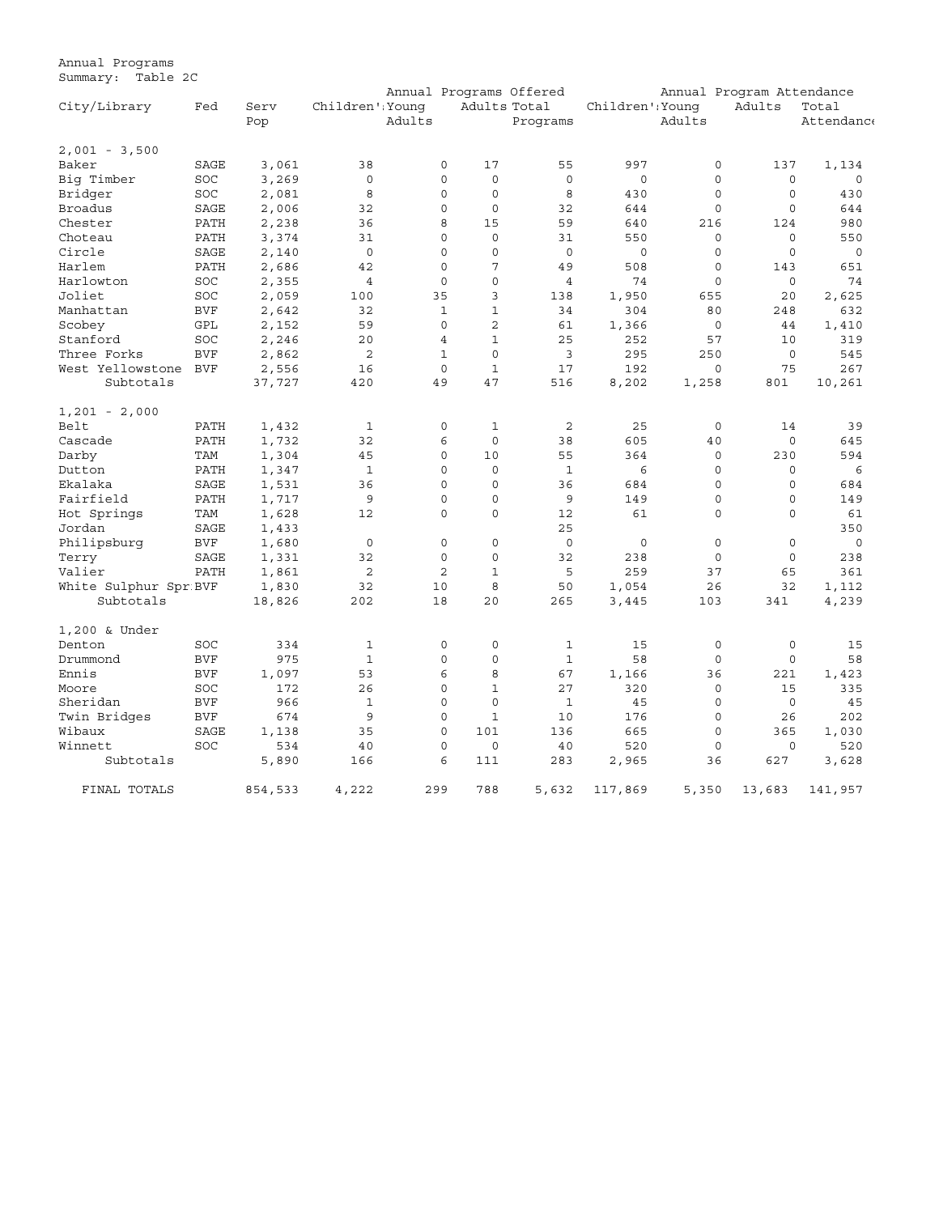Annual Programs
Summary: Table 2C

| City/Library | Fed | Serv Pop | Annual Programs Offered: Children's | Young Adults | Adults | Total Programs | Annual Program Attendance: Children's | Young Adults | Adults | Total Attendance |
|---|---|---|---|---|---|---|---|---|---|---|
| **2,001 - 3,500** | | | | | | | | | | |
| Baker | SAGE | 3,061 | 38 | 0 | 17 | 55 | 997 | 0 | 137 | 1,134 |
| Big Timber | SOC | 3,269 | 0 | 0 | 0 | 0 | 0 | 0 | 0 | 0 |
| Bridger | SOC | 2,081 | 8 | 0 | 0 | 8 | 430 | 0 | 0 | 430 |
| Broadus | SAGE | 2,006 | 32 | 0 | 0 | 32 | 644 | 0 | 0 | 644 |
| Chester | PATH | 2,238 | 36 | 8 | 15 | 59 | 640 | 216 | 124 | 980 |
| Choteau | PATH | 3,374 | 31 | 0 | 0 | 31 | 550 | 0 | 0 | 550 |
| Circle | SAGE | 2,140 | 0 | 0 | 0 | 0 | 0 | 0 | 0 | 0 |
| Harlem | PATH | 2,686 | 42 | 0 | 7 | 49 | 508 | 0 | 143 | 651 |
| Harlowton | SOC | 2,355 | 4 | 0 | 0 | 4 | 74 | 0 | 0 | 74 |
| Joliet | SOC | 2,059 | 100 | 35 | 3 | 138 | 1,950 | 655 | 20 | 2,625 |
| Manhattan | BVF | 2,642 | 32 | 1 | 1 | 34 | 304 | 80 | 248 | 632 |
| Scobey | GPL | 2,152 | 59 | 0 | 2 | 61 | 1,366 | 0 | 44 | 1,410 |
| Stanford | SOC | 2,246 | 20 | 4 | 1 | 25 | 252 | 57 | 10 | 319 |
| Three Forks | BVF | 2,862 | 2 | 1 | 0 | 3 | 295 | 250 | 0 | 545 |
| West Yellowstone | BVF | 2,556 | 16 | 0 | 1 | 17 | 192 | 0 | 75 | 267 |
| Subtotals | | 37,727 | 420 | 49 | 47 | 516 | 8,202 | 1,258 | 801 | 10,261 |
| **1,201 - 2,000** | | | | | | | | | | |
| Belt | PATH | 1,432 | 1 | 0 | 1 | 2 | 25 | 0 | 14 | 39 |
| Cascade | PATH | 1,732 | 32 | 6 | 0 | 38 | 605 | 40 | 0 | 645 |
| Darby | TAM | 1,304 | 45 | 0 | 10 | 55 | 364 | 0 | 230 | 594 |
| Dutton | PATH | 1,347 | 1 | 0 | 0 | 1 | 6 | 0 | 0 | 6 |
| Ekalaka | SAGE | 1,531 | 36 | 0 | 0 | 36 | 684 | 0 | 0 | 684 |
| Fairfield | PATH | 1,717 | 9 | 0 | 0 | 9 | 149 | 0 | 0 | 149 |
| Hot Springs | TAM | 1,628 | 12 | 0 | 0 | 12 | 61 | 0 | 0 | 61 |
| Jordan | SAGE | 1,433 | | | | 25 | | | | 350 |
| Philipsburg | BVF | 1,680 | 0 | 0 | 0 | 0 | 0 | 0 | 0 | 0 |
| Terry | SAGE | 1,331 | 32 | 0 | 0 | 32 | 238 | 0 | 0 | 238 |
| Valier | PATH | 1,861 | 2 | 2 | 1 | 5 | 259 | 37 | 65 | 361 |
| White Sulphur Spr | BVF | 1,830 | 32 | 10 | 8 | 50 | 1,054 | 26 | 32 | 1,112 |
| Subtotals | | 18,826 | 202 | 18 | 20 | 265 | 3,445 | 103 | 341 | 4,239 |
| **1,200 & Under** | | | | | | | | | | |
| Denton | SOC | 334 | 1 | 0 | 0 | 1 | 15 | 0 | 0 | 15 |
| Drummond | BVF | 975 | 1 | 0 | 0 | 1 | 58 | 0 | 0 | 58 |
| Ennis | BVF | 1,097 | 53 | 6 | 8 | 67 | 1,166 | 36 | 221 | 1,423 |
| Moore | SOC | 172 | 26 | 0 | 1 | 27 | 320 | 0 | 15 | 335 |
| Sheridan | BVF | 966 | 1 | 0 | 0 | 1 | 45 | 0 | 0 | 45 |
| Twin Bridges | BVF | 674 | 9 | 0 | 1 | 10 | 176 | 0 | 26 | 202 |
| Wibaux | SAGE | 1,138 | 35 | 0 | 101 | 136 | 665 | 0 | 365 | 1,030 |
| Winnett | SOC | 534 | 40 | 0 | 0 | 40 | 520 | 0 | 0 | 520 |
| Subtotals | | 5,890 | 166 | 6 | 111 | 283 | 2,965 | 36 | 627 | 3,628 |
| FINAL TOTALS | | 854,533 | 4,222 | 299 | 788 | 5,632 | 117,869 | 5,350 | 13,683 | 141,957 |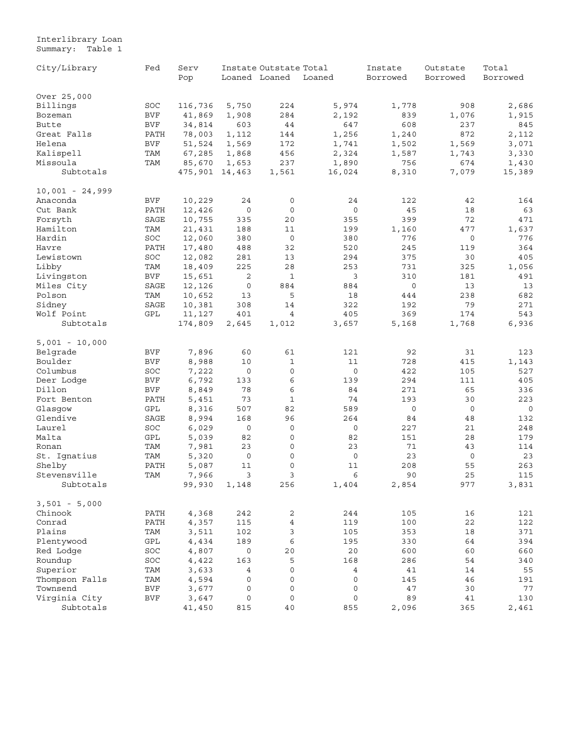Interlibrary Loan
Summary: Table 1

| City/Library | Fed | Serv Pop | Instate Loaned | Outstate Loaned | Total Loaned | Instate Borrowed | Outstate Borrowed | Total Borrowed |
|---|---|---|---|---|---|---|---|---|
| **Over 25,000** | | | | | | | | |
| Billings | SOC | 116,736 | 5,750 | 224 | 5,974 | 1,778 | 908 | 2,686 |
| Bozeman | BVF | 41,869 | 1,908 | 284 | 2,192 | 839 | 1,076 | 1,915 |
| Butte | BVF | 34,814 | 603 | 44 | 647 | 608 | 237 | 845 |
| Great Falls | PATH | 78,003 | 1,112 | 144 | 1,256 | 1,240 | 872 | 2,112 |
| Helena | BVF | 51,524 | 1,569 | 172 | 1,741 | 1,502 | 1,569 | 3,071 |
| Kalispell | TAM | 67,285 | 1,868 | 456 | 2,324 | 1,587 | 1,743 | 3,330 |
| Missoula | TAM | 85,670 | 1,653 | 237 | 1,890 | 756 | 674 | 1,430 |
| Subtotals | | 475,901 | 14,463 | 1,561 | 16,024 | 8,310 | 7,079 | 15,389 |
| **10,001 - 24,999** | | | | | | | | |
| Anaconda | BVF | 10,229 | 24 | 0 | 24 | 122 | 42 | 164 |
| Cut Bank | PATH | 12,426 | 0 | 0 | 0 | 45 | 18 | 63 |
| Forsyth | SAGE | 10,755 | 335 | 20 | 355 | 399 | 72 | 471 |
| Hamilton | TAM | 21,431 | 188 | 11 | 199 | 1,160 | 477 | 1,637 |
| Hardin | SOC | 12,060 | 380 | 0 | 380 | 776 | 0 | 776 |
| Havre | PATH | 17,480 | 488 | 32 | 520 | 245 | 119 | 364 |
| Lewistown | SOC | 12,082 | 281 | 13 | 294 | 375 | 30 | 405 |
| Libby | TAM | 18,409 | 225 | 28 | 253 | 731 | 325 | 1,056 |
| Livingston | BVF | 15,651 | 2 | 1 | 3 | 310 | 181 | 491 |
| Miles City | SAGE | 12,126 | 0 | 884 | 884 | 0 | 13 | 13 |
| Polson | TAM | 10,652 | 13 | 5 | 18 | 444 | 238 | 682 |
| Sidney | SAGE | 10,381 | 308 | 14 | 322 | 192 | 79 | 271 |
| Wolf Point | GPL | 11,127 | 401 | 4 | 405 | 369 | 174 | 543 |
| Subtotals | | 174,809 | 2,645 | 1,012 | 3,657 | 5,168 | 1,768 | 6,936 |
| **5,001 - 10,000** | | | | | | | | |
| Belgrade | BVF | 7,896 | 60 | 61 | 121 | 92 | 31 | 123 |
| Boulder | BVF | 8,988 | 10 | 1 | 11 | 728 | 415 | 1,143 |
| Columbus | SOC | 7,222 | 0 | 0 | 0 | 422 | 105 | 527 |
| Deer Lodge | BVF | 6,792 | 133 | 6 | 139 | 294 | 111 | 405 |
| Dillon | BVF | 8,849 | 78 | 6 | 84 | 271 | 65 | 336 |
| Fort Benton | PATH | 5,451 | 73 | 1 | 74 | 193 | 30 | 223 |
| Glasgow | GPL | 8,316 | 507 | 82 | 589 | 0 | 0 | 0 |
| Glendive | SAGE | 8,994 | 168 | 96 | 264 | 84 | 48 | 132 |
| Laurel | SOC | 6,029 | 0 | 0 | 0 | 227 | 21 | 248 |
| Malta | GPL | 5,039 | 82 | 0 | 82 | 151 | 28 | 179 |
| Ronan | TAM | 7,981 | 23 | 0 | 23 | 71 | 43 | 114 |
| St. Ignatius | TAM | 5,320 | 0 | 0 | 0 | 23 | 0 | 23 |
| Shelby | PATH | 5,087 | 11 | 0 | 11 | 208 | 55 | 263 |
| Stevensville | TAM | 7,966 | 3 | 3 | 6 | 90 | 25 | 115 |
| Subtotals | | 99,930 | 1,148 | 256 | 1,404 | 2,854 | 977 | 3,831 |
| **3,501 - 5,000** | | | | | | | | |
| Chinook | PATH | 4,368 | 242 | 2 | 244 | 105 | 16 | 121 |
| Conrad | PATH | 4,357 | 115 | 4 | 119 | 100 | 22 | 122 |
| Plains | TAM | 3,511 | 102 | 3 | 105 | 353 | 18 | 371 |
| Plentywood | GPL | 4,434 | 189 | 6 | 195 | 330 | 64 | 394 |
| Red Lodge | SOC | 4,807 | 0 | 20 | 20 | 600 | 60 | 660 |
| Roundup | SOC | 4,422 | 163 | 5 | 168 | 286 | 54 | 340 |
| Superior | TAM | 3,633 | 4 | 0 | 4 | 41 | 14 | 55 |
| Thompson Falls | TAM | 4,594 | 0 | 0 | 0 | 145 | 46 | 191 |
| Townsend | BVF | 3,677 | 0 | 0 | 0 | 47 | 30 | 77 |
| Virginia City | BVF | 3,647 | 0 | 0 | 0 | 89 | 41 | 130 |
| Subtotals | | 41,450 | 815 | 40 | 855 | 2,096 | 365 | 2,461 |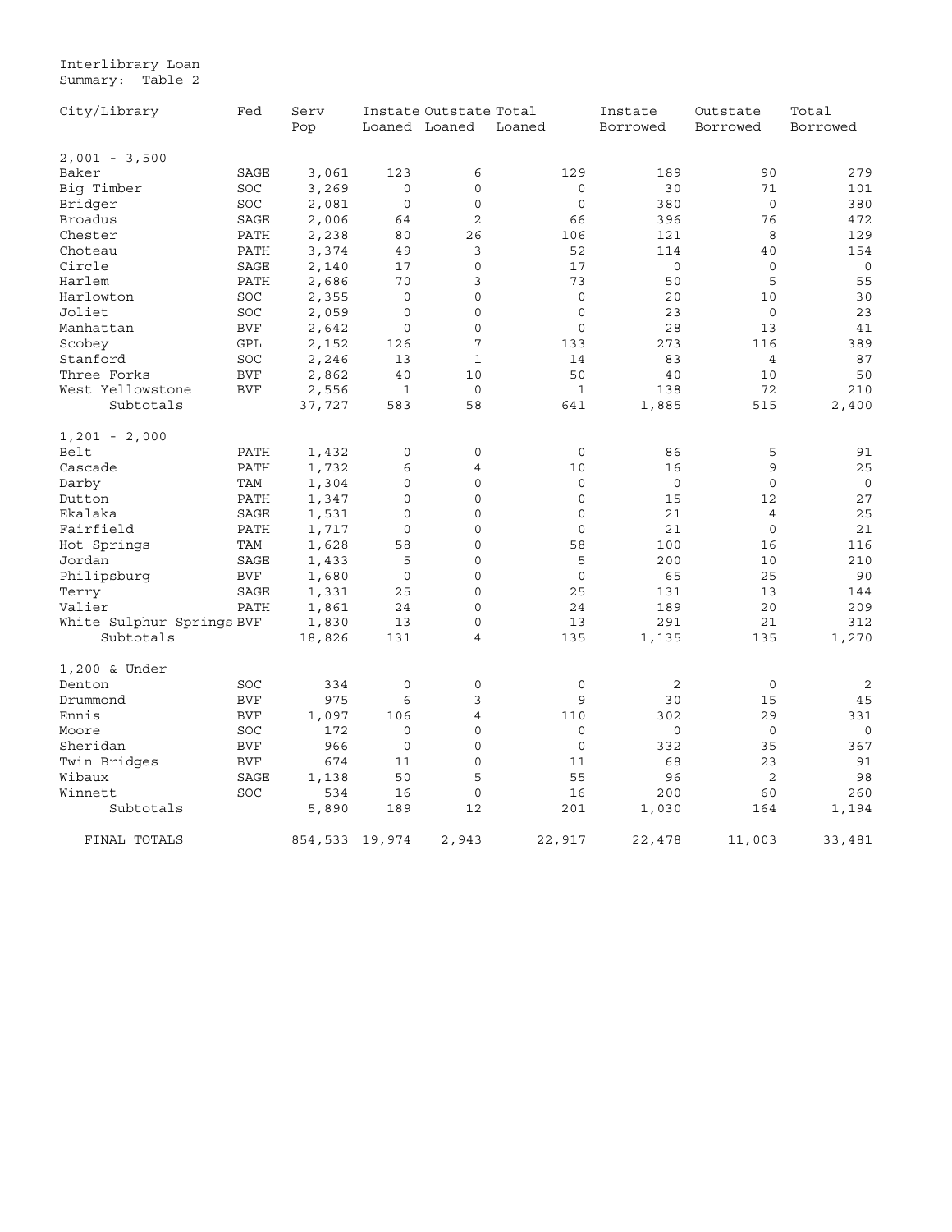Interlibrary Loan
Summary: Table 2

| City/Library | Fed | Serv Pop | Instate Loaned | Outstate Loaned | Total Loaned | Instate Borrowed | Outstate Borrowed | Total Borrowed |
|---|---|---|---|---|---|---|---|---|
| 2,001 - 3,500 | | | | | | | | |
| Baker | SAGE | 3,061 | 123 | 6 | 129 | 189 | 90 | 279 |
| Big Timber | SOC | 3,269 | 0 | 0 | 0 | 30 | 71 | 101 |
| Bridger | SOC | 2,081 | 0 | 0 | 0 | 380 | 0 | 380 |
| Broadus | SAGE | 2,006 | 64 | 2 | 66 | 396 | 76 | 472 |
| Chester | PATH | 2,238 | 80 | 26 | 106 | 121 | 8 | 129 |
| Choteau | PATH | 3,374 | 49 | 3 | 52 | 114 | 40 | 154 |
| Circle | SAGE | 2,140 | 17 | 0 | 17 | 0 | 0 | 0 |
| Harlem | PATH | 2,686 | 70 | 3 | 73 | 50 | 5 | 55 |
| Harlowton | SOC | 2,355 | 0 | 0 | 0 | 20 | 10 | 30 |
| Joliet | SOC | 2,059 | 0 | 0 | 0 | 23 | 0 | 23 |
| Manhattan | BVF | 2,642 | 0 | 0 | 0 | 28 | 13 | 41 |
| Scobey | GPL | 2,152 | 126 | 7 | 133 | 273 | 116 | 389 |
| Stanford | SOC | 2,246 | 13 | 1 | 14 | 83 | 4 | 87 |
| Three Forks | BVF | 2,862 | 40 | 10 | 50 | 40 | 10 | 50 |
| West Yellowstone | BVF | 2,556 | 1 | 0 | 1 | 138 | 72 | 210 |
| Subtotals | | 37,727 | 583 | 58 | 641 | 1,885 | 515 | 2,400 |
| 1,201 - 2,000 | | | | | | | | |
| Belt | PATH | 1,432 | 0 | 0 | 0 | 86 | 5 | 91 |
| Cascade | PATH | 1,732 | 6 | 4 | 10 | 16 | 9 | 25 |
| Darby | TAM | 1,304 | 0 | 0 | 0 | 0 | 0 | 0 |
| Dutton | PATH | 1,347 | 0 | 0 | 0 | 15 | 12 | 27 |
| Ekalaka | SAGE | 1,531 | 0 | 0 | 0 | 21 | 4 | 25 |
| Fairfield | PATH | 1,717 | 0 | 0 | 0 | 21 | 0 | 21 |
| Hot Springs | TAM | 1,628 | 58 | 0 | 58 | 100 | 16 | 116 |
| Jordan | SAGE | 1,433 | 5 | 0 | 5 | 200 | 10 | 210 |
| Philipsburg | BVF | 1,680 | 0 | 0 | 0 | 65 | 25 | 90 |
| Terry | SAGE | 1,331 | 25 | 0 | 25 | 131 | 13 | 144 |
| Valier | PATH | 1,861 | 24 | 0 | 24 | 189 | 20 | 209 |
| White Sulphur Springs | BVF | 1,830 | 13 | 0 | 13 | 291 | 21 | 312 |
| Subtotals | | 18,826 | 131 | 4 | 135 | 1,135 | 135 | 1,270 |
| 1,200 & Under | | | | | | | | |
| Denton | SOC | 334 | 0 | 0 | 0 | 2 | 0 | 2 |
| Drummond | BVF | 975 | 6 | 3 | 9 | 30 | 15 | 45 |
| Ennis | BVF | 1,097 | 106 | 4 | 110 | 302 | 29 | 331 |
| Moore | SOC | 172 | 0 | 0 | 0 | 0 | 0 | 0 |
| Sheridan | BVF | 966 | 0 | 0 | 0 | 332 | 35 | 367 |
| Twin Bridges | BVF | 674 | 11 | 0 | 11 | 68 | 23 | 91 |
| Wibaux | SAGE | 1,138 | 50 | 5 | 55 | 96 | 2 | 98 |
| Winnett | SOC | 534 | 16 | 0 | 16 | 200 | 60 | 260 |
| Subtotals | | 5,890 | 189 | 12 | 201 | 1,030 | 164 | 1,194 |
| FINAL TOTALS | | 854,533 | 19,974 | 2,943 | 22,917 | 22,478 | 11,003 | 33,481 |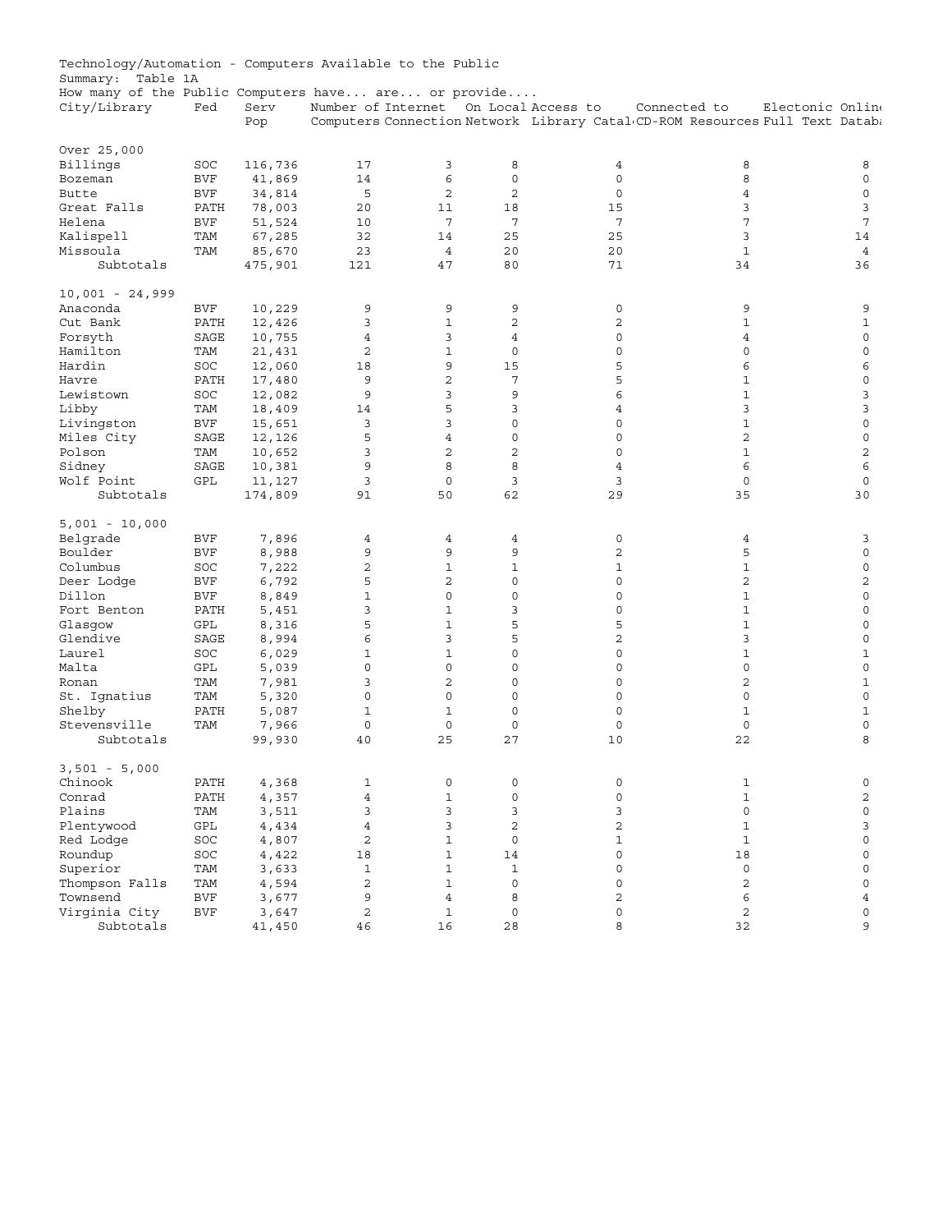Technology/Automation - Computers Available to the Public

Summary: Table 1A

How many of the Public Computers have... are... or provide....

| City/Library | Fed | Serv Pop | Number of Computers | Internet Connection | On Local Network | Access to Library Catal | Connected to CD-ROM Resources | Electonic Online Full Text Databa |
|---|---|---|---|---|---|---|---|---|
| Over 25,000 | | | | | | | | |
| Billings | SOC | 116,736 | 17 | 3 | 8 | 4 | 8 | 8 |
| Bozeman | BVF | 41,869 | 14 | 6 | 0 | 0 | 8 | 0 |
| Butte | BVF | 34,814 | 5 | 2 | 2 | 0 | 4 | 0 |
| Great Falls | PATH | 78,003 | 20 | 11 | 18 | 15 | 3 | 3 |
| Helena | BVF | 51,524 | 10 | 7 | 7 | 7 | 7 | 7 |
| Kalispell | TAM | 67,285 | 32 | 14 | 25 | 25 | 3 | 14 |
| Missoula | TAM | 85,670 | 23 | 4 | 20 | 20 | 1 | 4 |
| Subtotals | | 475,901 | 121 | 47 | 80 | 71 | 34 | 36 |
| 10,001 - 24,999 | | | | | | | | |
| Anaconda | BVF | 10,229 | 9 | 9 | 9 | 0 | 9 | 9 |
| Cut Bank | PATH | 12,426 | 3 | 1 | 2 | 2 | 1 | 1 |
| Forsyth | SAGE | 10,755 | 4 | 3 | 4 | 0 | 4 | 0 |
| Hamilton | TAM | 21,431 | 2 | 1 | 0 | 0 | 0 | 0 |
| Hardin | SOC | 12,060 | 18 | 9 | 15 | 5 | 6 | 6 |
| Havre | PATH | 17,480 | 9 | 2 | 7 | 5 | 1 | 0 |
| Lewistown | SOC | 12,082 | 9 | 3 | 9 | 6 | 1 | 3 |
| Libby | TAM | 18,409 | 14 | 5 | 3 | 4 | 3 | 3 |
| Livingston | BVF | 15,651 | 3 | 3 | 0 | 0 | 1 | 0 |
| Miles City | SAGE | 12,126 | 5 | 4 | 0 | 0 | 2 | 0 |
| Polson | TAM | 10,652 | 3 | 2 | 2 | 0 | 1 | 2 |
| Sidney | SAGE | 10,381 | 9 | 8 | 8 | 4 | 6 | 6 |
| Wolf Point | GPL | 11,127 | 3 | 0 | 3 | 3 | 0 | 0 |
| Subtotals | | 174,809 | 91 | 50 | 62 | 29 | 35 | 30 |
| 5,001 - 10,000 | | | | | | | | |
| Belgrade | BVF | 7,896 | 4 | 4 | 4 | 0 | 4 | 3 |
| Boulder | BVF | 8,988 | 9 | 9 | 9 | 2 | 5 | 0 |
| Columbus | SOC | 7,222 | 2 | 1 | 1 | 1 | 1 | 0 |
| Deer Lodge | BVF | 6,792 | 5 | 2 | 0 | 0 | 2 | 2 |
| Dillon | BVF | 8,849 | 1 | 0 | 0 | 0 | 1 | 0 |
| Fort Benton | PATH | 5,451 | 3 | 1 | 3 | 0 | 1 | 0 |
| Glasgow | GPL | 8,316 | 5 | 1 | 5 | 5 | 1 | 0 |
| Glendive | SAGE | 8,994 | 6 | 3 | 5 | 2 | 3 | 0 |
| Laurel | SOC | 6,029 | 1 | 1 | 0 | 0 | 1 | 1 |
| Malta | GPL | 5,039 | 0 | 0 | 0 | 0 | 0 | 0 |
| Ronan | TAM | 7,981 | 3 | 2 | 0 | 0 | 2 | 1 |
| St. Ignatius | TAM | 5,320 | 0 | 0 | 0 | 0 | 0 | 0 |
| Shelby | PATH | 5,087 | 1 | 1 | 0 | 0 | 1 | 1 |
| Stevensville | TAM | 7,966 | 0 | 0 | 0 | 0 | 0 | 0 |
| Subtotals | | 99,930 | 40 | 25 | 27 | 10 | 22 | 8 |
| 3,501 - 5,000 | | | | | | | | |
| Chinook | PATH | 4,368 | 1 | 0 | 0 | 0 | 1 | 0 |
| Conrad | PATH | 4,357 | 4 | 1 | 0 | 0 | 1 | 2 |
| Plains | TAM | 3,511 | 3 | 3 | 3 | 3 | 0 | 0 |
| Plentywood | GPL | 4,434 | 4 | 3 | 2 | 2 | 1 | 3 |
| Red Lodge | SOC | 4,807 | 2 | 1 | 0 | 1 | 1 | 0 |
| Roundup | SOC | 4,422 | 18 | 1 | 14 | 0 | 18 | 0 |
| Superior | TAM | 3,633 | 1 | 1 | 1 | 0 | 0 | 0 |
| Thompson Falls | TAM | 4,594 | 2 | 1 | 0 | 0 | 2 | 0 |
| Townsend | BVF | 3,677 | 9 | 4 | 8 | 2 | 6 | 4 |
| Virginia City | BVF | 3,647 | 2 | 1 | 0 | 0 | 2 | 0 |
| Subtotals | | 41,450 | 46 | 16 | 28 | 8 | 32 | 9 |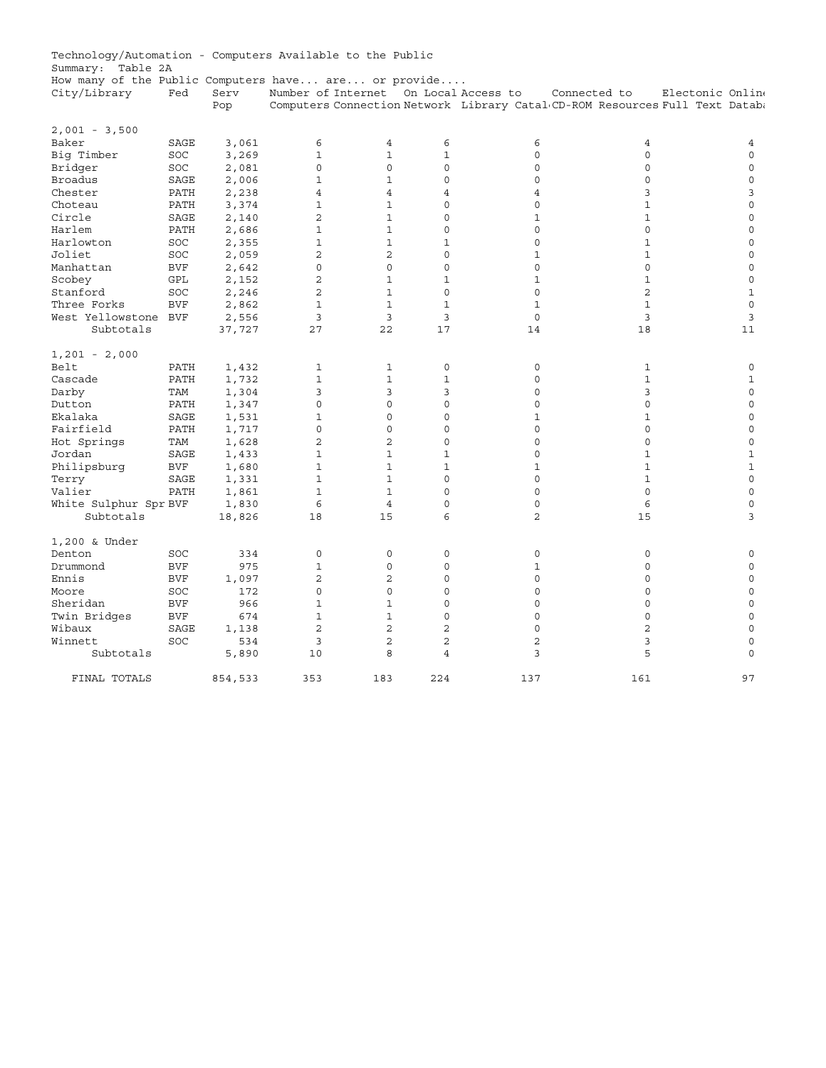Technology/Automation - Computers Available to the Public

Summary: Table 2A

How many of the Public Computers have... are... or provide....

| City/Library | Fed | Serv Pop | Number of Computers | Internet Connection | On Local Network | Access to Library Catal | Connected to CD-ROM Resources | Electonic Online Full Text Databa |
|---|---|---|---|---|---|---|---|---|
| 2,001 - 3,500 | | | | | | | | |
| Baker | SAGE | 3,061 | 6 | 4 | 6 | 6 | 4 | 4 |
| Big Timber | SOC | 3,269 | 1 | 1 | 1 | 0 | 0 | 0 |
| Bridger | SOC | 2,081 | 0 | 0 | 0 | 0 | 0 | 0 |
| Broadus | SAGE | 2,006 | 1 | 1 | 0 | 0 | 0 | 0 |
| Chester | PATH | 2,238 | 4 | 4 | 4 | 4 | 3 | 3 |
| Choteau | PATH | 3,374 | 1 | 1 | 0 | 0 | 1 | 0 |
| Circle | SAGE | 2,140 | 2 | 1 | 0 | 1 | 1 | 0 |
| Harlem | PATH | 2,686 | 1 | 1 | 0 | 0 | 0 | 0 |
| Harlowton | SOC | 2,355 | 1 | 1 | 1 | 0 | 1 | 0 |
| Joliet | SOC | 2,059 | 2 | 2 | 0 | 1 | 1 | 0 |
| Manhattan | BVF | 2,642 | 0 | 0 | 0 | 0 | 0 | 0 |
| Scobey | GPL | 2,152 | 2 | 1 | 1 | 1 | 1 | 0 |
| Stanford | SOC | 2,246 | 2 | 1 | 0 | 0 | 2 | 1 |
| Three Forks | BVF | 2,862 | 1 | 1 | 1 | 1 | 1 | 0 |
| West Yellowstone | BVF | 2,556 | 3 | 3 | 3 | 0 | 3 | 3 |
| Subtotals | | 37,727 | 27 | 22 | 17 | 14 | 18 | 11 |
| 1,201 - 2,000 | | | | | | | | |
| Belt | PATH | 1,432 | 1 | 1 | 0 | 0 | 1 | 0 |
| Cascade | PATH | 1,732 | 1 | 1 | 1 | 0 | 1 | 1 |
| Darby | TAM | 1,304 | 3 | 3 | 3 | 0 | 3 | 0 |
| Dutton | PATH | 1,347 | 0 | 0 | 0 | 0 | 0 | 0 |
| Ekalaka | SAGE | 1,531 | 1 | 0 | 0 | 1 | 1 | 0 |
| Fairfield | PATH | 1,717 | 0 | 0 | 0 | 0 | 0 | 0 |
| Hot Springs | TAM | 1,628 | 2 | 2 | 0 | 0 | 0 | 0 |
| Jordan | SAGE | 1,433 | 1 | 1 | 1 | 0 | 1 | 1 |
| Philipsburg | BVF | 1,680 | 1 | 1 | 1 | 1 | 1 | 1 |
| Terry | SAGE | 1,331 | 1 | 1 | 0 | 0 | 1 | 0 |
| Valier | PATH | 1,861 | 1 | 1 | 0 | 0 | 0 | 0 |
| White Sulphur Spr | BVF | 1,830 | 6 | 4 | 0 | 0 | 6 | 0 |
| Subtotals | | 18,826 | 18 | 15 | 6 | 2 | 15 | 3 |
| 1,200 & Under | | | | | | | | |
| Denton | SOC | 334 | 0 | 0 | 0 | 0 | 0 | 0 |
| Drummond | BVF | 975 | 1 | 0 | 0 | 1 | 0 | 0 |
| Ennis | BVF | 1,097 | 2 | 2 | 0 | 0 | 0 | 0 |
| Moore | SOC | 172 | 0 | 0 | 0 | 0 | 0 | 0 |
| Sheridan | BVF | 966 | 1 | 1 | 0 | 0 | 0 | 0 |
| Twin Bridges | BVF | 674 | 1 | 1 | 0 | 0 | 0 | 0 |
| Wibaux | SAGE | 1,138 | 2 | 2 | 2 | 0 | 2 | 0 |
| Winnett | SOC | 534 | 3 | 2 | 2 | 2 | 3 | 0 |
| Subtotals | | 5,890 | 10 | 8 | 4 | 3 | 5 | 0 |
| FINAL TOTALS | | 854,533 | 353 | 183 | 224 | 137 | 161 | 97 |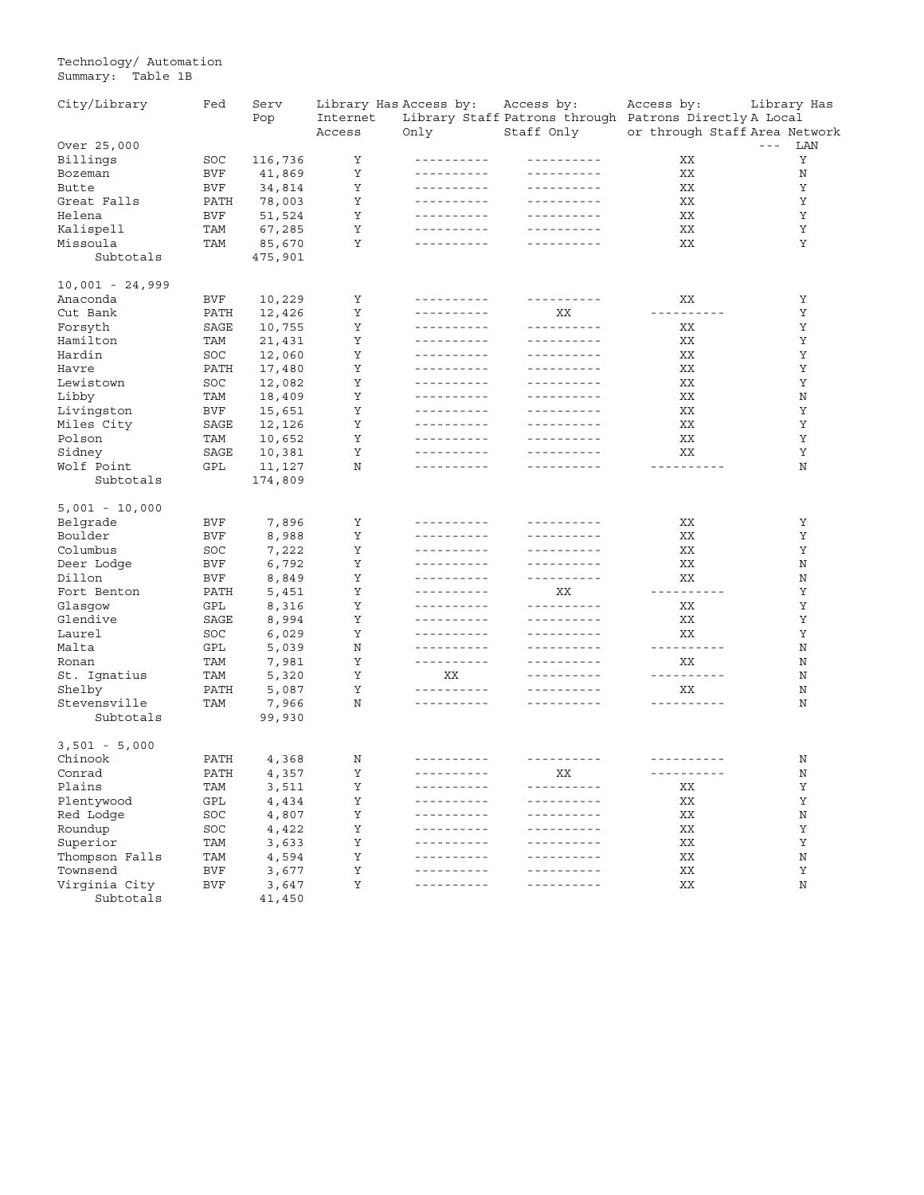Technology/ Automation
Summary: Table 1B

| City/Library | Fed | Serv Pop | Library Has Internet Access | Access by: Library Staff Only | Access by: Patrons through Staff Only | Access by: Patrons Directly or through Staff | Library Has A Local Area Network --- LAN |
|---|---|---|---|---|---|---|---|
| Over 25,000 | | | | | | | |
| Billings | SOC | 116,736 | Y | ---------- | ---------- | XX | Y |
| Bozeman | BVF | 41,869 | Y | ---------- | ---------- | XX | N |
| Butte | BVF | 34,814 | Y | ---------- | ---------- | XX | Y |
| Great Falls | PATH | 78,003 | Y | ---------- | ---------- | XX | Y |
| Helena | BVF | 51,524 | Y | ---------- | ---------- | XX | Y |
| Kalispell | TAM | 67,285 | Y | ---------- | ---------- | XX | Y |
| Missoula | TAM | 85,670 | Y | ---------- | ---------- | XX | Y |
| Subtotals | | 475,901 | | | | | |
| 10,001 - 24,999 | | | | | | | |
| Anaconda | BVF | 10,229 | Y | ---------- | ---------- | XX | Y |
| Cut Bank | PATH | 12,426 | Y | ---------- | XX | ---------- | Y |
| Forsyth | SAGE | 10,755 | Y | ---------- | ---------- | XX | Y |
| Hamilton | TAM | 21,431 | Y | ---------- | ---------- | XX | Y |
| Hardin | SOC | 12,060 | Y | ---------- | ---------- | XX | Y |
| Havre | PATH | 17,480 | Y | ---------- | ---------- | XX | Y |
| Lewistown | SOC | 12,082 | Y | ---------- | ---------- | XX | Y |
| Libby | TAM | 18,409 | Y | ---------- | ---------- | XX | N |
| Livingston | BVF | 15,651 | Y | ---------- | ---------- | XX | Y |
| Miles City | SAGE | 12,126 | Y | ---------- | ---------- | XX | Y |
| Polson | TAM | 10,652 | Y | ---------- | ---------- | XX | Y |
| Sidney | SAGE | 10,381 | Y | ---------- | ---------- | XX | Y |
| Wolf Point | GPL | 11,127 | N | ---------- | ---------- | ---------- | N |
| Subtotals | | 174,809 | | | | | |
| 5,001 - 10,000 | | | | | | | |
| Belgrade | BVF | 7,896 | Y | ---------- | ---------- | XX | Y |
| Boulder | BVF | 8,988 | Y | ---------- | ---------- | XX | Y |
| Columbus | SOC | 7,222 | Y | ---------- | ---------- | XX | Y |
| Deer Lodge | BVF | 6,792 | Y | ---------- | ---------- | XX | N |
| Dillon | BVF | 8,849 | Y | ---------- | ---------- | XX | N |
| Fort Benton | PATH | 5,451 | Y | ---------- | XX | ---------- | Y |
| Glasgow | GPL | 8,316 | Y | ---------- | ---------- | XX | Y |
| Glendive | SAGE | 8,994 | Y | ---------- | ---------- | XX | Y |
| Laurel | SOC | 6,029 | Y | ---------- | ---------- | XX | Y |
| Malta | GPL | 5,039 | N | ---------- | ---------- | ---------- | N |
| Ronan | TAM | 7,981 | Y | ---------- | ---------- | XX | N |
| St. Ignatius | TAM | 5,320 | Y | XX | ---------- | ---------- | N |
| Shelby | PATH | 5,087 | Y | ---------- | ---------- | XX | N |
| Stevensville | TAM | 7,966 | N | ---------- | ---------- | ---------- | N |
| Subtotals | | 99,930 | | | | | |
| 3,501 - 5,000 | | | | | | | |
| Chinook | PATH | 4,368 | N | ---------- | ---------- | ---------- | N |
| Conrad | PATH | 4,357 | Y | ---------- | XX | ---------- | N |
| Plains | TAM | 3,511 | Y | ---------- | ---------- | XX | Y |
| Plentywood | GPL | 4,434 | Y | ---------- | ---------- | XX | Y |
| Red Lodge | SOC | 4,807 | Y | ---------- | ---------- | XX | N |
| Roundup | SOC | 4,422 | Y | ---------- | ---------- | XX | Y |
| Superior | TAM | 3,633 | Y | ---------- | ---------- | XX | Y |
| Thompson Falls | TAM | 4,594 | Y | ---------- | ---------- | XX | N |
| Townsend | BVF | 3,677 | Y | ---------- | ---------- | XX | Y |
| Virginia City | BVF | 3,647 | Y | ---------- | ---------- | XX | N |
| Subtotals | | 41,450 | | | | | |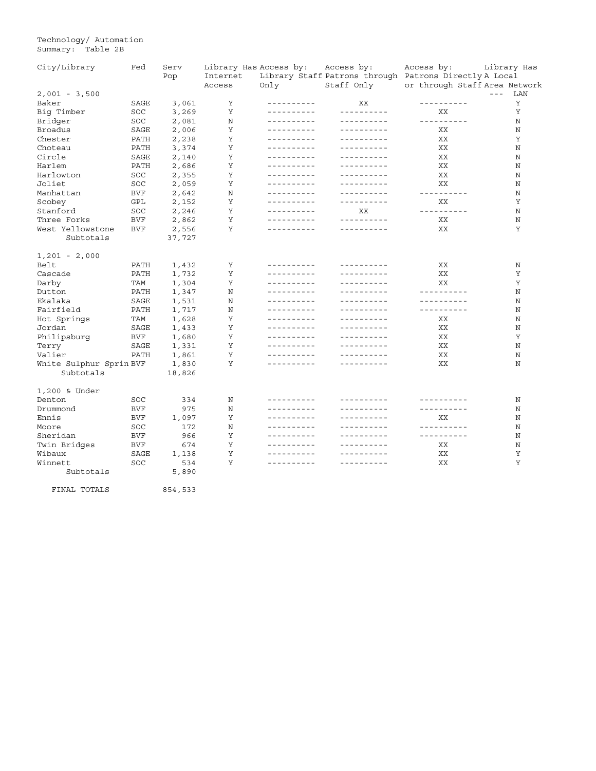Technology/ Automation
Summary: Table 2B

| City/Library | Fed | Serv Pop | Library Has Internet Access | Access by: Library Staff Only | Access by: Patrons through Staff Only | Access by: Patrons Directly or through Staff | Library Has A Local Area Network --- LAN |
|---|---|---|---|---|---|---|---|
| **2,001 - 3,500** | | | | | | | |
| Baker | SAGE | 3,061 | Y | ---------- | XX | ---------- | Y |
| Big Timber | SOC | 3,269 | Y | ---------- | ---------- | XX | Y |
| Bridger | SOC | 2,081 | N | ---------- | ---------- | ---------- | N |
| Broadus | SAGE | 2,006 | Y | ---------- | ---------- | XX | N |
| Chester | PATH | 2,238 | Y | ---------- | ---------- | XX | Y |
| Choteau | PATH | 3,374 | Y | ---------- | ---------- | XX | N |
| Circle | SAGE | 2,140 | Y | ---------- | ---------- | XX | N |
| Harlem | PATH | 2,686 | Y | ---------- | ---------- | XX | N |
| Harlowton | SOC | 2,355 | Y | ---------- | ---------- | XX | N |
| Joliet | SOC | 2,059 | Y | ---------- | ---------- | XX | N |
| Manhattan | BVF | 2,642 | N | ---------- | ---------- | ---------- | N |
| Scobey | GPL | 2,152 | Y | ---------- | ---------- | XX | Y |
| Stanford | SOC | 2,246 | Y | ---------- | XX | ---------- | N |
| Three Forks | BVF | 2,862 | Y | ---------- | ---------- | XX | N |
| West Yellowstone | BVF | 2,556 | Y | ---------- | ---------- | XX | Y |
| Subtotals | | 37,727 | | | | | |
| **1,201 - 2,000** | | | | | | | |
| Belt | PATH | 1,432 | Y | ---------- | ---------- | XX | N |
| Cascade | PATH | 1,732 | Y | ---------- | ---------- | XX | Y |
| Darby | TAM | 1,304 | Y | ---------- | ---------- | XX | Y |
| Dutton | PATH | 1,347 | N | ---------- | ---------- | ---------- | N |
| Ekalaka | SAGE | 1,531 | N | ---------- | ---------- | ---------- | N |
| Fairfield | PATH | 1,717 | N | ---------- | ---------- | ---------- | N |
| Hot Springs | TAM | 1,628 | Y | ---------- | ---------- | XX | N |
| Jordan | SAGE | 1,433 | Y | ---------- | ---------- | XX | N |
| Philipsburg | BVF | 1,680 | Y | ---------- | ---------- | XX | Y |
| Terry | SAGE | 1,331 | Y | ---------- | ---------- | XX | N |
| Valier | PATH | 1,861 | Y | ---------- | ---------- | XX | N |
| White Sulphur Sprin | BVF | 1,830 | Y | ---------- | ---------- | XX | N |
| Subtotals | | 18,826 | | | | | |
| **1,200 & Under** | | | | | | | |
| Denton | SOC | 334 | N | ---------- | ---------- | ---------- | N |
| Drummond | BVF | 975 | N | ---------- | ---------- | ---------- | N |
| Ennis | BVF | 1,097 | Y | ---------- | ---------- | XX | N |
| Moore | SOC | 172 | N | ---------- | ---------- | ---------- | N |
| Sheridan | BVF | 966 | Y | ---------- | ---------- | ---------- | N |
| Twin Bridges | BVF | 674 | Y | ---------- | ---------- | XX | N |
| Wibaux | SAGE | 1,138 | Y | ---------- | ---------- | XX | Y |
| Winnett | SOC | 534 | Y | ---------- | ---------- | XX | Y |
| Subtotals | | 5,890 | | | | | |
| FINAL TOTALS | | 854,533 | | | | | |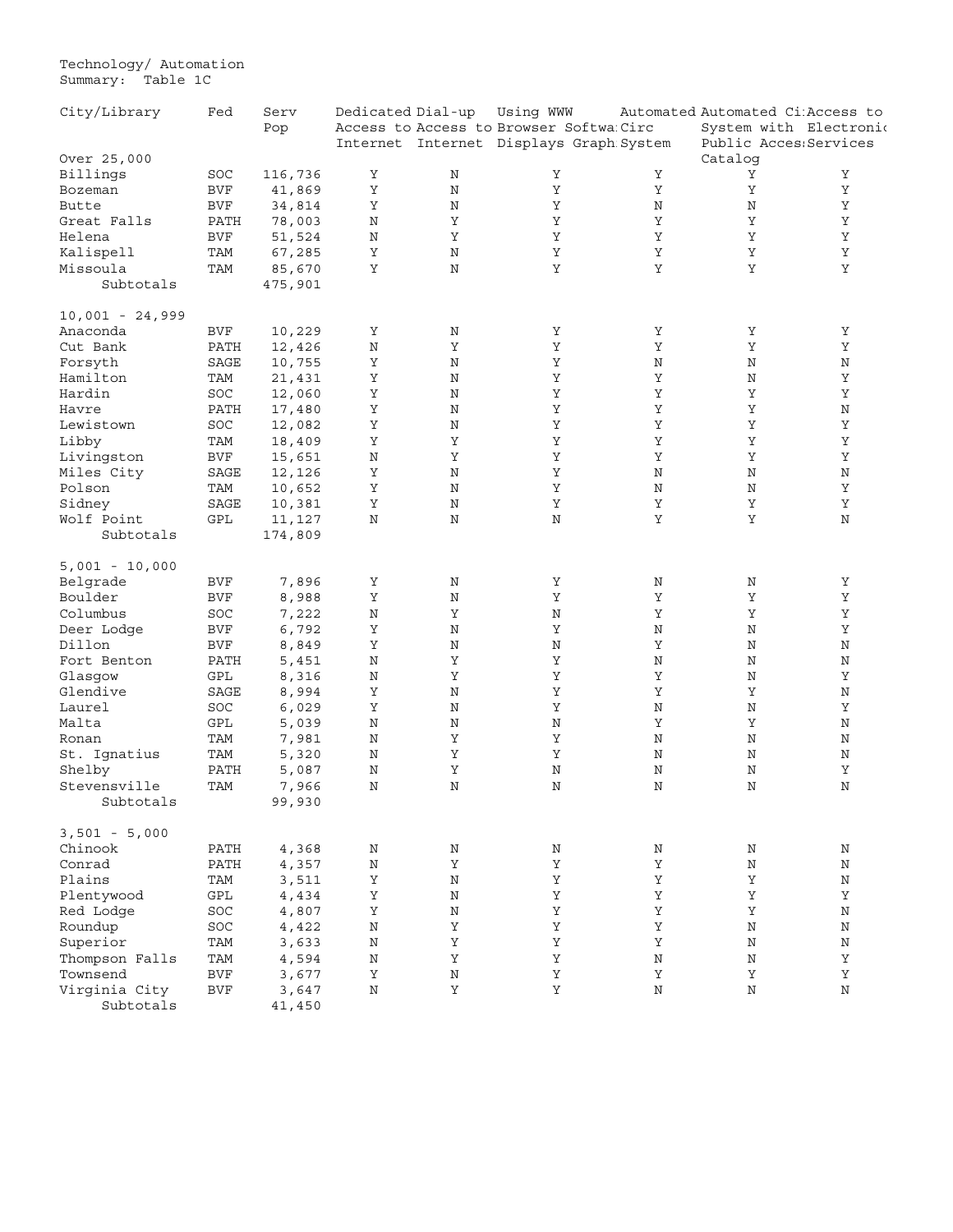Technology/ Automation
Summary: Table 1C

| City/Library | Fed | Serv Pop | Dedicated Access to Internet | Dial-up Access to Internet | Using WWW Browser Softwa Displays Graph | Automated Circ System | Automated Ci System with Public Acces Catalog | Access to Electronic Services |
|---|---|---|---|---|---|---|---|---|
| **Over 25,000** | | | | | | | | |
| Billings | SOC | 116,736 | Y | N | Y | Y | Y | Y |
| Bozeman | BVF | 41,869 | Y | N | Y | Y | Y | Y |
| Butte | BVF | 34,814 | Y | N | Y | N | N | Y |
| Great Falls | PATH | 78,003 | N | Y | Y | Y | Y | Y |
| Helena | BVF | 51,524 | N | Y | Y | Y | Y | Y |
| Kalispell | TAM | 67,285 | Y | N | Y | Y | Y | Y |
| Missoula | TAM | 85,670 | Y | N | Y | Y | Y | Y |
| Subtotals | | 475,901 | | | | | | |
| **10,001 - 24,999** | | | | | | | | |
| Anaconda | BVF | 10,229 | Y | N | Y | Y | Y | Y |
| Cut Bank | PATH | 12,426 | N | Y | Y | Y | Y | Y |
| Forsyth | SAGE | 10,755 | Y | N | Y | N | N | N |
| Hamilton | TAM | 21,431 | Y | N | Y | Y | N | Y |
| Hardin | SOC | 12,060 | Y | N | Y | Y | Y | Y |
| Havre | PATH | 17,480 | Y | N | Y | Y | Y | N |
| Lewistown | SOC | 12,082 | Y | N | Y | Y | Y | Y |
| Libby | TAM | 18,409 | Y | Y | Y | Y | Y | Y |
| Livingston | BVF | 15,651 | N | Y | Y | Y | Y | Y |
| Miles City | SAGE | 12,126 | Y | N | Y | N | N | N |
| Polson | TAM | 10,652 | Y | N | Y | N | N | Y |
| Sidney | SAGE | 10,381 | Y | N | Y | Y | Y | Y |
| Wolf Point | GPL | 11,127 | N | N | N | Y | Y | N |
| Subtotals | | 174,809 | | | | | | |
| **5,001 - 10,000** | | | | | | | | |
| Belgrade | BVF | 7,896 | Y | N | Y | N | N | Y |
| Boulder | BVF | 8,988 | Y | N | Y | Y | Y | Y |
| Columbus | SOC | 7,222 | N | Y | N | Y | Y | Y |
| Deer Lodge | BVF | 6,792 | Y | N | Y | N | N | Y |
| Dillon | BVF | 8,849 | Y | N | N | Y | N | N |
| Fort Benton | PATH | 5,451 | N | Y | Y | N | N | N |
| Glasgow | GPL | 8,316 | N | Y | Y | Y | N | Y |
| Glendive | SAGE | 8,994 | Y | N | Y | Y | Y | N |
| Laurel | SOC | 6,029 | Y | N | Y | N | N | Y |
| Malta | GPL | 5,039 | N | N | N | Y | Y | N |
| Ronan | TAM | 7,981 | N | Y | Y | N | N | N |
| St. Ignatius | TAM | 5,320 | N | Y | Y | N | N | N |
| Shelby | PATH | 5,087 | N | Y | N | N | N | Y |
| Stevensville | TAM | 7,966 | N | N | N | N | N | N |
| Subtotals | | 99,930 | | | | | | |
| **3,501 - 5,000** | | | | | | | | |
| Chinook | PATH | 4,368 | N | N | N | N | N | N |
| Conrad | PATH | 4,357 | N | Y | Y | Y | N | N |
| Plains | TAM | 3,511 | Y | N | Y | Y | Y | N |
| Plentywood | GPL | 4,434 | Y | N | Y | Y | Y | Y |
| Red Lodge | SOC | 4,807 | Y | N | Y | Y | Y | N |
| Roundup | SOC | 4,422 | N | Y | Y | Y | N | N |
| Superior | TAM | 3,633 | N | Y | Y | Y | N | N |
| Thompson Falls | TAM | 4,594 | N | Y | Y | N | N | Y |
| Townsend | BVF | 3,677 | Y | N | Y | Y | Y | Y |
| Virginia City | BVF | 3,647 | N | Y | Y | N | N | N |
| Subtotals | | 41,450 | | | | | | |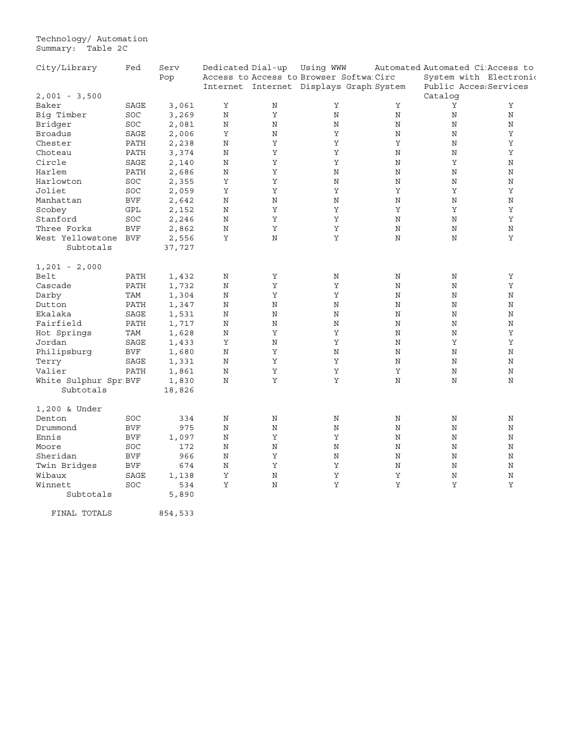Technology/ Automation
Summary: Table 2C

| City/Library | Fed | Serv Pop | Dedicated Access to Internet | Dial-up Access to Internet | Using WWW Browser Softwa Displays Graph | Automated Circ System | Automated Ci System with Public Acces Catalog | Access to Electronic Services |
|---|---|---|---|---|---|---|---|---|
| 2,001 - 3,500 | | | | | | | | |
| Baker | SAGE | 3,061 | Y | N | Y | Y | Y | Y |
| Big Timber | SOC | 3,269 | N | Y | N | N | N | N |
| Bridger | SOC | 2,081 | N | N | N | N | N | N |
| Broadus | SAGE | 2,006 | Y | N | Y | N | N | Y |
| Chester | PATH | 2,238 | N | Y | Y | Y | N | Y |
| Choteau | PATH | 3,374 | N | Y | Y | N | N | Y |
| Circle | SAGE | 2,140 | N | Y | Y | N | Y | N |
| Harlem | PATH | 2,686 | N | Y | N | N | N | N |
| Harlowton | SOC | 2,355 | Y | Y | N | N | N | N |
| Joliet | SOC | 2,059 | Y | Y | Y | Y | Y | Y |
| Manhattan | BVF | 2,642 | N | N | N | N | N | N |
| Scobey | GPL | 2,152 | N | Y | Y | Y | Y | Y |
| Stanford | SOC | 2,246 | N | Y | Y | N | N | Y |
| Three Forks | BVF | 2,862 | N | Y | Y | N | N | N |
| West Yellowstone | BVF | 2,556 | Y | N | Y | N | N | Y |
| Subtotals | | 37,727 | | | | | | |
| 1,201 - 2,000 | | | | | | | | |
| Belt | PATH | 1,432 | N | Y | N | N | N | Y |
| Cascade | PATH | 1,732 | N | Y | Y | N | N | Y |
| Darby | TAM | 1,304 | N | Y | Y | N | N | N |
| Dutton | PATH | 1,347 | N | N | N | N | N | N |
| Ekalaka | SAGE | 1,531 | N | N | N | N | N | N |
| Fairfield | PATH | 1,717 | N | N | N | N | N | N |
| Hot Springs | TAM | 1,628 | N | Y | Y | N | N | Y |
| Jordan | SAGE | 1,433 | Y | N | Y | N | Y | Y |
| Philipsburg | BVF | 1,680 | N | Y | N | N | N | N |
| Terry | SAGE | 1,331 | N | Y | Y | N | N | N |
| Valier | PATH | 1,861 | N | Y | Y | Y | N | N |
| White Sulphur Spr | BVF | 1,830 | N | Y | Y | N | N | N |
| Subtotals | | 18,826 | | | | | | |
| 1,200 & Under | | | | | | | | |
| Denton | SOC | 334 | N | N | N | N | N | N |
| Drummond | BVF | 975 | N | N | N | N | N | N |
| Ennis | BVF | 1,097 | N | Y | Y | N | N | N |
| Moore | SOC | 172 | N | N | N | N | N | N |
| Sheridan | BVF | 966 | N | Y | N | N | N | N |
| Twin Bridges | BVF | 674 | N | Y | Y | N | N | N |
| Wibaux | SAGE | 1,138 | Y | N | Y | Y | N | N |
| Winnett | SOC | 534 | Y | N | Y | Y | Y | Y |
| Subtotals | | 5,890 | | | | | | |
| FINAL TOTALS | | 854,533 | | | | | | |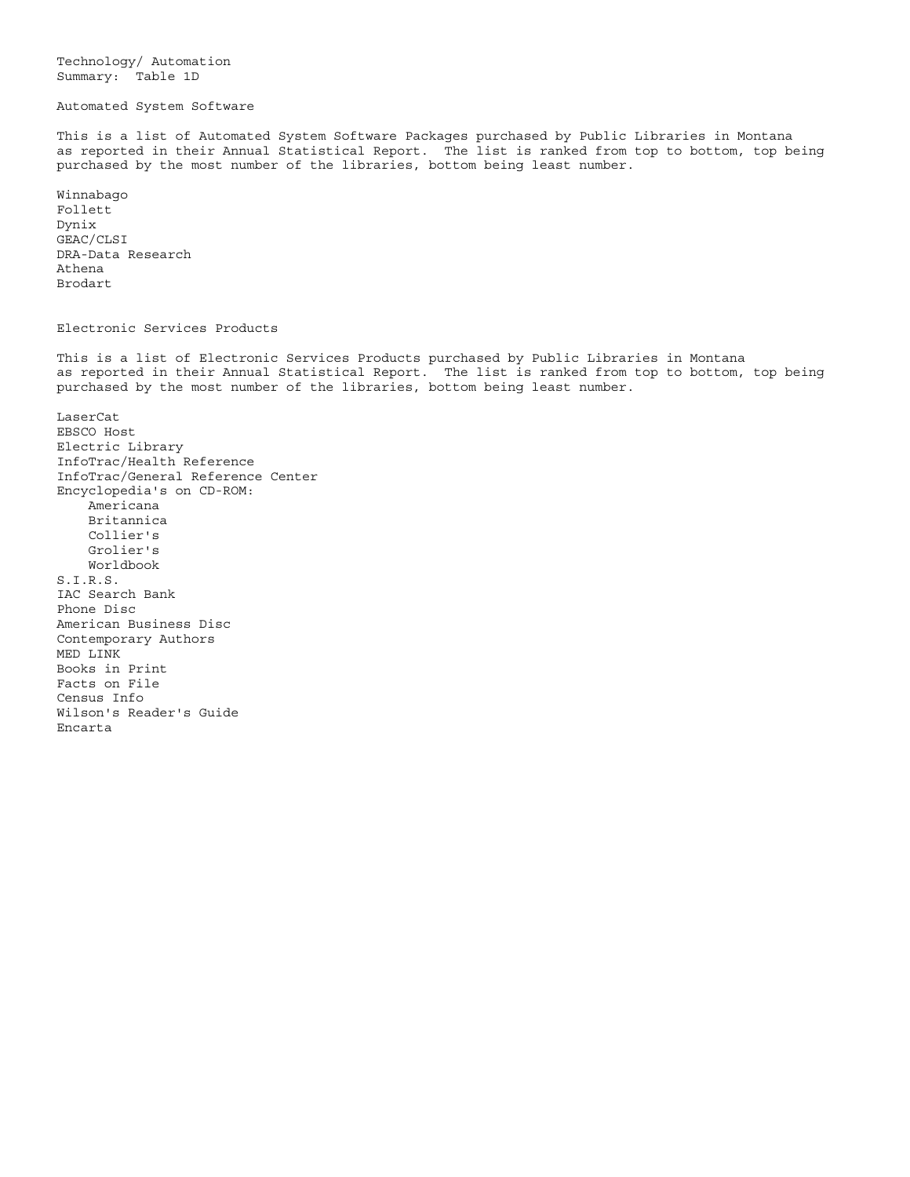Technology/ Automation
Summary: Table 1D

## Automated System Software

This is a list of Automated System Software Packages purchased by Public Libraries in Montana as reported in their Annual Statistical Report. The list is ranked from top to bottom, top being purchased by the most number of the libraries, bottom being least number.

Winnabago
Follett
Dynix
GEAC/CLSI
DRA-Data Research
Athena
Brodart

## Electronic Services Products

This is a list of Electronic Services Products purchased by Public Libraries in Montana as reported in their Annual Statistical Report. The list is ranked from top to bottom, top being purchased by the most number of the libraries, bottom being least number.

LaserCat
EBSCO Host
Electric Library
InfoTrac/Health Reference
InfoTrac/General Reference Center
Encyclopedia's on CD-ROM:
- Americana
- Britannica
- Collier's
- Grolier's
- Worldbook

S.I.R.S.
IAC Search Bank
Phone Disc
American Business Disc
Contemporary Authors
MED LINK
Books in Print
Facts on File
Census Info
Wilson's Reader's Guide
Encarta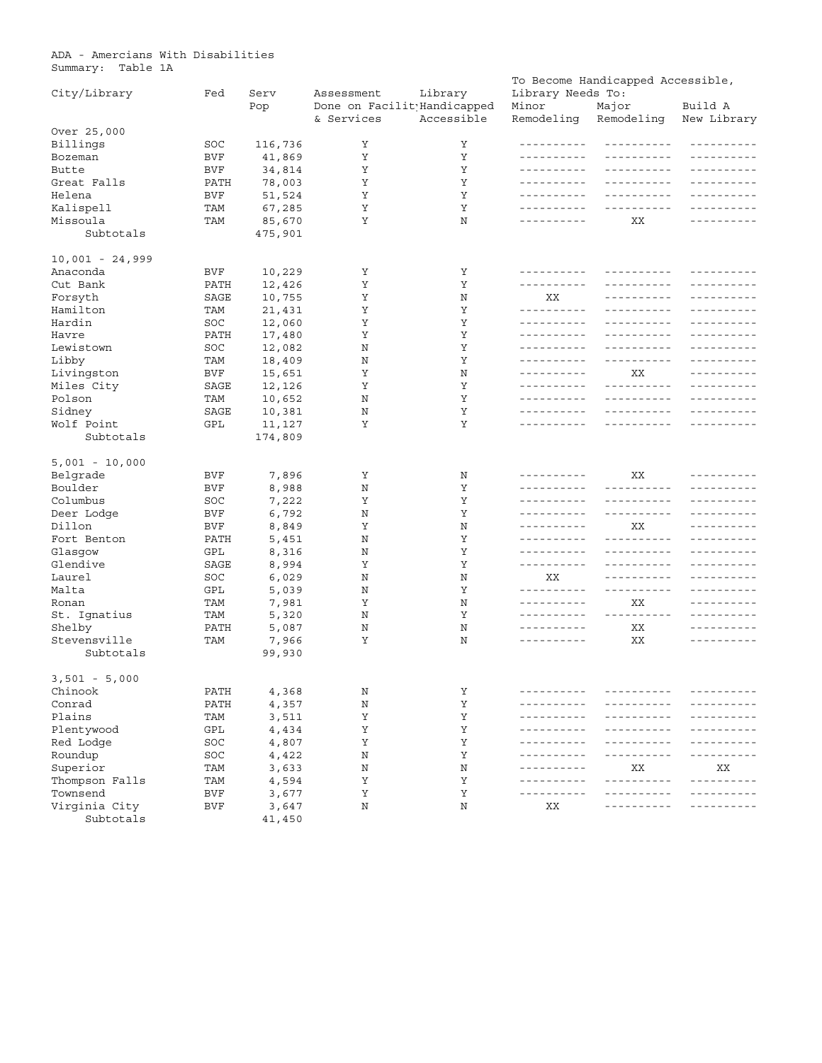ADA - Amercians With Disabilities
Summary: Table 1A

| City/Library | Fed | Serv Pop | Assessment Done on Facility & Services | Library Handicapped Accessible | To Become Handicapped Accessible, Library Needs To: Minor Remodeling | Major Remodeling | Build A New Library |
|---|---|---|---|---|---|---|---|
| Over 25,000 | | | | | | | |
| Billings | SOC | 116,736 | Y | Y | ---------- | ---------- | ---------- |
| Bozeman | BVF | 41,869 | Y | Y | ---------- | ---------- | ---------- |
| Butte | BVF | 34,814 | Y | Y | ---------- | ---------- | ---------- |
| Great Falls | PATH | 78,003 | Y | Y | ---------- | ---------- | ---------- |
| Helena | BVF | 51,524 | Y | Y | ---------- | ---------- | ---------- |
| Kalispell | TAM | 67,285 | Y | Y | ---------- | ---------- | ---------- |
| Missoula | TAM | 85,670 | Y | N | ---------- | XX | ---------- |
| Subtotals | | 475,901 | | | | | |
| 10,001 - 24,999 | | | | | | | |
| Anaconda | BVF | 10,229 | Y | Y | ---------- | ---------- | ---------- |
| Cut Bank | PATH | 12,426 | Y | Y | ---------- | ---------- | ---------- |
| Forsyth | SAGE | 10,755 | Y | N | XX | ---------- | ---------- |
| Hamilton | TAM | 21,431 | Y | Y | ---------- | ---------- | ---------- |
| Hardin | SOC | 12,060 | Y | Y | ---------- | ---------- | ---------- |
| Havre | PATH | 17,480 | Y | Y | ---------- | ---------- | ---------- |
| Lewistown | SOC | 12,082 | N | Y | ---------- | ---------- | ---------- |
| Libby | TAM | 18,409 | N | Y | ---------- | ---------- | ---------- |
| Livingston | BVF | 15,651 | Y | N | ---------- | XX | ---------- |
| Miles City | SAGE | 12,126 | Y | Y | ---------- | ---------- | ---------- |
| Polson | TAM | 10,652 | N | Y | ---------- | ---------- | ---------- |
| Sidney | SAGE | 10,381 | N | Y | ---------- | ---------- | ---------- |
| Wolf Point | GPL | 11,127 | Y | Y | ---------- | ---------- | ---------- |
| Subtotals | | 174,809 | | | | | |
| 5,001 - 10,000 | | | | | | | |
| Belgrade | BVF | 7,896 | Y | N | ---------- | XX | ---------- |
| Boulder | BVF | 8,988 | N | Y | ---------- | ---------- | ---------- |
| Columbus | SOC | 7,222 | Y | Y | ---------- | ---------- | ---------- |
| Deer Lodge | BVF | 6,792 | N | Y | ---------- | ---------- | ---------- |
| Dillon | BVF | 8,849 | Y | N | ---------- | XX | ---------- |
| Fort Benton | PATH | 5,451 | N | Y | ---------- | ---------- | ---------- |
| Glasgow | GPL | 8,316 | N | Y | ---------- | ---------- | ---------- |
| Glendive | SAGE | 8,994 | Y | Y | ---------- | ---------- | ---------- |
| Laurel | SOC | 6,029 | N | N | XX | ---------- | ---------- |
| Malta | GPL | 5,039 | N | Y | ---------- | ---------- | ---------- |
| Ronan | TAM | 7,981 | Y | N | ---------- | XX | ---------- |
| St. Ignatius | TAM | 5,320 | N | Y | ---------- | ---------- | ---------- |
| Shelby | PATH | 5,087 | N | N | ---------- | XX | ---------- |
| Stevensville | TAM | 7,966 | Y | N | ---------- | XX | ---------- |
| Subtotals | | 99,930 | | | | | |
| 3,501 - 5,000 | | | | | | | |
| Chinook | PATH | 4,368 | N | Y | ---------- | ---------- | ---------- |
| Conrad | PATH | 4,357 | N | Y | ---------- | ---------- | ---------- |
| Plains | TAM | 3,511 | Y | Y | ---------- | ---------- | ---------- |
| Plentywood | GPL | 4,434 | Y | Y | ---------- | ---------- | ---------- |
| Red Lodge | SOC | 4,807 | Y | Y | ---------- | ---------- | ---------- |
| Roundup | SOC | 4,422 | N | Y | ---------- | ---------- | ---------- |
| Superior | TAM | 3,633 | N | N | ---------- | XX | XX |
| Thompson Falls | TAM | 4,594 | Y | Y | ---------- | ---------- | ---------- |
| Townsend | BVF | 3,677 | Y | Y | ---------- | ---------- | ---------- |
| Virginia City | BVF | 3,647 | N | N | XX | ---------- | ---------- |
| Subtotals | | 41,450 | | | | | |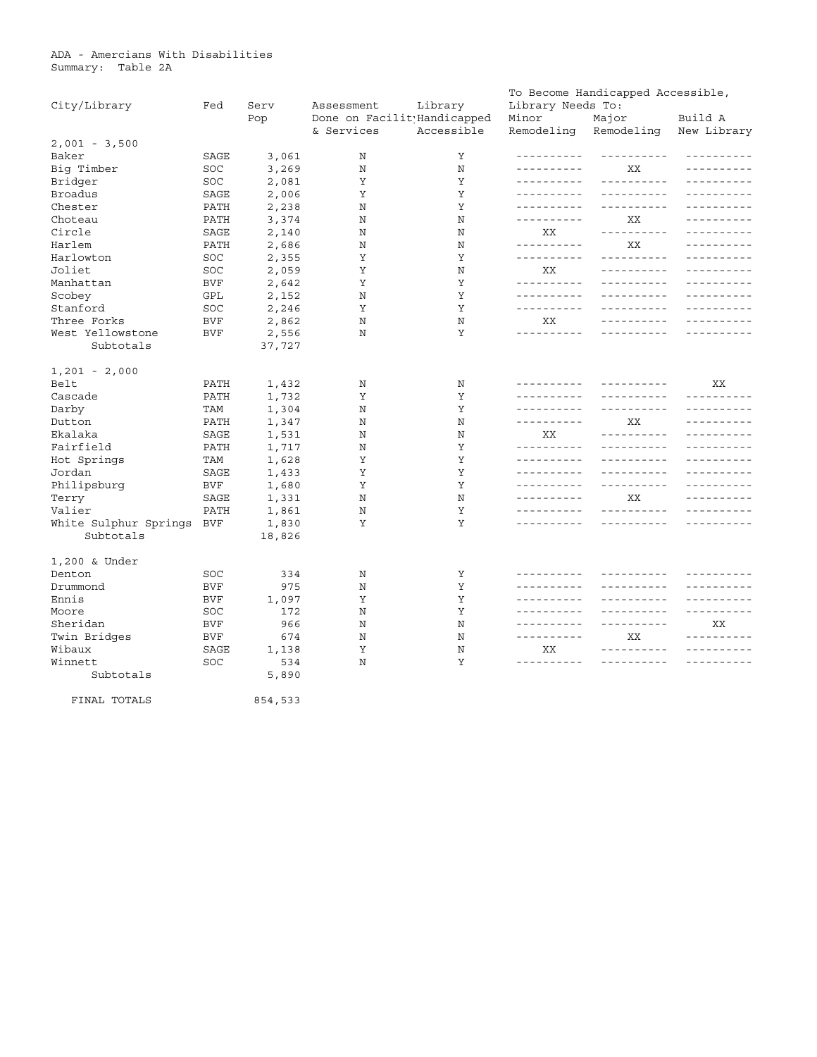ADA - Amercians With Disabilities
Summary: Table 2A

| City/Library | Fed | Serv Pop | Assessment Done on Facility & Services | Library Handicapped Accessible | To Become Handicapped Accessible, Library Needs To: Minor Remodeling | Major Remodeling | Build A New Library |
|---|---|---|---|---|---|---|---|
| 2,001 - 3,500 | | | | | | | |
| Baker | SAGE | 3,061 | N | Y | ---------- | ---------- | ---------- |
| Big Timber | SOC | 3,269 | N | N | ---------- | XX | ---------- |
| Bridger | SOC | 2,081 | Y | Y | ---------- | ---------- | ---------- |
| Broadus | SAGE | 2,006 | Y | Y | ---------- | ---------- | ---------- |
| Chester | PATH | 2,238 | N | Y | ---------- | ---------- | ---------- |
| Choteau | PATH | 3,374 | N | N | ---------- | XX | ---------- |
| Circle | SAGE | 2,140 | N | N | XX | ---------- | ---------- |
| Harlem | PATH | 2,686 | N | N | ---------- | XX | ---------- |
| Harlowton | SOC | 2,355 | Y | Y | ---------- | ---------- | ---------- |
| Joliet | SOC | 2,059 | Y | N | XX | ---------- | ---------- |
| Manhattan | BVF | 2,642 | Y | Y | ---------- | ---------- | ---------- |
| Scobey | GPL | 2,152 | N | Y | ---------- | ---------- | ---------- |
| Stanford | SOC | 2,246 | Y | Y | ---------- | ---------- | ---------- |
| Three Forks | BVF | 2,862 | N | N | XX | ---------- | ---------- |
| West Yellowstone | BVF | 2,556 | N | Y | ---------- | ---------- | ---------- |
| Subtotals | | 37,727 | | | | | |
| 1,201 - 2,000 | | | | | | | |
| Belt | PATH | 1,432 | N | N | ---------- | ---------- | XX |
| Cascade | PATH | 1,732 | Y | Y | ---------- | ---------- | ---------- |
| Darby | TAM | 1,304 | N | Y | ---------- | ---------- | ---------- |
| Dutton | PATH | 1,347 | N | N | ---------- | XX | ---------- |
| Ekalaka | SAGE | 1,531 | N | N | XX | ---------- | ---------- |
| Fairfield | PATH | 1,717 | N | Y | ---------- | ---------- | ---------- |
| Hot Springs | TAM | 1,628 | Y | Y | ---------- | ---------- | ---------- |
| Jordan | SAGE | 1,433 | Y | Y | ---------- | ---------- | ---------- |
| Philipsburg | BVF | 1,680 | Y | Y | ---------- | ---------- | ---------- |
| Terry | SAGE | 1,331 | N | N | ---------- | XX | ---------- |
| Valier | PATH | 1,861 | N | Y | ---------- | ---------- | ---------- |
| White Sulphur Springs | BVF | 1,830 | Y | Y | ---------- | ---------- | ---------- |
| Subtotals | | 18,826 | | | | | |
| 1,200 & Under | | | | | | | |
| Denton | SOC | 334 | N | Y | ---------- | ---------- | ---------- |
| Drummond | BVF | 975 | N | Y | ---------- | ---------- | ---------- |
| Ennis | BVF | 1,097 | Y | Y | ---------- | ---------- | ---------- |
| Moore | SOC | 172 | N | Y | ---------- | ---------- | ---------- |
| Sheridan | BVF | 966 | N | N | ---------- | ---------- | XX |
| Twin Bridges | BVF | 674 | N | N | ---------- | XX | ---------- |
| Wibaux | SAGE | 1,138 | Y | N | XX | ---------- | ---------- |
| Winnett | SOC | 534 | N | Y | ---------- | ---------- | ---------- |
| Subtotals | | 5,890 | | | | | |
| FINAL TOTALS | | 854,533 | | | | | |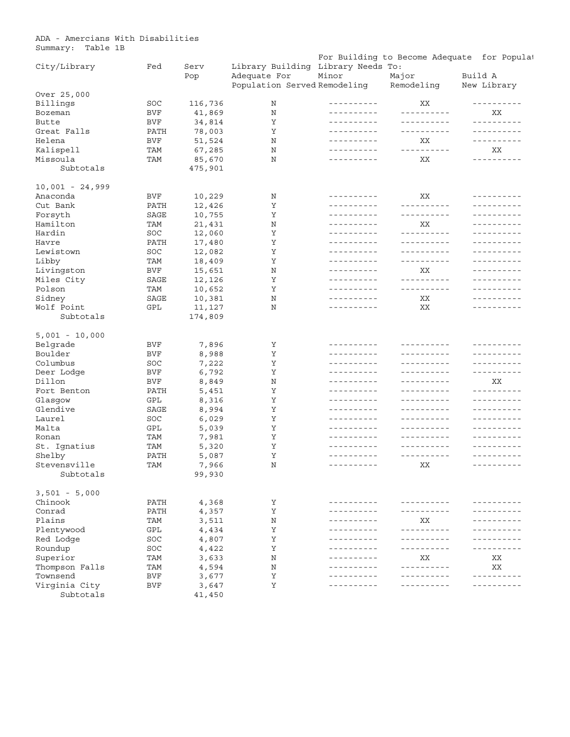ADA - Amercians With Disabilities
Summary: Table 1B

| City/Library | Fed | Serv Pop | Library Building Adequate For Population Served | For Building to Become Adequate for Popula[t] Library Needs To: Minor Remodeling | Major Remodeling | Build A New Library |
|---|---|---|---|---|---|---|
| Over 25,000 | | | | | | |
| Billings | SOC | 116,736 | N | ---------- | XX | ---------- |
| Bozeman | BVF | 41,869 | N | ---------- | ---------- | XX |
| Butte | BVF | 34,814 | Y | ---------- | ---------- | ---------- |
| Great Falls | PATH | 78,003 | Y | ---------- | ---------- | ---------- |
| Helena | BVF | 51,524 | N | ---------- | XX | ---------- |
| Kalispell | TAM | 67,285 | N | ---------- | ---------- | XX |
| Missoula | TAM | 85,670 | N | ---------- | XX | ---------- |
| Subtotals | | 475,901 | | | | |
| 10,001 - 24,999 | | | | | | |
| Anaconda | BVF | 10,229 | N | ---------- | XX | ---------- |
| Cut Bank | PATH | 12,426 | Y | ---------- | ---------- | ---------- |
| Forsyth | SAGE | 10,755 | Y | ---------- | ---------- | ---------- |
| Hamilton | TAM | 21,431 | N | ---------- | XX | ---------- |
| Hardin | SOC | 12,060 | Y | ---------- | ---------- | ---------- |
| Havre | PATH | 17,480 | Y | ---------- | ---------- | ---------- |
| Lewistown | SOC | 12,082 | Y | ---------- | ---------- | ---------- |
| Libby | TAM | 18,409 | Y | ---------- | ---------- | ---------- |
| Livingston | BVF | 15,651 | N | ---------- | XX | ---------- |
| Miles City | SAGE | 12,126 | Y | ---------- | ---------- | ---------- |
| Polson | TAM | 10,652 | Y | ---------- | ---------- | ---------- |
| Sidney | SAGE | 10,381 | N | ---------- | XX | ---------- |
| Wolf Point | GPL | 11,127 | N | ---------- | XX | ---------- |
| Subtotals | | 174,809 | | | | |
| 5,001 - 10,000 | | | | | | |
| Belgrade | BVF | 7,896 | Y | ---------- | ---------- | ---------- |
| Boulder | BVF | 8,988 | Y | ---------- | ---------- | ---------- |
| Columbus | SOC | 7,222 | Y | ---------- | ---------- | ---------- |
| Deer Lodge | BVF | 6,792 | Y | ---------- | ---------- | ---------- |
| Dillon | BVF | 8,849 | N | ---------- | ---------- | XX |
| Fort Benton | PATH | 5,451 | Y | ---------- | ---------- | ---------- |
| Glasgow | GPL | 8,316 | Y | ---------- | ---------- | ---------- |
| Glendive | SAGE | 8,994 | Y | ---------- | ---------- | ---------- |
| Laurel | SOC | 6,029 | Y | ---------- | ---------- | ---------- |
| Malta | GPL | 5,039 | Y | ---------- | ---------- | ---------- |
| Ronan | TAM | 7,981 | Y | ---------- | ---------- | ---------- |
| St. Ignatius | TAM | 5,320 | Y | ---------- | ---------- | ---------- |
| Shelby | PATH | 5,087 | Y | ---------- | ---------- | ---------- |
| Stevensville | TAM | 7,966 | N | ---------- | XX | ---------- |
| Subtotals | | 99,930 | | | | |
| 3,501 - 5,000 | | | | | | |
| Chinook | PATH | 4,368 | Y | ---------- | ---------- | ---------- |
| Conrad | PATH | 4,357 | Y | ---------- | ---------- | ---------- |
| Plains | TAM | 3,511 | N | ---------- | XX | ---------- |
| Plentywood | GPL | 4,434 | Y | ---------- | ---------- | ---------- |
| Red Lodge | SOC | 4,807 | Y | ---------- | ---------- | ---------- |
| Roundup | SOC | 4,422 | Y | ---------- | ---------- | ---------- |
| Superior | TAM | 3,633 | N | ---------- | XX | XX |
| Thompson Falls | TAM | 4,594 | N | ---------- | ---------- | XX |
| Townsend | BVF | 3,677 | Y | ---------- | ---------- | ---------- |
| Virginia City | BVF | 3,647 | Y | ---------- | ---------- | ---------- |
| Subtotals | | 41,450 | | | | |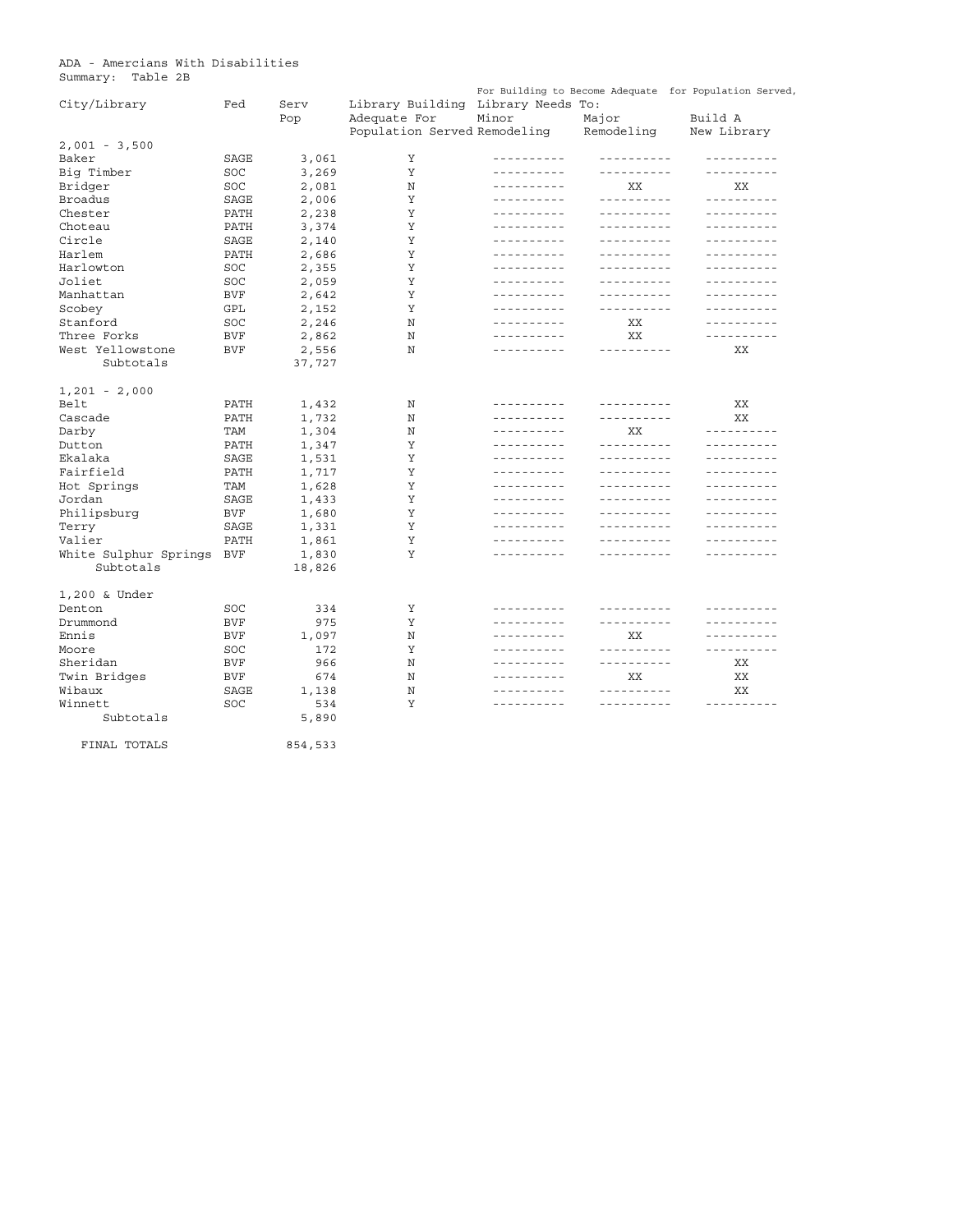ADA - Amercians With Disabilities
Summary: Table 2B

| City/Library | Fed | Serv Pop | Library Building Adequate For Population Served | For Building to Become Adequate for Population Served, Library Needs To: Minor Remodeling | Major Remodeling | Build A New Library |
|---|---|---|---|---|---|---|
| 2,001 - 3,500 | | | | | | |
| Baker | SAGE | 3,061 | Y | ---------- | ---------- | ---------- |
| Big Timber | SOC | 3,269 | Y | ---------- | ---------- | ---------- |
| Bridger | SOC | 2,081 | N | ---------- | XX | XX |
| Broadus | SAGE | 2,006 | Y | ---------- | ---------- | ---------- |
| Chester | PATH | 2,238 | Y | ---------- | ---------- | ---------- |
| Choteau | PATH | 3,374 | Y | ---------- | ---------- | ---------- |
| Circle | SAGE | 2,140 | Y | ---------- | ---------- | ---------- |
| Harlem | PATH | 2,686 | Y | ---------- | ---------- | ---------- |
| Harlowton | SOC | 2,355 | Y | ---------- | ---------- | ---------- |
| Joliet | SOC | 2,059 | Y | ---------- | ---------- | ---------- |
| Manhattan | BVF | 2,642 | Y | ---------- | ---------- | ---------- |
| Scobey | GPL | 2,152 | Y | ---------- | ---------- | ---------- |
| Stanford | SOC | 2,246 | N | ---------- | XX | ---------- |
| Three Forks | BVF | 2,862 | N | ---------- | XX | ---------- |
| West Yellowstone | BVF | 2,556 | N | ---------- | ---------- | XX |
| Subtotals | | 37,727 | | | | |
| 1,201 - 2,000 | | | | | | |
| Belt | PATH | 1,432 | N | ---------- | ---------- | XX |
| Cascade | PATH | 1,732 | N | ---------- | ---------- | XX |
| Darby | TAM | 1,304 | N | ---------- | XX | ---------- |
| Dutton | PATH | 1,347 | Y | ---------- | ---------- | ---------- |
| Ekalaka | SAGE | 1,531 | Y | ---------- | ---------- | ---------- |
| Fairfield | PATH | 1,717 | Y | ---------- | ---------- | ---------- |
| Hot Springs | TAM | 1,628 | Y | ---------- | ---------- | ---------- |
| Jordan | SAGE | 1,433 | Y | ---------- | ---------- | ---------- |
| Philipsburg | BVF | 1,680 | Y | ---------- | ---------- | ---------- |
| Terry | SAGE | 1,331 | Y | ---------- | ---------- | ---------- |
| Valier | PATH | 1,861 | Y | ---------- | ---------- | ---------- |
| White Sulphur Springs | BVF | 1,830 | Y | ---------- | ---------- | ---------- |
| Subtotals | | 18,826 | | | | |
| 1,200 & Under | | | | | | |
| Denton | SOC | 334 | Y | ---------- | ---------- | ---------- |
| Drummond | BVF | 975 | Y | ---------- | ---------- | ---------- |
| Ennis | BVF | 1,097 | N | ---------- | XX | ---------- |
| Moore | SOC | 172 | Y | ---------- | ---------- | ---------- |
| Sheridan | BVF | 966 | N | ---------- | ---------- | XX |
| Twin Bridges | BVF | 674 | N | ---------- | XX | XX |
| Wibaux | SAGE | 1,138 | N | ---------- | ---------- | XX |
| Winnett | SOC | 534 | Y | ---------- | ---------- | ---------- |
| Subtotals | | 5,890 | | | | |
| FINAL TOTALS | | 854,533 | | | | |